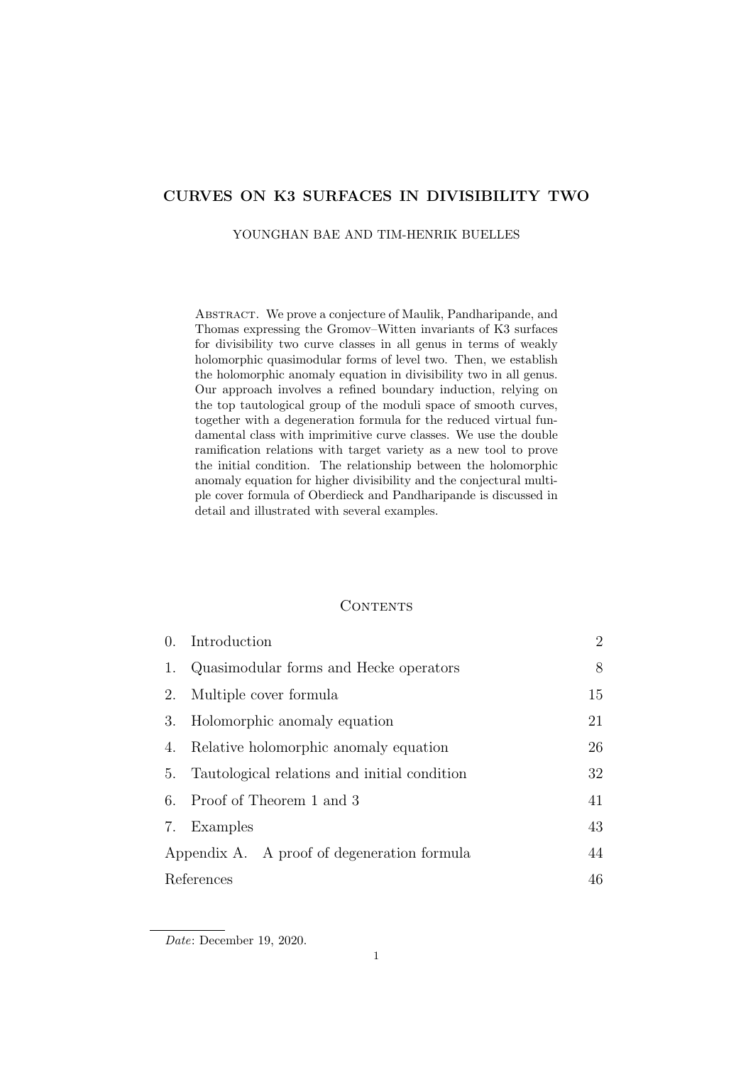# CURVES ON K3 SURFACES IN DIVISIBILITY TWO

YOUNGHAN BAE AND TIM-HENRIK BUELLES

Abstract. We prove a conjecture of Maulik, Pandharipande, and Thomas expressing the Gromov–Witten invariants of K3 surfaces for divisibility two curve classes in all genus in terms of weakly holomorphic quasimodular forms of level two. Then, we establish the holomorphic anomaly equation in divisibility two in all genus. Our approach involves a refined boundary induction, relying on the top tautological group of the moduli space of smooth curves, together with a degeneration formula for the reduced virtual fundamental class with imprimitive curve classes. We use the double ramification relations with target variety as a new tool to prove the initial condition. The relationship between the holomorphic anomaly equation for higher divisibility and the conjectural multiple cover formula of Oberdieck and Pandharipande is discussed in detail and illustrated with several examples.

## Contents

| | | |
|---|---|---|
| 0. | Introduction | 2 |
| 1. | Quasimodular forms and Hecke operators | 8 |
| 2. | Multiple cover formula | 15 |
| 3. | Holomorphic anomaly equation | 21 |
| 4. | Relative holomorphic anomaly equation | 26 |
| 5. | Tautological relations and initial condition | 32 |
| 6. | Proof of Theorem 1 and 3 | 41 |
| 7. | Examples | 43 |
| Appendix A. | A proof of degeneration formula | 44 |
| References | | 46 |

*Date*: December 19, 2020.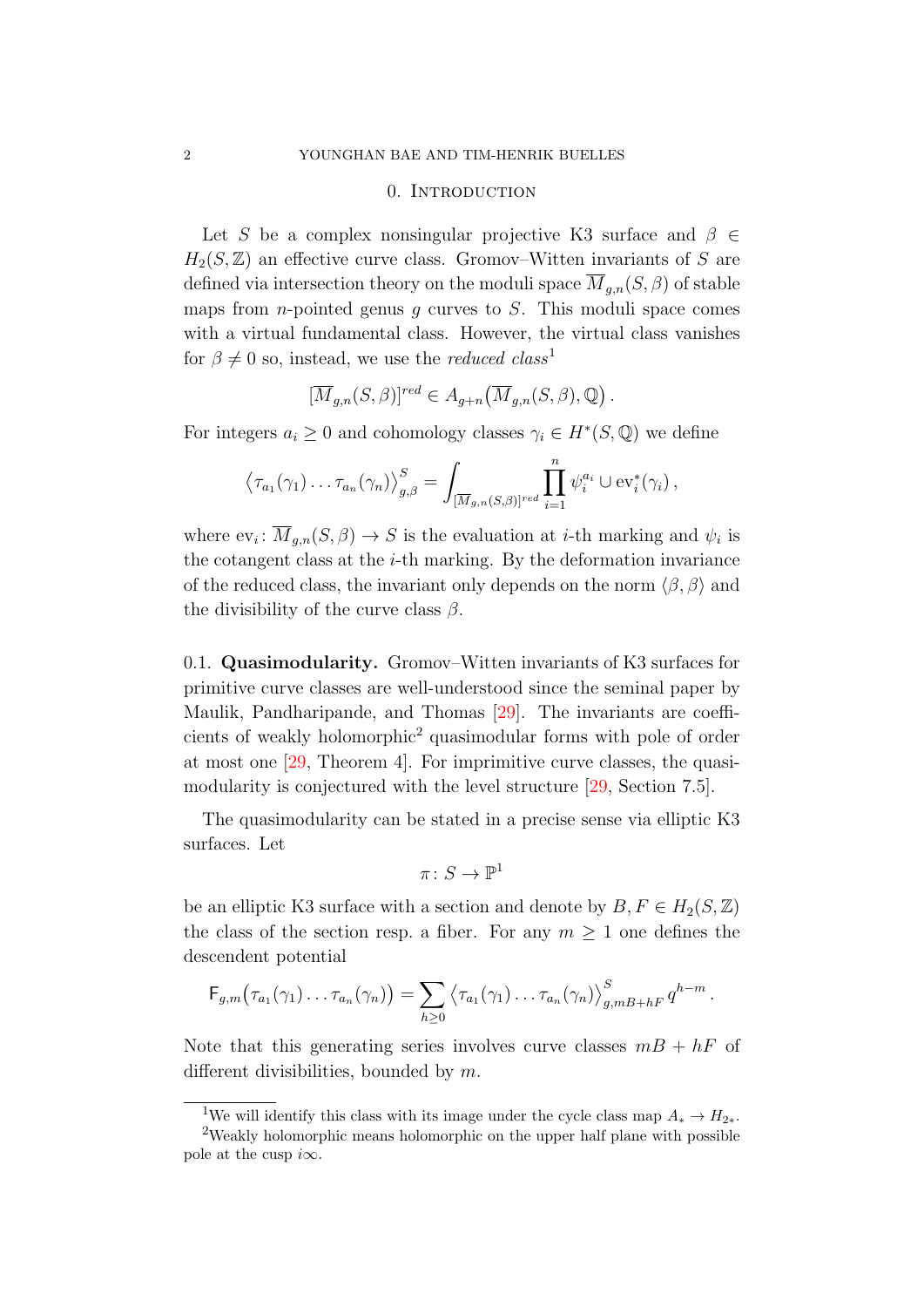## 0. Introduction

Let $S$ be a complex nonsingular projective K3 surface and $\beta \in H_2(S,\mathbb{Z})$ an effective curve class. Gromov–Witten invariants of $S$ are defined via intersection theory on the moduli space $\overline{M}_{g,n}(S,\beta)$ of stable maps from $n$-pointed genus $g$ curves to $S$. This moduli space comes with a virtual fundamental class. However, the virtual class vanishes for $\beta \neq 0$ so, instead, we use the *reduced class*[1]

$$[\overline{M}_{g,n}(S,\beta)]^{red} \in A_{g+n}\big(\overline{M}_{g,n}(S,\beta),\mathbb{Q}\big)\,.$$

For integers $a_i \geq 0$ and cohomology classes $\gamma_i \in H^*(S,\mathbb{Q})$ we define

$$\big\langle \tau_{a_1}(\gamma_1)\dots\tau_{a_n}(\gamma_n)\big\rangle^S_{g,\beta} = \int_{[\overline{M}_{g,n}(S,\beta)]^{red}} \prod_{i=1}^n \psi_i^{a_i} \cup \mathrm{ev}_i^*(\gamma_i)\,,$$

where $\mathrm{ev}_i\colon \overline{M}_{g,n}(S,\beta) \to S$ is the evaluation at $i$-th marking and $\psi_i$ is the cotangent class at the $i$-th marking. By the deformation invariance of the reduced class, the invariant only depends on the norm $\langle \beta,\beta\rangle$ and the divisibility of the curve class $\beta$.

### 0.1. Quasimodularity.

Gromov–Witten invariants of K3 surfaces for primitive curve classes are well-understood since the seminal paper by Maulik, Pandharipande, and Thomas [29]. The invariants are coefficients of weakly holomorphic[2] quasimodular forms with pole of order at most one [29, Theorem 4]. For imprimitive curve classes, the quasimodularity is conjectured with the level structure [29, Section 7.5].

The quasimodularity can be stated in a precise sense via elliptic K3 surfaces. Let

$$\pi\colon S \to \mathbb{P}^1$$

be an elliptic K3 surface with a section and denote by $B, F \in H_2(S,\mathbb{Z})$ the class of the section resp. a fiber. For any $m \geq 1$ one defines the descendent potential

$$\mathsf{F}_{g,m}\big(\tau_{a_1}(\gamma_1)\dots\tau_{a_n}(\gamma_n)\big) = \sum_{h\geq 0} \big\langle \tau_{a_1}(\gamma_1)\dots\tau_{a_n}(\gamma_n)\big\rangle^S_{g,mB+hF}\, q^{h-m}\,.$$

Note that this generating series involves curve classes $mB+hF$ of different divisibilities, bounded by $m$.

---

[1] We will identify this class with its image under the cycle class map $A_* \to H_{2*}$.

[2] Weakly holomorphic means holomorphic on the upper half plane with possible pole at the cusp $i\infty$.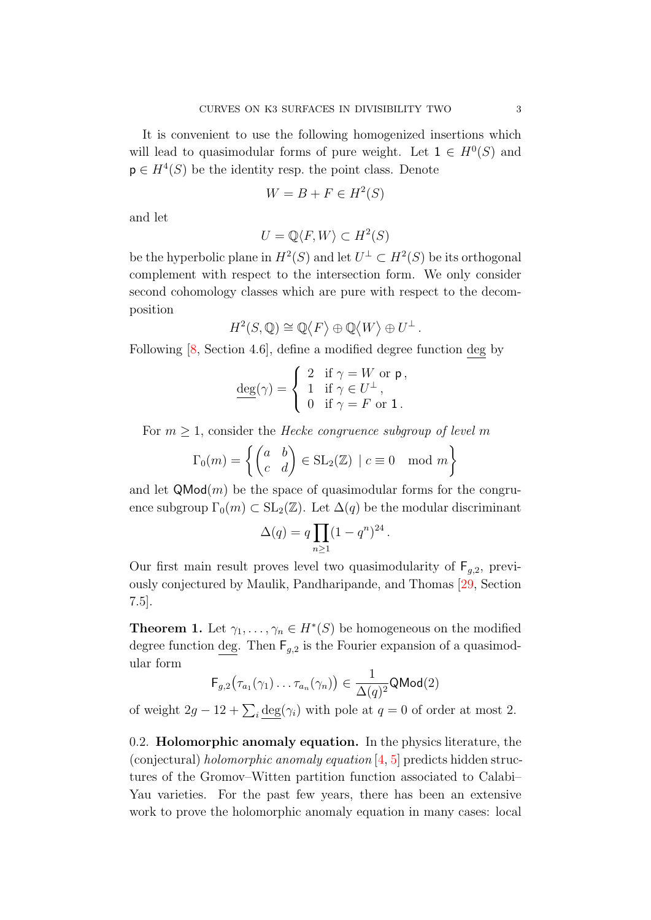It is convenient to use the following homogenized insertions which will lead to quasimodular forms of pure weight. Let $\mathsf{1} \in H^0(S)$ and $\mathsf{p} \in H^4(S)$ be the identity resp. the point class. Denote

$$W = B + F \in H^2(S)$$

and let

$$U = \mathbb{Q}\langle F, W \rangle \subset H^2(S)$$

be the hyperbolic plane in $H^2(S)$ and let $U^\perp \subset H^2(S)$ be its orthogonal complement with respect to the intersection form. We only consider second cohomology classes which are pure with respect to the decomposition

$$H^2(S, \mathbb{Q}) \cong \mathbb{Q}\langle F \rangle \oplus \mathbb{Q}\langle W \rangle \oplus U^\perp .$$

Following [8, Section 4.6], define a modified degree function $\underline{\deg}$ by

$$\underline{\deg}(\gamma) = \begin{cases} 2 & \text{if } \gamma = W \text{ or } \mathsf{p}\,, \\ 1 & \text{if } \gamma \in U^\perp\,, \\ 0 & \text{if } \gamma = F \text{ or } \mathsf{1}\,. \end{cases}$$

For $m \geq 1$, consider the *Hecke congruence subgroup of level $m$*

$$\Gamma_0(m) = \left\{ \begin{pmatrix} a & b \\ c & d \end{pmatrix} \in \mathrm{SL}_2(\mathbb{Z}) \mid c \equiv 0 \mod m \right\}$$

and let $\mathsf{QMod}(m)$ be the space of quasimodular forms for the congruence subgroup $\Gamma_0(m) \subset \mathrm{SL}_2(\mathbb{Z})$. Let $\Delta(q)$ be the modular discriminant

$$\Delta(q) = q \prod_{n \geq 1} (1 - q^n)^{24} .$$

Our first main result proves level two quasimodularity of $\mathsf{F}_{g,2}$, previously conjectured by Maulik, Pandharipande, and Thomas [29, Section 7.5].

**Theorem 1.** Let $\gamma_1, \ldots, \gamma_n \in H^*(S)$ be homogeneous on the modified degree function $\underline{\deg}$. Then $\mathsf{F}_{g,2}$ is the Fourier expansion of a quasimodular form

$$\mathsf{F}_{g,2}\big(\tau_{a_1}(\gamma_1) \ldots \tau_{a_n}(\gamma_n)\big) \in \frac{1}{\Delta(q)^2} \mathsf{QMod}(2)$$

of weight $2g - 12 + \sum_i \underline{\deg}(\gamma_i)$ with pole at $q = 0$ of order at most 2.

0.2. **Holomorphic anomaly equation.** In the physics literature, the (conjectural) *holomorphic anomaly equation* [4, 5] predicts hidden structures of the Gromov–Witten partition function associated to Calabi–Yau varieties. For the past few years, there has been an extensive work to prove the holomorphic anomaly equation in many cases: local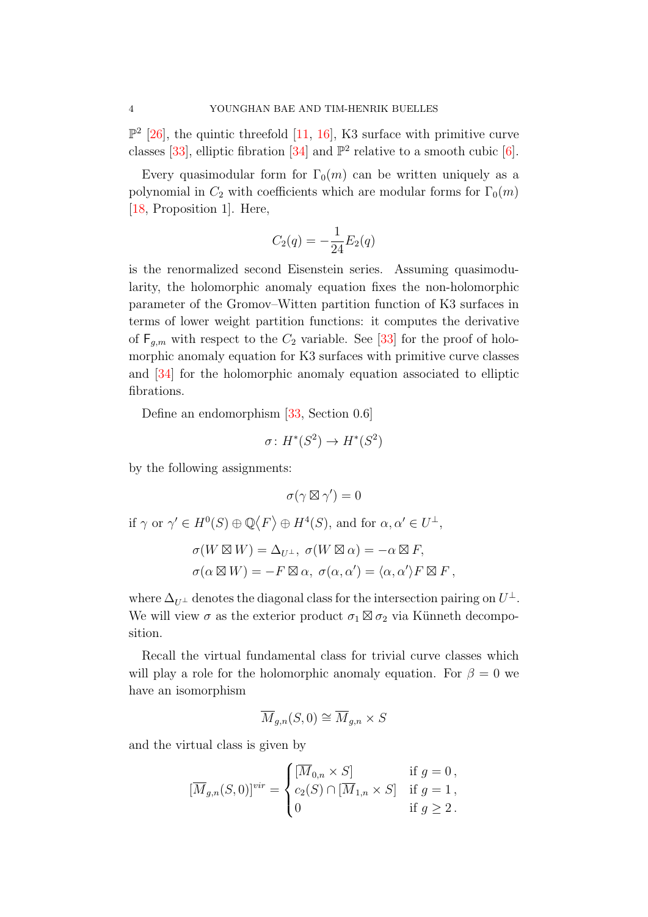$\mathbb{P}^2$ [26], the quintic threefold [11, 16], K3 surface with primitive curve classes [33], elliptic fibration [34] and $\mathbb{P}^2$ relative to a smooth cubic [6].

Every quasimodular form for $\Gamma_0(m)$ can be written uniquely as a polynomial in $C_2$ with coefficients which are modular forms for $\Gamma_0(m)$ [18, Proposition 1]. Here,

$$C_2(q) = -\frac{1}{24}E_2(q)$$

is the renormalized second Eisenstein series. Assuming quasimodularity, the holomorphic anomaly equation fixes the non-holomorphic parameter of the Gromov–Witten partition function of K3 surfaces in terms of lower weight partition functions: it computes the derivative of $\mathsf{F}_{g,m}$ with respect to the $C_2$ variable. See [33] for the proof of holomorphic anomaly equation for K3 surfaces with primitive curve classes and [34] for the holomorphic anomaly equation associated to elliptic fibrations.

Define an endomorphism [33, Section 0.6]

$$\sigma \colon H^*(S^2) \to H^*(S^2)$$

by the following assignments:

$$\sigma(\gamma \boxtimes \gamma') = 0$$

if $\gamma$ or $\gamma' \in H^0(S) \oplus \mathbb{Q}\langle F \rangle \oplus H^4(S)$, and for $\alpha, \alpha' \in U^\perp$,

$$\sigma(W \boxtimes W) = \Delta_{U^\perp},\ \sigma(W \boxtimes \alpha) = -\alpha \boxtimes F,$$
$$\sigma(\alpha \boxtimes W) = -F \boxtimes \alpha,\ \sigma(\alpha, \alpha') = \langle \alpha, \alpha' \rangle F \boxtimes F\,,$$

where $\Delta_{U^\perp}$ denotes the diagonal class for the intersection pairing on $U^\perp$. We will view $\sigma$ as the exterior product $\sigma_1 \boxtimes \sigma_2$ via Künneth decomposition.

Recall the virtual fundamental class for trivial curve classes which will play a role for the holomorphic anomaly equation. For $\beta = 0$ we have an isomorphism

$$\overline{M}_{g,n}(S, 0) \cong \overline{M}_{g,n} \times S$$

and the virtual class is given by

$$[\overline{M}_{g,n}(S,0)]^{vir} = \begin{cases} [\overline{M}_{0,n} \times S] & \text{if } g = 0\,, \\ c_2(S) \cap [\overline{M}_{1,n} \times S] & \text{if } g = 1\,, \\ 0 & \text{if } g \geq 2\,. \end{cases}$$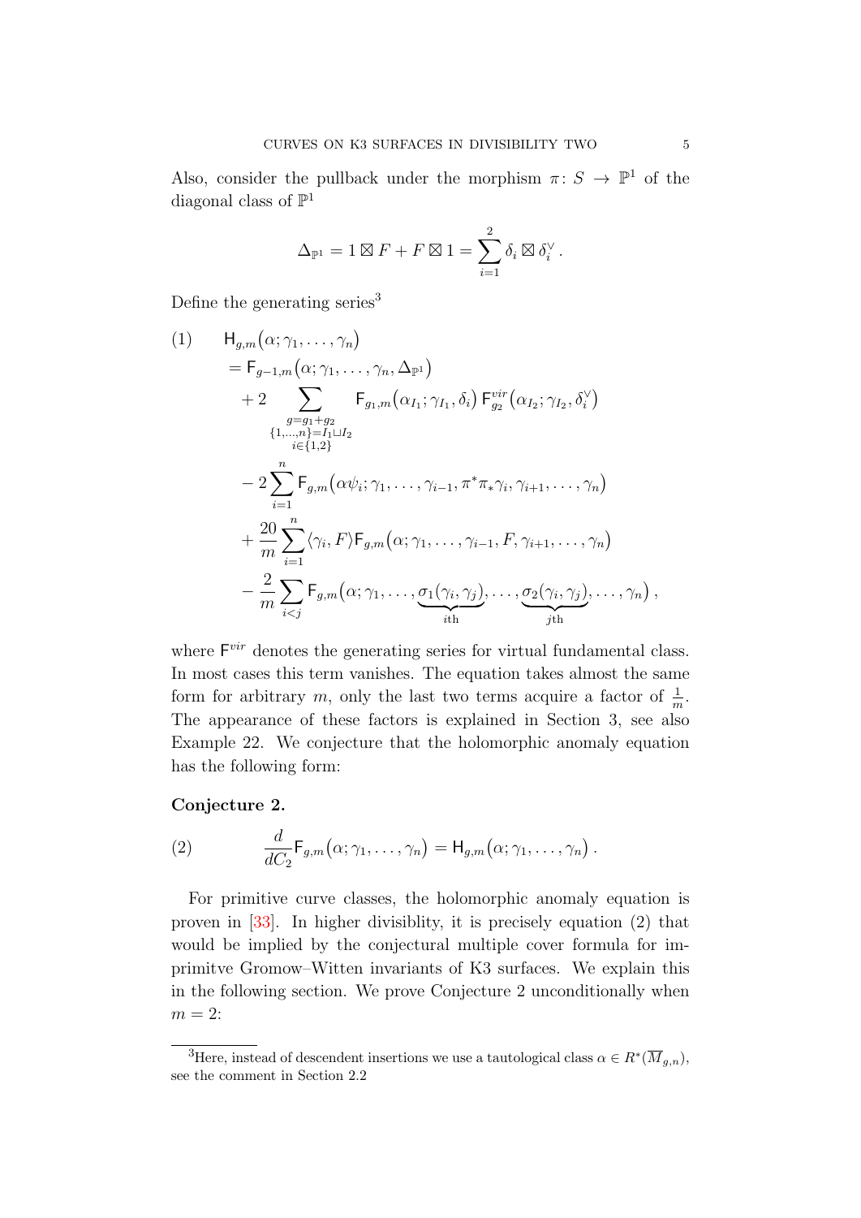Also, consider the pullback under the morphism $\pi\colon S \to \mathbb{P}^1$ of the diagonal class of $\mathbb{P}^1$

$$\Delta_{\mathbb{P}^1} = 1 \boxtimes F + F \boxtimes 1 = \sum_{i=1}^{2} \delta_i \boxtimes \delta_i^\vee .$$

Define the generating series[3]

$$
\begin{aligned}
(1) \qquad & \mathsf{H}_{g,m}\big(\alpha; \gamma_1, \dots, \gamma_n\big) \\
& = \mathsf{F}_{g-1,m}\big(\alpha; \gamma_1, \dots, \gamma_n, \Delta_{\mathbb{P}^1}\big) \\
& \quad + 2 \sum_{\substack{g = g_1 + g_2 \\ \{1,\dots,n\} = I_1 \sqcup I_2 \\ i \in \{1,2\}}} \mathsf{F}_{g_1,m}\big(\alpha_{I_1}; \gamma_{I_1}, \delta_i\big)\, \mathsf{F}^{vir}_{g_2}\big(\alpha_{I_2}; \gamma_{I_2}, \delta_i^\vee\big) \\
& \quad - 2 \sum_{i=1}^{n} \mathsf{F}_{g,m}\big(\alpha\psi_i; \gamma_1, \dots, \gamma_{i-1}, \pi^*\pi_*\gamma_i, \gamma_{i+1}, \dots, \gamma_n\big) \\
& \quad + \frac{20}{m} \sum_{i=1}^{n} \langle \gamma_i, F \rangle \mathsf{F}_{g,m}\big(\alpha; \gamma_1, \dots, \gamma_{i-1}, F, \gamma_{i+1}, \dots, \gamma_n\big) \\
& \quad - \frac{2}{m} \sum_{i<j} \mathsf{F}_{g,m}\big(\alpha; \gamma_1, \dots, \underbrace{\sigma_1(\gamma_i, \gamma_j)}_{i\text{th}}, \dots, \underbrace{\sigma_2(\gamma_i, \gamma_j)}_{j\text{th}}, \dots, \gamma_n\big) ,
\end{aligned}
$$

where $\mathsf{F}^{vir}$ denotes the generating series for virtual fundamental class. In most cases this term vanishes. The equation takes almost the same form for arbitrary $m$, only the last two terms acquire a factor of $\frac{1}{m}$. The appearance of these factors is explained in Section 3, see also Example 22. We conjecture that the holomorphic anomaly equation has the following form:

**Conjecture 2.**

$$(2) \qquad \frac{d}{dC_2} \mathsf{F}_{g,m}\big(\alpha; \gamma_1, \dots, \gamma_n\big) = \mathsf{H}_{g,m}\big(\alpha; \gamma_1, \dots, \gamma_n\big) .$$

For primitive curve classes, the holomorphic anomaly equation is proven in [33]. In higher divisiblity, it is precisely equation (2) that would be implied by the conjectural multiple cover formula for imprimitve Gromov–Witten invariants of K3 surfaces. We explain this in the following section. We prove Conjecture 2 unconditionally when $m = 2$:

[3] Here, instead of descendent insertions we use a tautological class $\alpha \in R^*(\overline{M}_{g,n})$, see the comment in Section 2.2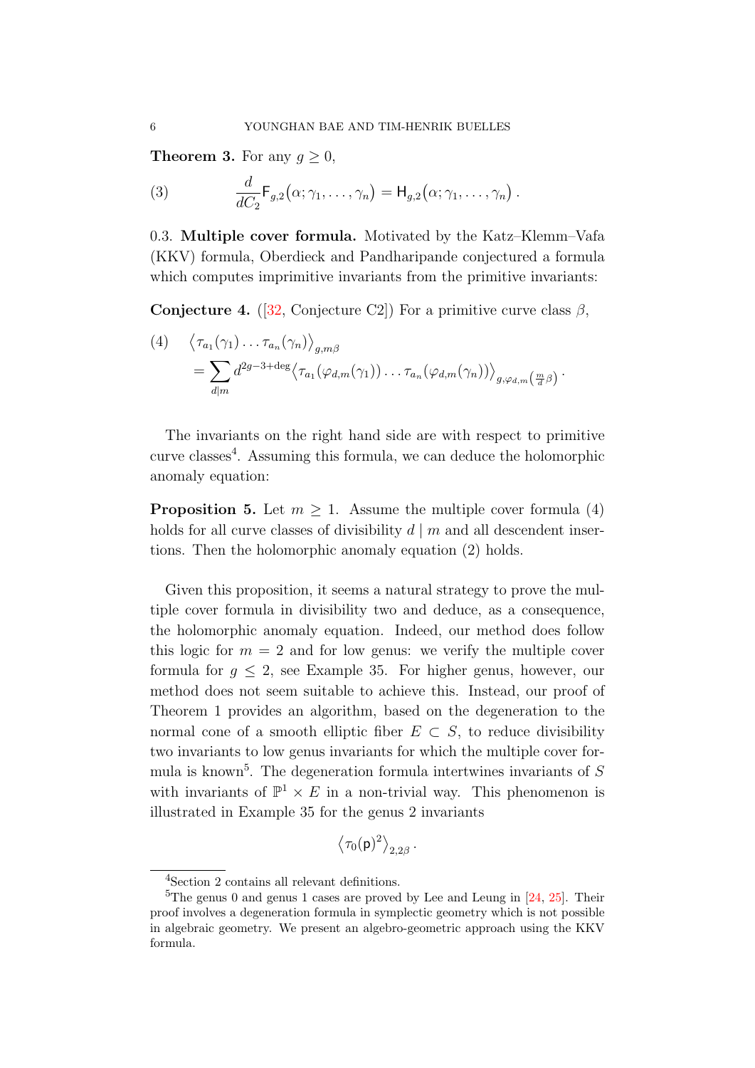**Theorem 3.** For any $g \geq 0$,

$$\frac{d}{dC_2}\mathsf{F}_{g,2}(\alpha;\gamma_1,\ldots,\gamma_n) = \mathsf{H}_{g,2}(\alpha;\gamma_1,\ldots,\gamma_n)\,. \tag{3}$$

0.3. **Multiple cover formula.** Motivated by the Katz–Klemm–Vafa (KKV) formula, Oberdieck and Pandharipande conjectured a formula which computes imprimitive invariants from the primitive invariants:

**Conjecture 4.** ([32, Conjecture C2]) For a primitive curve class $\beta$,

$$\begin{aligned} &\big\langle \tau_{a_1}(\gamma_1)\ldots\tau_{a_n}(\gamma_n)\big\rangle_{g,m\beta} \\ &\quad= \sum_{d|m} d^{2g-3+\deg}\big\langle \tau_{a_1}(\varphi_{d,m}(\gamma_1))\ldots\tau_{a_n}(\varphi_{d,m}(\gamma_n))\big\rangle_{g,\varphi_{d,m}\left(\frac{m}{d}\beta\right)}\,. \end{aligned} \tag{4}$$

The invariants on the right hand side are with respect to primitive curve classes[4]. Assuming this formula, we can deduce the holomorphic anomaly equation:

**Proposition 5.** Let $m \geq 1$. Assume the multiple cover formula (4) holds for all curve classes of divisibility $d \mid m$ and all descendent insertions. Then the holomorphic anomaly equation (2) holds.

Given this proposition, it seems a natural strategy to prove the multiple cover formula in divisibility two and deduce, as a consequence, the holomorphic anomaly equation. Indeed, our method does follow this logic for $m = 2$ and for low genus: we verify the multiple cover formula for $g \leq 2$, see Example 35. For higher genus, however, our method does not seem suitable to achieve this. Instead, our proof of Theorem 1 provides an algorithm, based on the degeneration to the normal cone of a smooth elliptic fiber $E \subset S$, to reduce divisibility two invariants to low genus invariants for which the multiple cover formula is known[5]. The degeneration formula intertwines invariants of $S$ with invariants of $\mathbb{P}^1 \times E$ in a non-trivial way. This phenomenon is illustrated in Example 35 for the genus 2 invariants

$$\big\langle \tau_0(\mathsf{p})^2\big\rangle_{2,2\beta}\,.$$

[4] Section 2 contains all relevant definitions.

[5] The genus 0 and genus 1 cases are proved by Lee and Leung in [24, 25]. Their proof involves a degeneration formula in symplectic geometry which is not possible in algebraic geometry. We present an algebro-geometric approach using the KKV formula.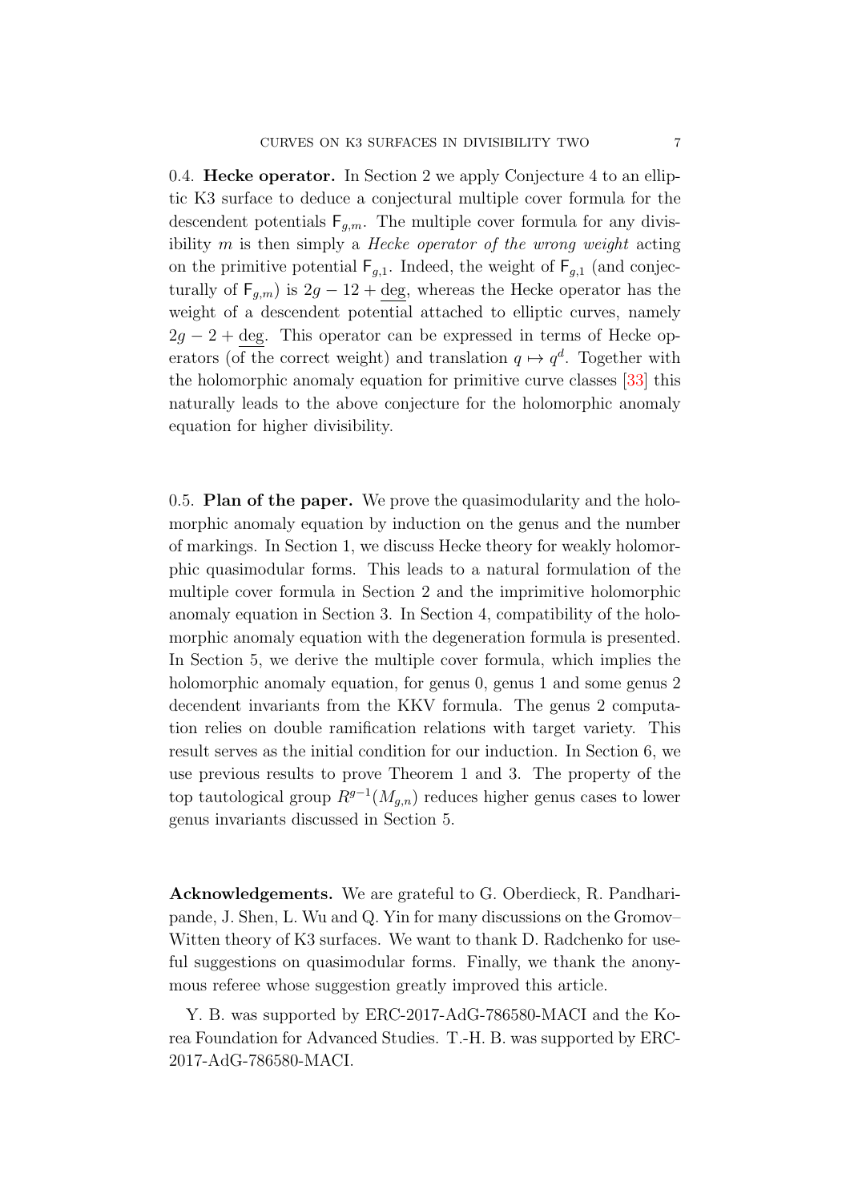0.4. **Hecke operator.** In Section 2 we apply Conjecture 4 to an elliptic K3 surface to deduce a conjectural multiple cover formula for the descendent potentials $\mathsf{F}_{g,m}$. The multiple cover formula for any divisibility $m$ is then simply a *Hecke operator of the wrong weight* acting on the primitive potential $\mathsf{F}_{g,1}$. Indeed, the weight of $\mathsf{F}_{g,1}$ (and conjecturally of $\mathsf{F}_{g,m}$) is $2g-12+\underline{\deg}$, whereas the Hecke operator has the weight of a descendent potential attached to elliptic curves, namely $2g-2+\underline{\deg}$. This operator can be expressed in terms of Hecke operators (of the correct weight) and translation $q \mapsto q^d$. Together with the holomorphic anomaly equation for primitive curve classes [33] this naturally leads to the above conjecture for the holomorphic anomaly equation for higher divisibility.

0.5. **Plan of the paper.** We prove the quasimodularity and the holomorphic anomaly equation by induction on the genus and the number of markings. In Section 1, we discuss Hecke theory for weakly holomorphic quasimodular forms. This leads to a natural formulation of the multiple cover formula in Section 2 and the imprimitive holomorphic anomaly equation in Section 3. In Section 4, compatibility of the holomorphic anomaly equation with the degeneration formula is presented. In Section 5, we derive the multiple cover formula, which implies the holomorphic anomaly equation, for genus 0, genus 1 and some genus 2 decendent invariants from the KKV formula. The genus 2 computation relies on double ramification relations with target variety. This result serves as the initial condition for our induction. In Section 6, we use previous results to prove Theorem 1 and 3. The property of the top tautological group $R^{g-1}(M_{g,n})$ reduces higher genus cases to lower genus invariants discussed in Section 5.

**Acknowledgements.** We are grateful to G. Oberdieck, R. Pandharipande, J. Shen, L. Wu and Q. Yin for many discussions on the Gromov–Witten theory of K3 surfaces. We want to thank D. Radchenko for useful suggestions on quasimodular forms. Finally, we thank the anonymous referee whose suggestion greatly improved this article.

Y. B. was supported by ERC-2017-AdG-786580-MACI and the Korea Foundation for Advanced Studies. T.-H. B. was supported by ERC-2017-AdG-786580-MACI.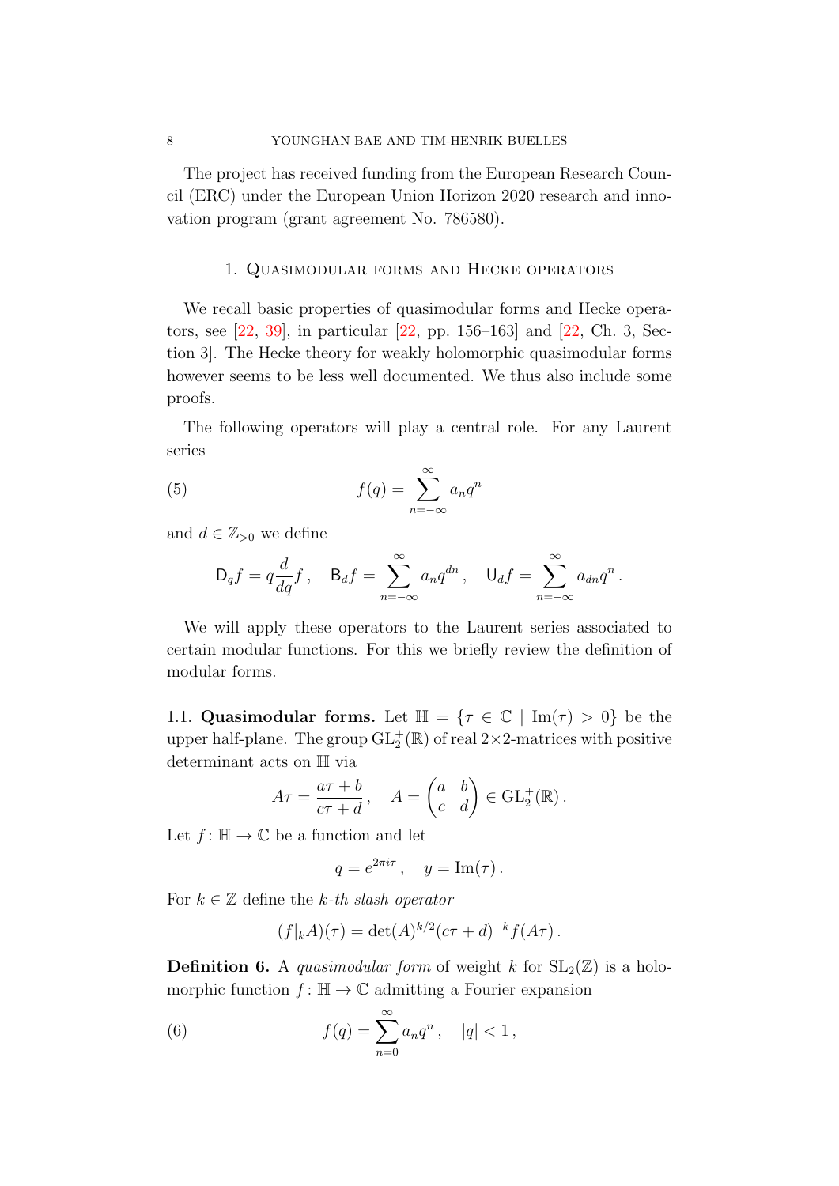The project has received funding from the European Research Council (ERC) under the European Union Horizon 2020 research and innovation program (grant agreement No. 786580).

## 1. Quasimodular forms and Hecke operators

We recall basic properties of quasimodular forms and Hecke operators, see [22, 39], in particular [22, pp. 156–163] and [22, Ch. 3, Section 3]. The Hecke theory for weakly holomorphic quasimodular forms however seems to be less well documented. We thus also include some proofs.

The following operators will play a central role. For any Laurent series

$$f(q) = \sum_{n=-\infty}^{\infty} a_n q^n \tag{5}$$

and $d \in \mathbb{Z}_{>0}$ we define

$$\mathsf{D}_q f = q \frac{d}{dq} f\,, \quad \mathsf{B}_d f = \sum_{n=-\infty}^{\infty} a_n q^{dn}\,, \quad \mathsf{U}_d f = \sum_{n=-\infty}^{\infty} a_{dn} q^n\,.$$

We will apply these operators to the Laurent series associated to certain modular functions. For this we briefly review the definition of modular forms.

### 1.1. Quasimodular forms.

Let $\mathbb{H} = \{\tau \in \mathbb{C} \mid \mathrm{Im}(\tau) > 0\}$ be the upper half-plane. The group $\mathrm{GL}_2^+(\mathbb{R})$ of real $2\times 2$-matrices with positive determinant acts on $\mathbb{H}$ via

$$A\tau = \frac{a\tau + b}{c\tau + d}\,, \quad A = \begin{pmatrix} a & b \\ c & d \end{pmatrix} \in \mathrm{GL}_2^+(\mathbb{R})\,.$$

Let $f\colon \mathbb{H} \to \mathbb{C}$ be a function and let

$$q = e^{2\pi i \tau}\,, \quad y = \mathrm{Im}(\tau)\,.$$

For $k \in \mathbb{Z}$ define the *$k$-th slash operator*

$$(f|_k A)(\tau) = \det(A)^{k/2}(c\tau + d)^{-k} f(A\tau)\,.$$

**Definition 6.** A *quasimodular form* of weight $k$ for $\mathrm{SL}_2(\mathbb{Z})$ is a holomorphic function $f\colon \mathbb{H} \to \mathbb{C}$ admitting a Fourier expansion

$$f(q) = \sum_{n=0}^{\infty} a_n q^n\,, \quad |q| < 1\,, \tag{6}$$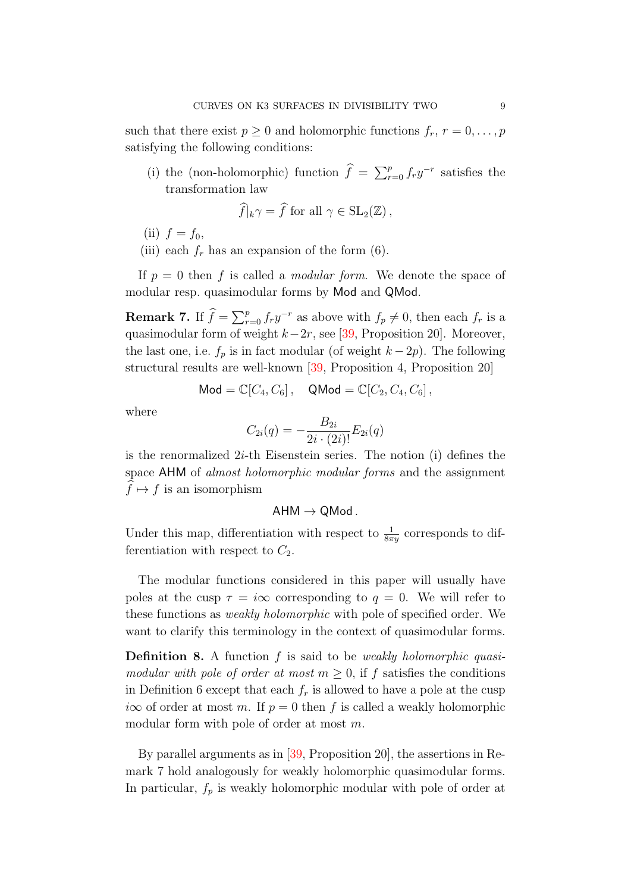such that there exist $p \geq 0$ and holomorphic functions $f_r$, $r = 0, \ldots, p$ satisfying the following conditions:

(i) the (non-holomorphic) function $\widehat{f} = \sum_{r=0}^{p} f_r y^{-r}$ satisfies the transformation law

$$\widehat{f}|_k \gamma = \widehat{f} \text{ for all } \gamma \in \mathrm{SL}_2(\mathbb{Z}),$$

(ii) $f = f_0$,

(iii) each $f_r$ has an expansion of the form (6).

If $p = 0$ then $f$ is called a *modular form*. We denote the space of modular resp. quasimodular forms by $\mathsf{Mod}$ and $\mathsf{QMod}$.

**Remark 7.** If $\widehat{f} = \sum_{r=0}^{p} f_r y^{-r}$ as above with $f_p \neq 0$, then each $f_r$ is a quasimodular form of weight $k - 2r$, see [39, Proposition 20]. Moreover, the last one, i.e. $f_p$ is in fact modular (of weight $k - 2p$). The following structural results are well-known [39, Proposition 4, Proposition 20]

$$\mathsf{Mod} = \mathbb{C}[C_4, C_6], \quad \mathsf{QMod} = \mathbb{C}[C_2, C_4, C_6],$$

where

$$C_{2i}(q) = -\frac{B_{2i}}{2i \cdot (2i)!} E_{2i}(q)$$

is the renormalized $2i$-th Eisenstein series. The notion (i) defines the space $\mathsf{AHM}$ of *almost holomorphic modular forms* and the assignment $\widehat{f} \mapsto f$ is an isomorphism

$$\mathsf{AHM} \to \mathsf{QMod}.$$

Under this map, differentiation with respect to $\frac{1}{8\pi y}$ corresponds to differentiation with respect to $C_2$.

The modular functions considered in this paper will usually have poles at the cusp $\tau = i\infty$ corresponding to $q = 0$. We will refer to these functions as *weakly holomorphic* with pole of specified order. We want to clarify this terminology in the context of quasimodular forms.

**Definition 8.** A function $f$ is said to be *weakly holomorphic quasimodular with pole of order at most* $m \geq 0$, if $f$ satisfies the conditions in Definition 6 except that each $f_r$ is allowed to have a pole at the cusp $i\infty$ of order at most $m$. If $p = 0$ then $f$ is called a weakly holomorphic modular form with pole of order at most $m$.

By parallel arguments as in [39, Proposition 20], the assertions in Remark 7 hold analogously for weakly holomorphic quasimodular forms. In particular, $f_p$ is weakly holomorphic modular with pole of order at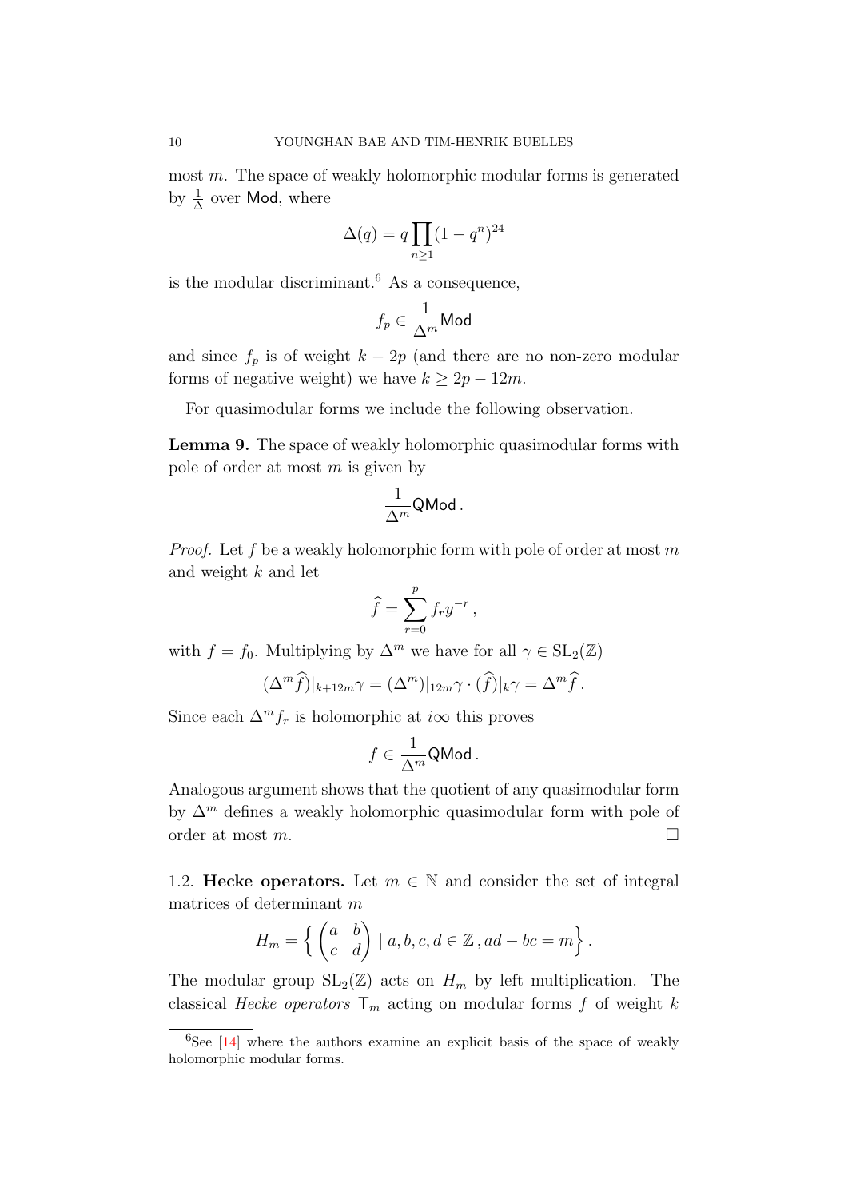most $m$. The space of weakly holomorphic modular forms is generated by $\frac{1}{\Delta}$ over $\mathsf{Mod}$, where

$$\Delta(q) = q\prod_{n\geq 1}(1-q^n)^{24}$$

is the modular discriminant.[6] As a consequence,

$$f_p \in \frac{1}{\Delta^m}\mathsf{Mod}$$

and since $f_p$ is of weight $k-2p$ (and there are no non-zero modular forms of negative weight) we have $k \geq 2p - 12m$.

For quasimodular forms we include the following observation.

**Lemma 9.** The space of weakly holomorphic quasimodular forms with pole of order at most $m$ is given by

$$\frac{1}{\Delta^m}\mathsf{QMod}\,.$$

*Proof.* Let $f$ be a weakly holomorphic form with pole of order at most $m$ and weight $k$ and let

$$\widehat{f} = \sum_{r=0}^{p} f_r y^{-r}\,,$$

with $f = f_0$. Multiplying by $\Delta^m$ we have for all $\gamma \in \mathrm{SL}_2(\mathbb{Z})$

$$(\Delta^m \widehat{f})|_{k+12m}\gamma = (\Delta^m)|_{12m}\gamma \cdot (\widehat{f})|_k\gamma = \Delta^m \widehat{f}\,.$$

Since each $\Delta^m f_r$ is holomorphic at $i\infty$ this proves

$$f \in \frac{1}{\Delta^m}\mathsf{QMod}\,.$$

Analogous argument shows that the quotient of any quasimodular form by $\Delta^m$ defines a weakly holomorphic quasimodular form with pole of order at most $m$. $\square$

1.2. **Hecke operators.** Let $m \in \mathbb{N}$ and consider the set of integral matrices of determinant $m$

$$H_m = \left\{ \begin{pmatrix} a & b \\ c & d \end{pmatrix} \mid a,b,c,d \in \mathbb{Z}\,, ad-bc = m \right\}.$$

The modular group $\mathrm{SL}_2(\mathbb{Z})$ acts on $H_m$ by left multiplication. The classical *Hecke operators* $\mathsf{T}_m$ acting on modular forms $f$ of weight $k$

[6] See [14] where the authors examine an explicit basis of the space of weakly holomorphic modular forms.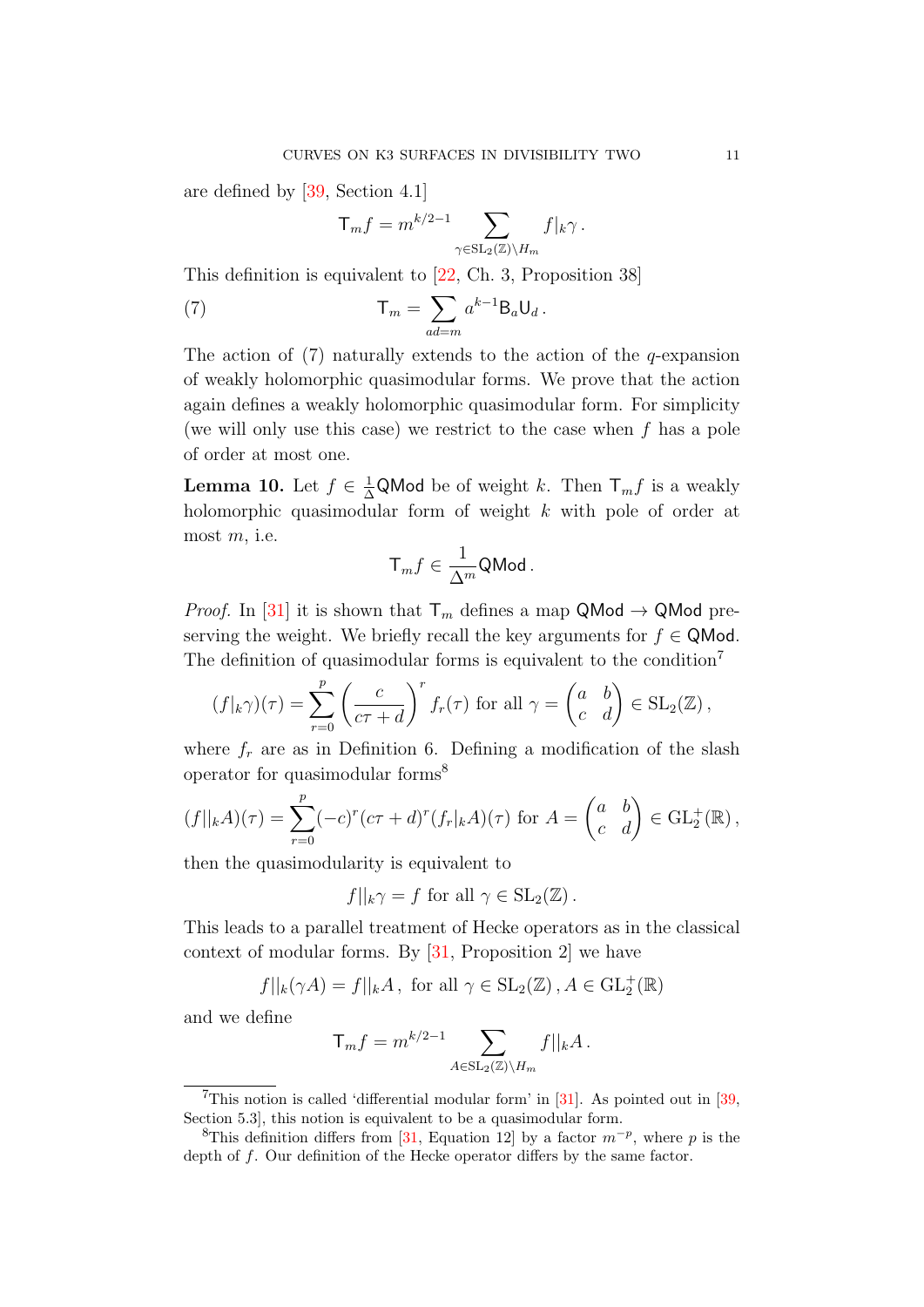are defined by [39, Section 4.1]

$$\mathsf{T}_m f = m^{k/2-1} \sum_{\gamma \in \mathrm{SL}_2(\mathbb{Z})\backslash H_m} f|_k \gamma \,.$$

This definition is equivalent to [22, Ch. 3, Proposition 38]

$$\mathsf{T}_m = \sum_{ad=m} a^{k-1} \mathsf{B}_a \mathsf{U}_d \,. \tag{7}$$

The action of (7) naturally extends to the action of the $q$-expansion of weakly holomorphic quasimodular forms. We prove that the action again defines a weakly holomorphic quasimodular form. For simplicity (we will only use this case) we restrict to the case when $f$ has a pole of order at most one.

**Lemma 10.** Let $f \in \frac{1}{\Delta}\mathsf{QMod}$ be of weight $k$. Then $\mathsf{T}_m f$ is a weakly holomorphic quasimodular form of weight $k$ with pole of order at most $m$, i.e.

$$\mathsf{T}_m f \in \frac{1}{\Delta^m}\mathsf{QMod} \,.$$

*Proof.* In [31] it is shown that $\mathsf{T}_m$ defines a map $\mathsf{QMod} \to \mathsf{QMod}$ preserving the weight. We briefly recall the key arguments for $f \in \mathsf{QMod}$. The definition of quasimodular forms is equivalent to the condition[7]

$$(f|_k\gamma)(\tau) = \sum_{r=0}^{p} \left(\frac{c}{c\tau+d}\right)^r f_r(\tau) \text{ for all } \gamma = \begin{pmatrix} a & b \\ c & d \end{pmatrix} \in \mathrm{SL}_2(\mathbb{Z}) \,,$$

where $f_r$ are as in Definition 6. Defining a modification of the slash operator for quasimodular forms[8]

$$(f||_k A)(\tau) = \sum_{r=0}^{p} (-c)^r (c\tau+d)^r (f_r|_k A)(\tau) \text{ for } A = \begin{pmatrix} a & b \\ c & d \end{pmatrix} \in \mathrm{GL}_2^+(\mathbb{R}) \,,$$

then the quasimodularity is equivalent to

$$f||_k\gamma = f \text{ for all } \gamma \in \mathrm{SL}_2(\mathbb{Z}) \,.$$

This leads to a parallel treatment of Hecke operators as in the classical context of modular forms. By [31, Proposition 2] we have

$$f||_k(\gamma A) = f||_k A \,, \text{ for all } \gamma \in \mathrm{SL}_2(\mathbb{Z}) \,, A \in \mathrm{GL}_2^+(\mathbb{R})$$

and we define

$$\mathsf{T}_m f = m^{k/2-1} \sum_{A \in \mathrm{SL}_2(\mathbb{Z})\backslash H_m} f||_k A \,.$$

---

[7] This notion is called 'differential modular form' in [31]. As pointed out in [39, Section 5.3], this notion is equivalent to be a quasimodular form.

[8] This definition differs from [31, Equation 12] by a factor $m^{-p}$, where $p$ is the depth of $f$. Our definition of the Hecke operator differs by the same factor.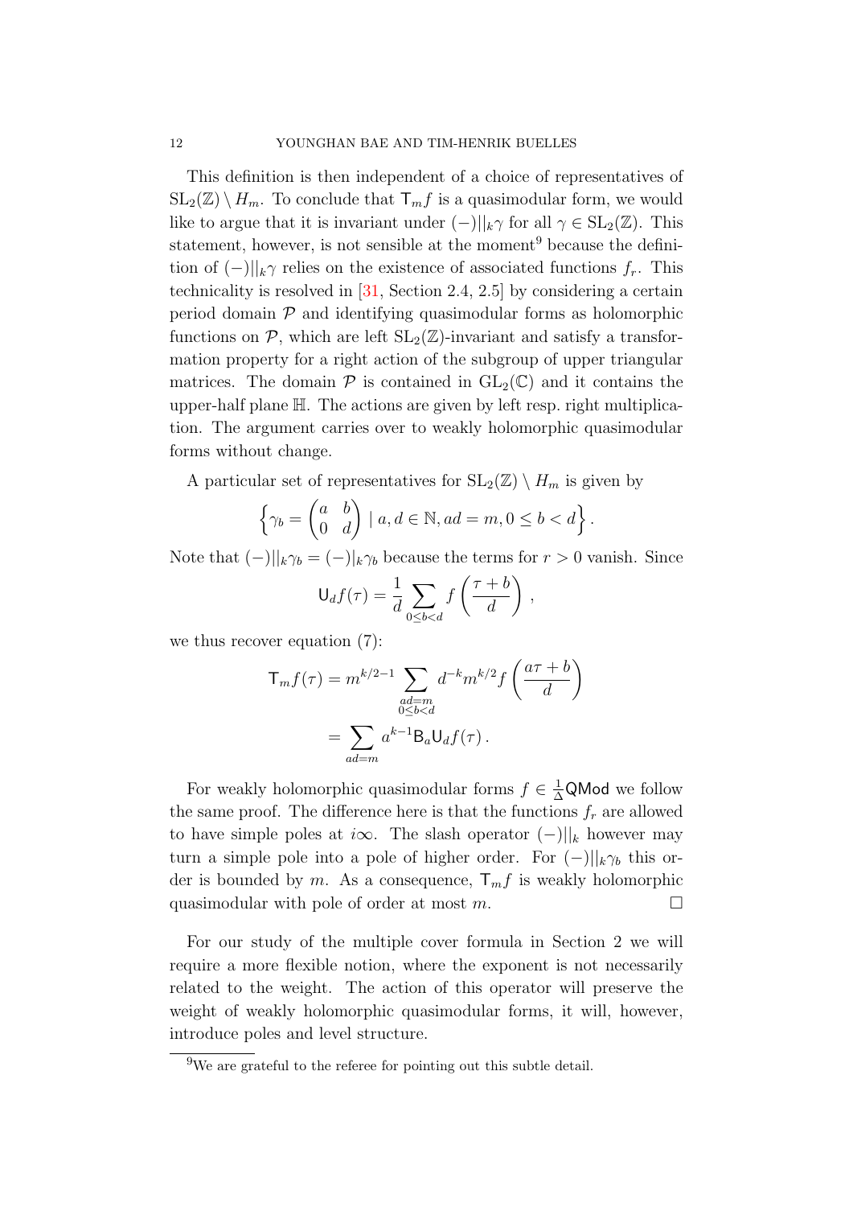This definition is then independent of a choice of representatives of $\mathrm{SL}_2(\mathbb{Z}) \setminus H_m$. To conclude that $\mathsf{T}_m f$ is a quasimodular form, we would like to argue that it is invariant under $(-)||_k\gamma$ for all $\gamma \in \mathrm{SL}_2(\mathbb{Z})$. This statement, however, is not sensible at the moment[9] because the definition of $(-)||_k\gamma$ relies on the existence of associated functions $f_r$. This technicality is resolved in [31, Section 2.4, 2.5] by considering a certain period domain $\mathcal{P}$ and identifying quasimodular forms as holomorphic functions on $\mathcal{P}$, which are left $\mathrm{SL}_2(\mathbb{Z})$-invariant and satisfy a transformation property for a right action of the subgroup of upper triangular matrices. The domain $\mathcal{P}$ is contained in $\mathrm{GL}_2(\mathbb{C})$ and it contains the upper-half plane $\mathbb{H}$. The actions are given by left resp. right multiplication. The argument carries over to weakly holomorphic quasimodular forms without change.

A particular set of representatives for $\mathrm{SL}_2(\mathbb{Z}) \setminus H_m$ is given by

$$\left\{ \gamma_b = \begin{pmatrix} a & b \\ 0 & d \end{pmatrix} \mid a, d \in \mathbb{N}, ad = m, 0 \leq b < d \right\}.$$

Note that $(-)||_k\gamma_b = (-)|_k\gamma_b$ because the terms for $r > 0$ vanish. Since

$$\mathsf{U}_d f(\tau) = \frac{1}{d} \sum_{0 \leq b < d} f\left(\frac{\tau + b}{d}\right),$$

we thus recover equation (7):

$$\begin{aligned} \mathsf{T}_m f(\tau) &= m^{k/2-1} \sum_{\substack{ad=m \\ 0 \leq b < d}} d^{-k} m^{k/2} f\left(\frac{a\tau + b}{d}\right) \\ &= \sum_{ad=m} a^{k-1} \mathsf{B}_a \mathsf{U}_d f(\tau). \end{aligned}$$

For weakly holomorphic quasimodular forms $f \in \frac{1}{\Delta}\mathsf{QMod}$ we follow the same proof. The difference here is that the functions $f_r$ are allowed to have simple poles at $i\infty$. The slash operator $(-)||_k$ however may turn a simple pole into a pole of higher order. For $(-)||_k\gamma_b$ this order is bounded by $m$. As a consequence, $\mathsf{T}_m f$ is weakly holomorphic quasimodular with pole of order at most $m$. $\square$

For our study of the multiple cover formula in Section 2 we will require a more flexible notion, where the exponent is not necessarily related to the weight. The action of this operator will preserve the weight of weakly holomorphic quasimodular forms, it will, however, introduce poles and level structure.

[9] We are grateful to the referee for pointing out this subtle detail.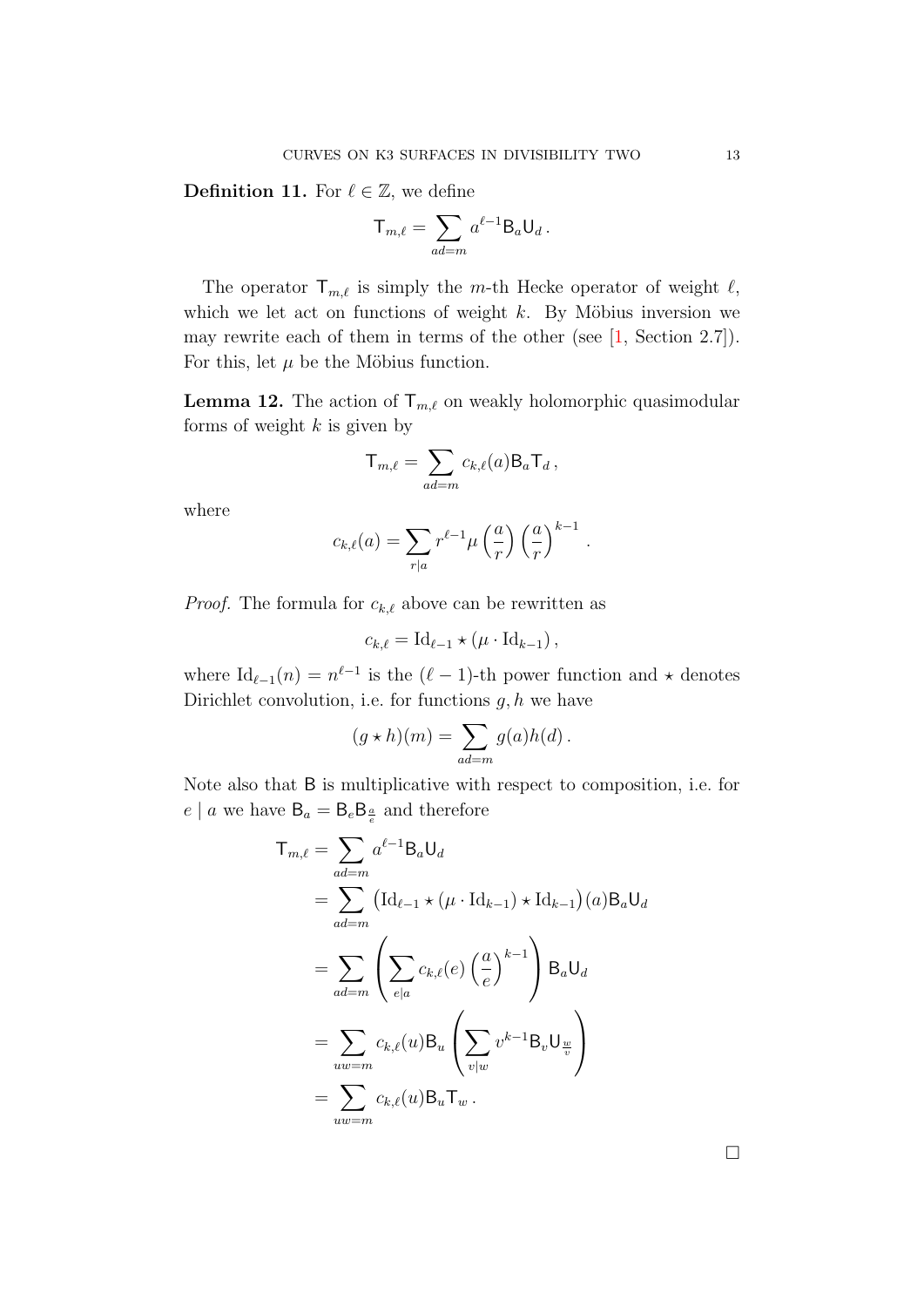**Definition 11.** For $\ell \in \mathbb{Z}$, we define

$$\mathsf{T}_{m,\ell} = \sum_{ad=m} a^{\ell-1} \mathsf{B}_a \mathsf{U}_d \,.$$

The operator $\mathsf{T}_{m,\ell}$ is simply the $m$-th Hecke operator of weight $\ell$, which we let act on functions of weight $k$. By Möbius inversion we may rewrite each of them in terms of the other (see [1, Section 2.7]). For this, let $\mu$ be the Möbius function.

**Lemma 12.** The action of $\mathsf{T}_{m,\ell}$ on weakly holomorphic quasimodular forms of weight $k$ is given by

$$\mathsf{T}_{m,\ell} = \sum_{ad=m} c_{k,\ell}(a) \mathsf{B}_a \mathsf{T}_d \,,$$

where

$$c_{k,\ell}(a) = \sum_{r|a} r^{\ell-1} \mu\left(\frac{a}{r}\right) \left(\frac{a}{r}\right)^{k-1} .$$

*Proof.* The formula for $c_{k,\ell}$ above can be rewritten as

$$c_{k,\ell} = \mathrm{Id}_{\ell-1} \star (\mu \cdot \mathrm{Id}_{k-1}) \,,$$

where $\mathrm{Id}_{\ell-1}(n) = n^{\ell-1}$ is the $(\ell-1)$-th power function and $\star$ denotes Dirichlet convolution, i.e. for functions $g, h$ we have

$$(g \star h)(m) = \sum_{ad=m} g(a)h(d) \,.$$

Note also that $\mathsf{B}$ is multiplicative with respect to composition, i.e. for $e \mid a$ we have $\mathsf{B}_a = \mathsf{B}_e \mathsf{B}_{\frac{a}{e}}$ and therefore

$$\begin{aligned}
\mathsf{T}_{m,\ell} &= \sum_{ad=m} a^{\ell-1} \mathsf{B}_a \mathsf{U}_d \\
&= \sum_{ad=m} \big(\mathrm{Id}_{\ell-1} \star (\mu \cdot \mathrm{Id}_{k-1}) \star \mathrm{Id}_{k-1}\big)(a) \mathsf{B}_a \mathsf{U}_d \\
&= \sum_{ad=m} \left( \sum_{e|a} c_{k,\ell}(e) \left(\frac{a}{e}\right)^{k-1} \right) \mathsf{B}_a \mathsf{U}_d \\
&= \sum_{uw=m} c_{k,\ell}(u) \mathsf{B}_u \left( \sum_{v|w} v^{k-1} \mathsf{B}_v \mathsf{U}_{\frac{w}{v}} \right) \\
&= \sum_{uw=m} c_{k,\ell}(u) \mathsf{B}_u \mathsf{T}_w \,.
\end{aligned}$$

$\square$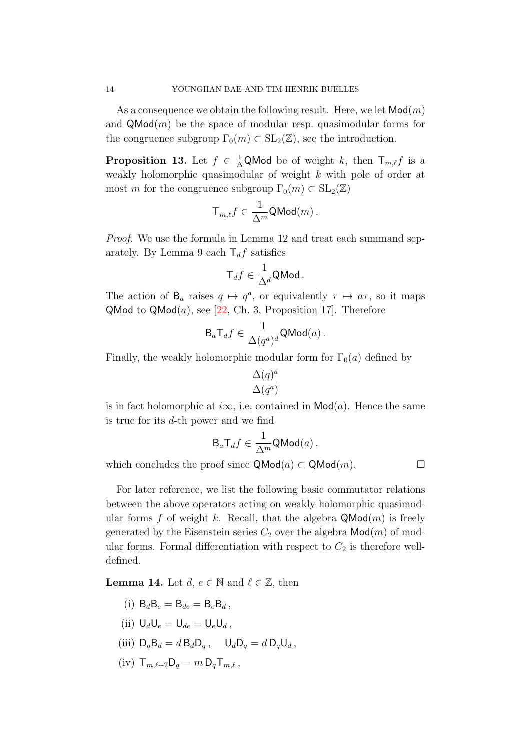As a consequence we obtain the following result. Here, we let $\mathsf{Mod}(m)$ and $\mathsf{QMod}(m)$ be the space of modular resp. quasimodular forms for the congruence subgroup $\Gamma_0(m) \subset \mathrm{SL}_2(\mathbb{Z})$, see the introduction.

**Proposition 13.** Let $f \in \frac{1}{\Delta}\mathsf{QMod}$ be of weight $k$, then $\mathsf{T}_{m,\ell} f$ is a weakly holomorphic quasimodular of weight $k$ with pole of order at most $m$ for the congruence subgroup $\Gamma_0(m) \subset \mathrm{SL}_2(\mathbb{Z})$

$$\mathsf{T}_{m,\ell} f \in \frac{1}{\Delta^m}\mathsf{QMod}(m)\,.$$

*Proof.* We use the formula in Lemma 12 and treat each summand separately. By Lemma 9 each $\mathsf{T}_d f$ satisfies

$$\mathsf{T}_d f \in \frac{1}{\Delta^d}\mathsf{QMod}\,.$$

The action of $\mathsf{B}_a$ raises $q \mapsto q^a$, or equivalently $\tau \mapsto a\tau$, so it maps $\mathsf{QMod}$ to $\mathsf{QMod}(a)$, see [22, Ch. 3, Proposition 17]. Therefore

$$\mathsf{B}_a \mathsf{T}_d f \in \frac{1}{\Delta(q^a)^d}\mathsf{QMod}(a)\,.$$

Finally, the weakly holomorphic modular form for $\Gamma_0(a)$ defined by

$$\frac{\Delta(q)^a}{\Delta(q^a)}$$

is in fact holomorphic at $i\infty$, i.e. contained in $\mathsf{Mod}(a)$. Hence the same is true for its $d$-th power and we find

$$\mathsf{B}_a \mathsf{T}_d f \in \frac{1}{\Delta^m}\mathsf{QMod}(a)\,.$$

which concludes the proof since $\mathsf{QMod}(a) \subset \mathsf{QMod}(m)$. $\square$

For later reference, we list the following basic commutator relations between the above operators acting on weakly holomorphic quasimodular forms $f$ of weight $k$. Recall, that the algebra $\mathsf{QMod}(m)$ is freely generated by the Eisenstein series $C_2$ over the algebra $\mathsf{Mod}(m)$ of modular forms. Formal differentiation with respect to $C_2$ is therefore well-defined.

**Lemma 14.** Let $d,\, e \in \mathbb{N}$ and $\ell \in \mathbb{Z}$, then

(i) $\mathsf{B}_d \mathsf{B}_e = \mathsf{B}_{de} = \mathsf{B}_e \mathsf{B}_d\,,$

(ii) $\mathsf{U}_d \mathsf{U}_e = \mathsf{U}_{de} = \mathsf{U}_e \mathsf{U}_d\,,$

(iii) $\mathsf{D}_q \mathsf{B}_d = d\, \mathsf{B}_d \mathsf{D}_q\,, \quad \mathsf{U}_d \mathsf{D}_q = d\, \mathsf{D}_q \mathsf{U}_d\,,$

(iv) $\mathsf{T}_{m,\ell+2} \mathsf{D}_q = m\, \mathsf{D}_q \mathsf{T}_{m,\ell}\,,$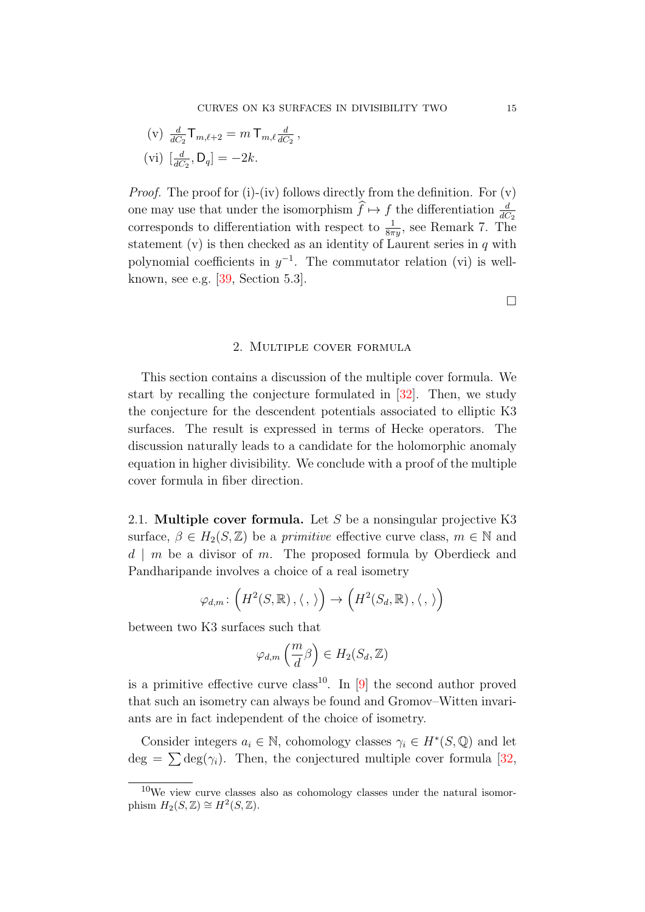(v) $\frac{d}{dC_2} \mathsf{T}_{m,\ell+2} = m \, \mathsf{T}_{m,\ell} \frac{d}{dC_2}$ ,

(vi) $[\frac{d}{dC_2}, \mathsf{D}_q] = -2k$.

*Proof.* The proof for (i)-(iv) follows directly from the definition. For (v) one may use that under the isomorphism $\widehat{f} \mapsto f$ the differentiation $\frac{d}{dC_2}$ corresponds to differentiation with respect to $\frac{1}{8\pi y}$, see Remark 7. The statement (v) is then checked as an identity of Laurent series in $q$ with polynomial coefficients in $y^{-1}$. The commutator relation (vi) is well-known, see e.g. [39, Section 5.3].

□

## 2. Multiple cover formula

This section contains a discussion of the multiple cover formula. We start by recalling the conjecture formulated in [32]. Then, we study the conjecture for the descendent potentials associated to elliptic K3 surfaces. The result is expressed in terms of Hecke operators. The discussion naturally leads to a candidate for the holomorphic anomaly equation in higher divisibility. We conclude with a proof of the multiple cover formula in fiber direction.

2.1. **Multiple cover formula.** Let $S$ be a nonsingular projective K3 surface, $\beta \in H_2(S, \mathbb{Z})$ be a *primitive* effective curve class, $m \in \mathbb{N}$ and $d \mid m$ be a divisor of $m$. The proposed formula by Oberdieck and Pandharipande involves a choice of a real isometry

$$\varphi_{d,m} \colon \left( H^2(S, \mathbb{R}) \, , \langle \, , \, \rangle \right) \to \left( H^2(S_d, \mathbb{R}) \, , \langle \, , \, \rangle \right)$$

between two K3 surfaces such that

$$\varphi_{d,m} \left( \frac{m}{d} \beta \right) \in H_2(S_d, \mathbb{Z})$$

is a primitive effective curve class[10]. In [9] the second author proved that such an isometry can always be found and Gromov–Witten invariants are in fact independent of the choice of isometry.

Consider integers $a_i \in \mathbb{N}$, cohomology classes $\gamma_i \in H^*(S, \mathbb{Q})$ and let $\deg = \sum \deg(\gamma_i)$. Then, the conjectured multiple cover formula [32,

[10]We view curve classes also as cohomology classes under the natural isomorphism $H_2(S, \mathbb{Z}) \cong H^2(S, \mathbb{Z})$.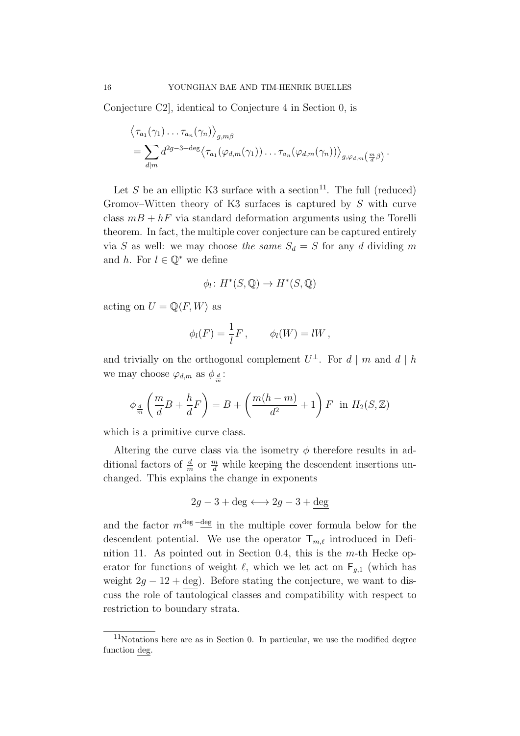Conjecture C2], identical to Conjecture 4 in Section 0, is

$$
\begin{aligned}
&\left\langle \tau_{a_1}(\gamma_1) \dots \tau_{a_n}(\gamma_n) \right\rangle_{g,m\beta} \\
&= \sum_{d|m} d^{2g-3+\deg} \left\langle \tau_{a_1}(\varphi_{d,m}(\gamma_1)) \dots \tau_{a_n}(\varphi_{d,m}(\gamma_n)) \right\rangle_{g,\varphi_{d,m}\left(\frac{m}{d}\beta\right)} .
\end{aligned}
$$

Let $S$ be an elliptic K3 surface with a section[11]. The full (reduced) Gromov–Witten theory of K3 surfaces is captured by $S$ with curve class $mB + hF$ via standard deformation arguments using the Torelli theorem. In fact, the multiple cover conjecture can be captured entirely via $S$ as well: we may choose *the same* $S_d = S$ for any $d$ dividing $m$ and $h$. For $l \in \mathbb{Q}^*$ we define

$$
\phi_l \colon H^*(S,\mathbb{Q}) \to H^*(S,\mathbb{Q})
$$

acting on $U = \mathbb{Q}\langle F, W\rangle$ as

$$
\phi_l(F) = \frac{1}{l}F\,, \qquad \phi_l(W) = lW\,,
$$

and trivially on the orthogonal complement $U^\perp$. For $d \mid m$ and $d \mid h$ we may choose $\varphi_{d,m}$ as $\phi_{\frac{d}{m}}$:

$$
\phi_{\frac{d}{m}}\left(\frac{m}{d}B + \frac{h}{d}F\right) = B + \left(\frac{m(h-m)}{d^2} + 1\right)F \text{ in } H_2(S,\mathbb{Z})
$$

which is a primitive curve class.

Altering the curve class via the isometry $\phi$ therefore results in additional factors of $\frac{d}{m}$ or $\frac{m}{d}$ while keeping the descendent insertions unchanged. This explains the change in exponents

$$
2g - 3 + \deg \longleftrightarrow 2g - 3 + \underline{\deg}
$$

and the factor $m^{\deg - \underline{\deg}}$ in the multiple cover formula below for the descendent potential. We use the operator $\mathsf{T}_{m,\ell}$ introduced in Definition 11. As pointed out in Section 0.4, this is the $m$-th Hecke operator for functions of weight $\ell$, which we let act on $\mathsf{F}_{g,1}$ (which has weight $2g - 12 + \underline{\deg}$). Before stating the conjecture, we want to discuss the role of tautological classes and compatibility with respect to restriction to boundary strata.

[11] Notations here are as in Section 0. In particular, we use the modified degree function $\underline{\deg}$.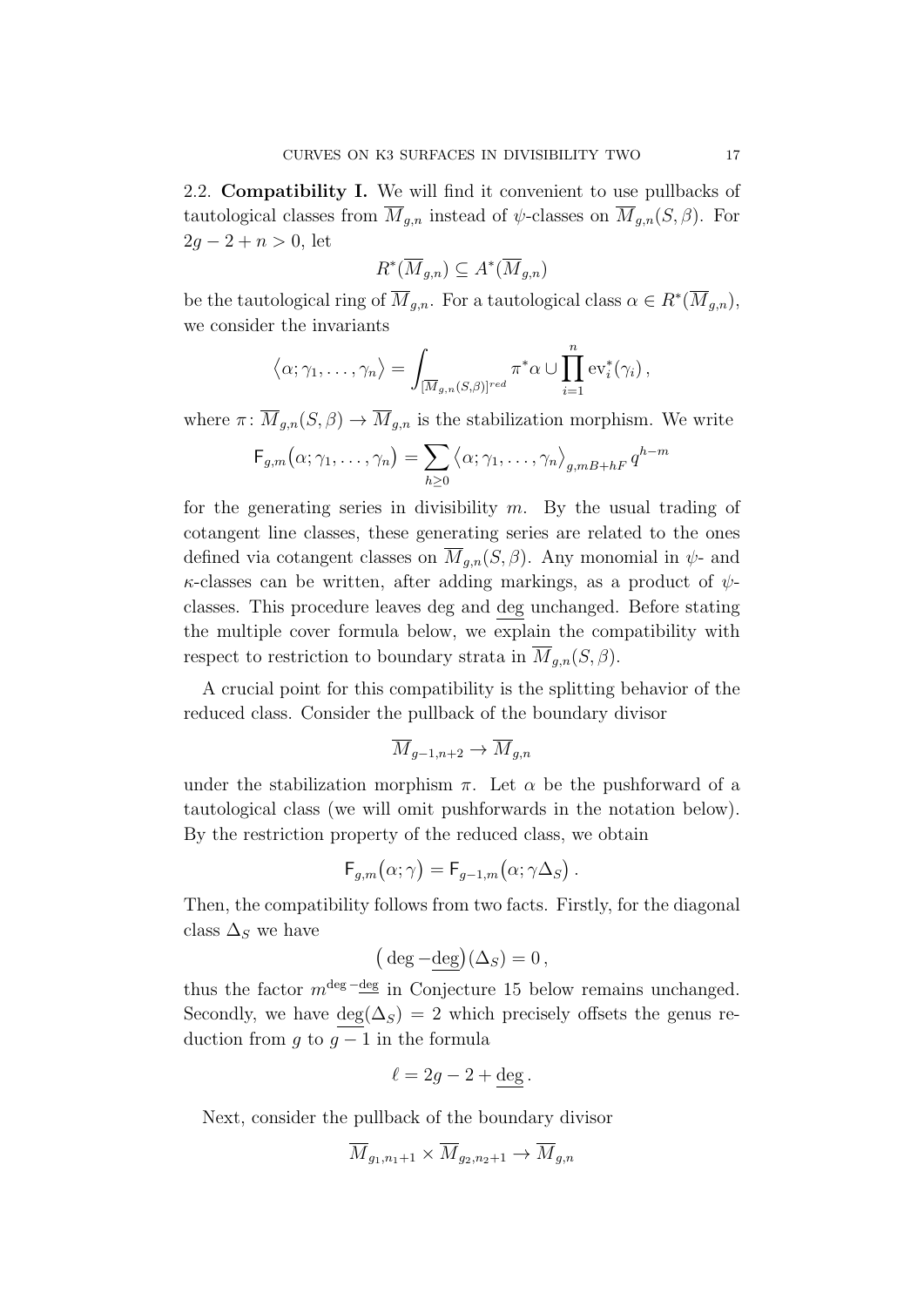2.2. **Compatibility I.** We will find it convenient to use pullbacks of tautological classes from $\overline{M}_{g,n}$ instead of $\psi$-classes on $\overline{M}_{g,n}(S,\beta)$. For $2g-2+n>0$, let

$$R^*(\overline{M}_{g,n}) \subseteq A^*(\overline{M}_{g,n})$$

be the tautological ring of $\overline{M}_{g,n}$. For a tautological class $\alpha \in R^*(\overline{M}_{g,n})$, we consider the invariants

$$\big\langle \alpha; \gamma_1, \ldots, \gamma_n \big\rangle = \int_{[\overline{M}_{g,n}(S,\beta)]^{red}} \pi^*\alpha \cup \prod_{i=1}^{n} \mathrm{ev}_i^*(\gamma_i)\,,$$

where $\pi \colon \overline{M}_{g,n}(S,\beta) \to \overline{M}_{g,n}$ is the stabilization morphism. We write

$$\mathsf{F}_{g,m}\big(\alpha; \gamma_1, \ldots, \gamma_n\big) = \sum_{h \geq 0} \big\langle \alpha; \gamma_1, \ldots, \gamma_n \big\rangle_{g, mB+hF}\, q^{h-m}$$

for the generating series in divisibility $m$. By the usual trading of cotangent line classes, these generating series are related to the ones defined via cotangent classes on $\overline{M}_{g,n}(S,\beta)$. Any monomial in $\psi$- and $\kappa$-classes can be written, after adding markings, as a product of $\psi$-classes. This procedure leaves deg and $\underline{\deg}$ unchanged. Before stating the multiple cover formula below, we explain the compatibility with respect to restriction to boundary strata in $\overline{M}_{g,n}(S,\beta)$.

A crucial point for this compatibility is the splitting behavior of the reduced class. Consider the pullback of the boundary divisor

$$\overline{M}_{g-1,n+2} \to \overline{M}_{g,n}$$

under the stabilization morphism $\pi$. Let $\alpha$ be the pushforward of a tautological class (we will omit pushforwards in the notation below). By the restriction property of the reduced class, we obtain

$$\mathsf{F}_{g,m}\big(\alpha; \gamma\big) = \mathsf{F}_{g-1,m}\big(\alpha; \gamma\Delta_S\big)\,.$$

Then, the compatibility follows from two facts. Firstly, for the diagonal class $\Delta_S$ we have

$$\big(\deg - \underline{\deg}\big)(\Delta_S) = 0\,,$$

thus the factor $m^{\deg - \underline{\deg}}$ in Conjecture 15 below remains unchanged. Secondly, we have $\underline{\deg}(\Delta_S) = 2$ which precisely offsets the genus reduction from $g$ to $g-1$ in the formula

$$\ell = 2g - 2 + \underline{\deg}\,.$$

Next, consider the pullback of the boundary divisor

$$\overline{M}_{g_1,n_1+1} \times \overline{M}_{g_2,n_2+1} \to \overline{M}_{g,n}$$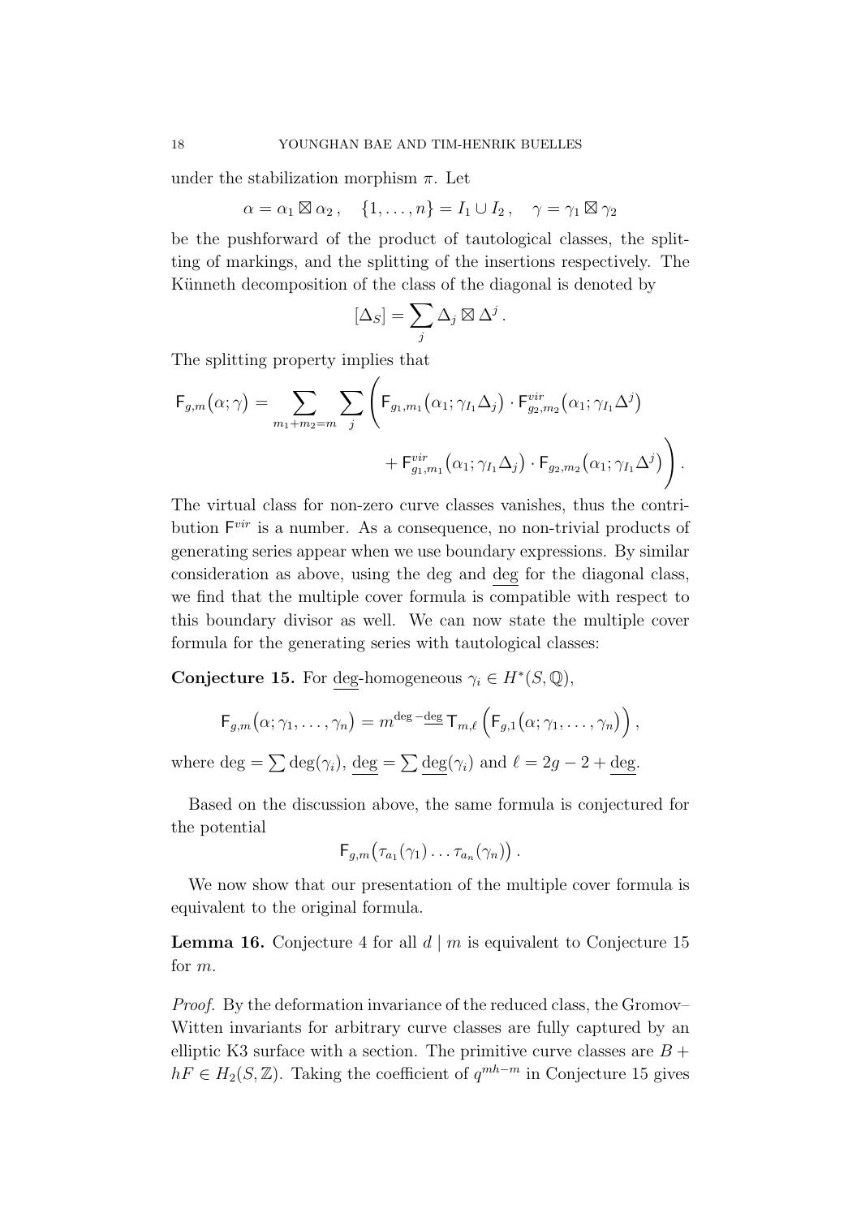under the stabilization morphism $\pi$. Let

$$\alpha = \alpha_1 \boxtimes \alpha_2 \,, \quad \{1,\ldots,n\} = I_1 \cup I_2 \,, \quad \gamma = \gamma_1 \boxtimes \gamma_2$$

be the pushforward of the product of tautological classes, the splitting of markings, and the splitting of the insertions respectively. The Künneth decomposition of the class of the diagonal is denoted by

$$[\Delta_S] = \sum_j \Delta_j \boxtimes \Delta^j \,.$$

The splitting property implies that

$$\mathsf{F}_{g,m}\big(\alpha;\gamma\big) = \sum_{m_1+m_2=m} \sum_j \Bigg( \mathsf{F}_{g_1,m_1}\big(\alpha_1;\gamma_{I_1}\Delta_j\big) \cdot \mathsf{F}^{vir}_{g_2,m_2}\big(\alpha_1;\gamma_{I_1}\Delta^j\big) \\ + \mathsf{F}^{vir}_{g_1,m_1}\big(\alpha_1;\gamma_{I_1}\Delta_j\big) \cdot \mathsf{F}_{g_2,m_2}\big(\alpha_1;\gamma_{I_1}\Delta^j\big) \Bigg) \,.$$

The virtual class for non-zero curve classes vanishes, thus the contribution $\mathsf{F}^{vir}$ is a number. As a consequence, no non-trivial products of generating series appear when we use boundary expressions. By similar consideration as above, using the deg and $\underline{\deg}$ for the diagonal class, we find that the multiple cover formula is compatible with respect to this boundary divisor as well. We can now state the multiple cover formula for the generating series with tautological classes:

**Conjecture 15.** For $\underline{\deg}$-homogeneous $\gamma_i \in H^*(S,\mathbb{Q})$,

$$\mathsf{F}_{g,m}\big(\alpha;\gamma_1,\ldots,\gamma_n\big) = m^{\deg - \underline{\deg}}\, \mathsf{T}_{m,\ell}\left(\mathsf{F}_{g,1}\big(\alpha;\gamma_1,\ldots,\gamma_n\big)\right),$$

where $\deg = \sum \deg(\gamma_i)$, $\underline{\deg} = \sum \underline{\deg}(\gamma_i)$ and $\ell = 2g-2+\underline{\deg}$.

Based on the discussion above, the same formula is conjectured for the potential

$$\mathsf{F}_{g,m}\big(\tau_{a_1}(\gamma_1)\ldots\tau_{a_n}(\gamma_n)\big) \,.$$

We now show that our presentation of the multiple cover formula is equivalent to the original formula.

**Lemma 16.** Conjecture 4 for all $d \mid m$ is equivalent to Conjecture 15 for $m$.

*Proof.* By the deformation invariance of the reduced class, the Gromov–Witten invariants for arbitrary curve classes are fully captured by an elliptic K3 surface with a section. The primitive curve classes are $B + hF \in H_2(S,\mathbb{Z})$. Taking the coefficient of $q^{mh-m}$ in Conjecture 15 gives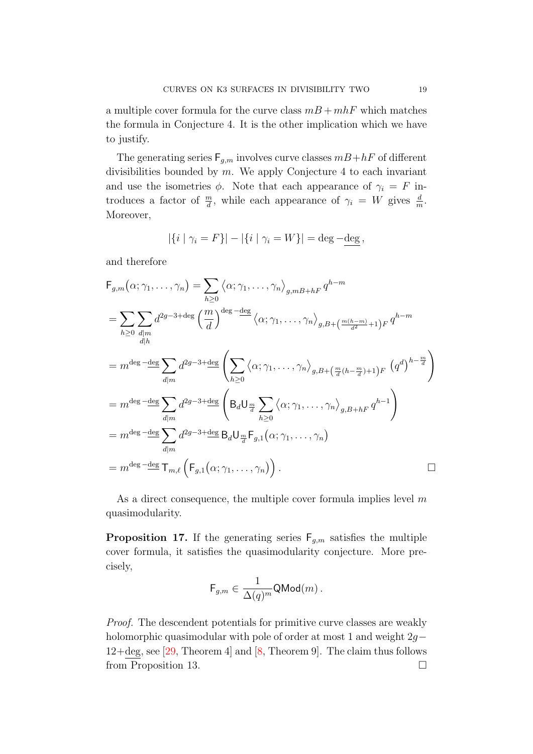a multiple cover formula for the curve class $mB + mhF$ which matches the formula in Conjecture 4. It is the other implication which we have to justify.

The generating series $\mathsf{F}_{g,m}$ involves curve classes $mB+hF$ of different divisibilities bounded by $m$. We apply Conjecture 4 to each invariant and use the isometries $\phi$. Note that each appearance of $\gamma_i = F$ introduces a factor of $\frac{m}{d}$, while each appearance of $\gamma_i = W$ gives $\frac{d}{m}$. Moreover,

$$|\{i \mid \gamma_i = F\}| - |\{i \mid \gamma_i = W\}| = \deg - \underline{\deg}\,,$$

and therefore

$$
\begin{aligned}
&\mathsf{F}_{g,m}(\alpha;\gamma_1,\dots,\gamma_n) = \sum_{h\geq 0} \big\langle \alpha;\gamma_1,\dots,\gamma_n\big\rangle_{g,mB+hF}\, q^{h-m} \\
&= \sum_{h\geq 0}\sum_{\substack{d|m\\ d|h}} d^{2g-3+\deg}\left(\frac{m}{d}\right)^{\deg-\underline{\deg}} \big\langle \alpha;\gamma_1,\dots,\gamma_n\big\rangle_{g,B+\left(\frac{m(h-m)}{d^2}+1\right)F}\, q^{h-m} \\
&= m^{\deg-\underline{\deg}}\sum_{d|m} d^{2g-3+\underline{\deg}}\left(\sum_{h\geq 0} \big\langle \alpha;\gamma_1,\dots,\gamma_n\big\rangle_{g,B+\left(\frac{m}{d}(h-\frac{m}{d})+1\right)F}\, \left(q^d\right)^{h-\frac{m}{d}}\right) \\
&= m^{\deg-\underline{\deg}}\sum_{d|m} d^{2g-3+\underline{\deg}}\left(\mathsf{B}_d\mathsf{U}_{\frac{m}{d}}\sum_{h\geq 0} \big\langle \alpha;\gamma_1,\dots,\gamma_n\big\rangle_{g,B+hF}\, q^{h-1}\right) \\
&= m^{\deg-\underline{\deg}}\sum_{d|m} d^{2g-3+\underline{\deg}}\,\mathsf{B}_d\mathsf{U}_{\frac{m}{d}}\mathsf{F}_{g,1}(\alpha;\gamma_1,\dots,\gamma_n) \\
&= m^{\deg-\underline{\deg}}\,\mathsf{T}_{m,\ell}\left(\mathsf{F}_{g,1}(\alpha;\gamma_1,\dots,\gamma_n)\right). \qquad \square
\end{aligned}
$$

As a direct consequence, the multiple cover formula implies level $m$ quasimodularity.

**Proposition 17.** If the generating series $\mathsf{F}_{g,m}$ satisfies the multiple cover formula, it satisfies the quasimodularity conjecture. More precisely,

$$\mathsf{F}_{g,m} \in \frac{1}{\Delta(q)^m}\mathsf{QMod}(m)\,.$$

*Proof.* The descendent potentials for primitive curve classes are weakly holomorphic quasimodular with pole of order at most 1 and weight $2g-12+\underline{\deg}$, see [29, Theorem 4] and [8, Theorem 9]. The claim thus follows from Proposition 13. $\square$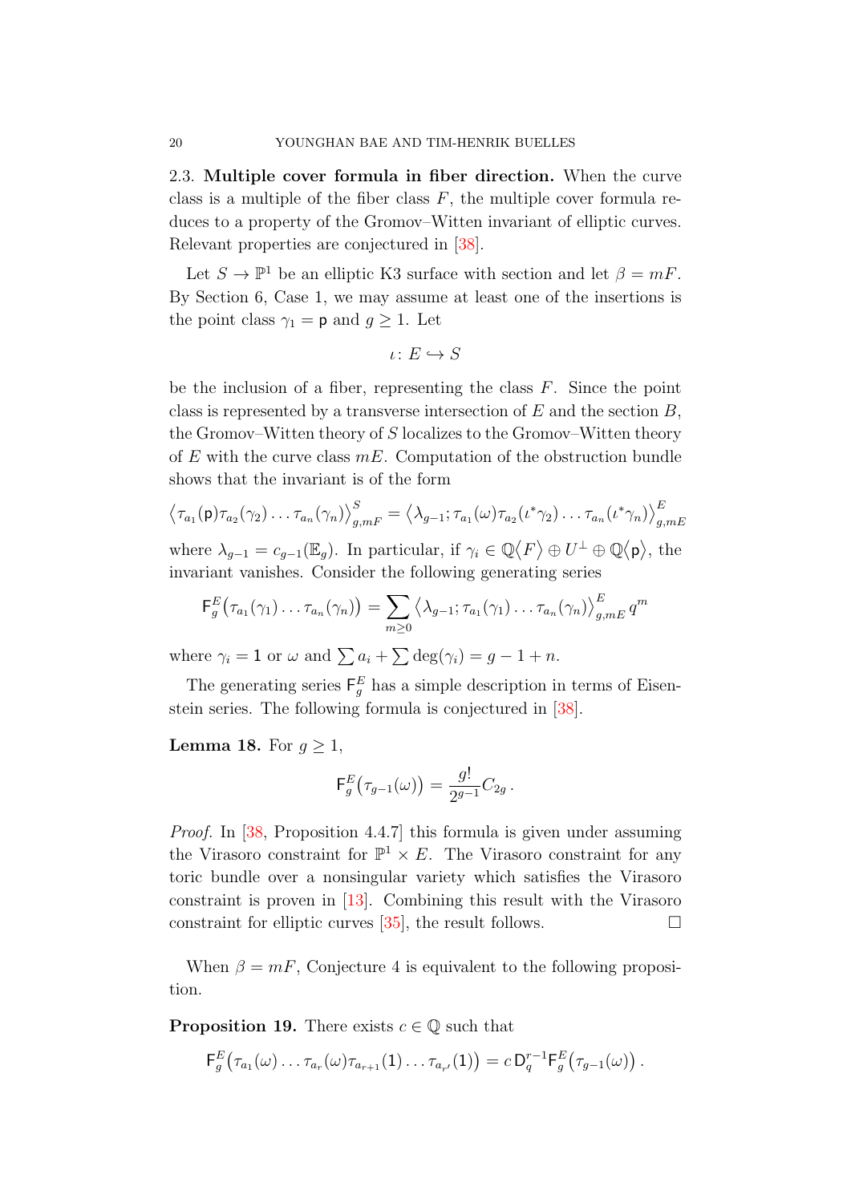2.3. **Multiple cover formula in fiber direction.** When the curve class is a multiple of the fiber class $F$, the multiple cover formula reduces to a property of the Gromov–Witten invariant of elliptic curves. Relevant properties are conjectured in [38].

Let $S \to \mathbb{P}^1$ be an elliptic K3 surface with section and let $\beta = mF$. By Section 6, Case 1, we may assume at least one of the insertions is the point class $\gamma_1 = \mathsf{p}$ and $g \geq 1$. Let

$$\iota \colon E \hookrightarrow S$$

be the inclusion of a fiber, representing the class $F$. Since the point class is represented by a transverse intersection of $E$ and the section $B$, the Gromov–Witten theory of $S$ localizes to the Gromov–Witten theory of $E$ with the curve class $mE$. Computation of the obstruction bundle shows that the invariant is of the form

$$\big\langle \tau_{a_1}(\mathsf{p})\tau_{a_2}(\gamma_2)\dots\tau_{a_n}(\gamma_n)\big\rangle^S_{g,mF} = \big\langle \lambda_{g-1}; \tau_{a_1}(\omega)\tau_{a_2}(\iota^*\gamma_2)\dots\tau_{a_n}(\iota^*\gamma_n)\big\rangle^E_{g,mE}$$

where $\lambda_{g-1} = c_{g-1}(\mathbb{E}_g)$. In particular, if $\gamma_i \in \mathbb{Q}\langle F\rangle \oplus U^\perp \oplus \mathbb{Q}\langle \mathsf{p}\rangle$, the invariant vanishes. Consider the following generating series

$$\mathsf{F}^E_g\big(\tau_{a_1}(\gamma_1)\dots\tau_{a_n}(\gamma_n)\big) = \sum_{m\geq 0}\big\langle \lambda_{g-1}; \tau_{a_1}(\gamma_1)\dots\tau_{a_n}(\gamma_n)\big\rangle^E_{g,mE}\, q^m$$

where $\gamma_i = \mathsf{1}$ or $\omega$ and $\sum a_i + \sum \deg(\gamma_i) = g-1+n$.

The generating series $\mathsf{F}^E_g$ has a simple description in terms of Eisenstein series. The following formula is conjectured in [38].

**Lemma 18.** For $g \geq 1$,

$$\mathsf{F}^E_g\big(\tau_{g-1}(\omega)\big) = \frac{g!}{2^{g-1}}C_{2g}\,.$$

*Proof.* In [38, Proposition 4.4.7] this formula is given under assuming the Virasoro constraint for $\mathbb{P}^1 \times E$. The Virasoro constraint for any toric bundle over a nonsingular variety which satisfies the Virasoro constraint is proven in [13]. Combining this result with the Virasoro constraint for elliptic curves [35], the result follows. $\square$

When $\beta = mF$, Conjecture 4 is equivalent to the following proposition.

**Proposition 19.** There exists $c \in \mathbb{Q}$ such that

$$\mathsf{F}^E_g\big(\tau_{a_1}(\omega)\dots\tau_{a_r}(\omega)\tau_{a_{r+1}}(\mathsf{1})\dots\tau_{a_{r'}}(\mathsf{1})\big) = c\,\mathsf{D}_q^{r-1}\mathsf{F}^E_g\big(\tau_{g-1}(\omega)\big)\,.$$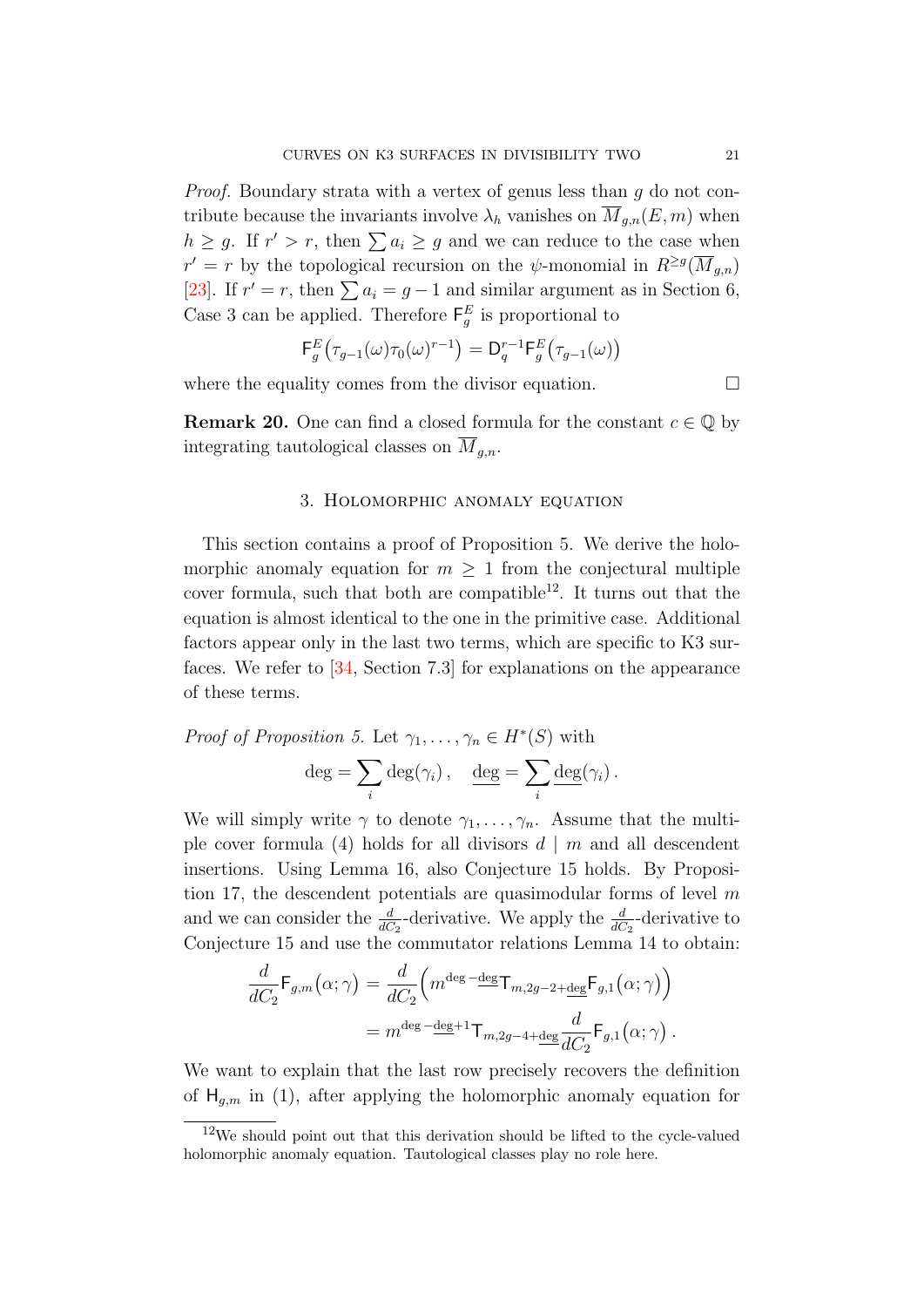*Proof.* Boundary strata with a vertex of genus less than $g$ do not contribute because the invariants involve $\lambda_h$ vanishes on $\overline{M}_{g,n}(E,m)$ when $h \geq g$. If $r' > r$, then $\sum a_i \geq g$ and we can reduce to the case when $r' = r$ by the topological recursion on the $\psi$-monomial in $R^{\geq g}(\overline{M}_{g,n})$ [23]. If $r' = r$, then $\sum a_i = g-1$ and similar argument as in Section 6, Case 3 can be applied. Therefore $\mathsf{F}_g^E$ is proportional to

$$\mathsf{F}_g^E\big(\tau_{g-1}(\omega)\tau_0(\omega)^{r-1}\big) = \mathsf{D}_q^{r-1}\mathsf{F}_g^E\big(\tau_{g-1}(\omega)\big)$$

where the equality comes from the divisor equation. □

**Remark 20.** One can find a closed formula for the constant $c \in \mathbb{Q}$ by integrating tautological classes on $\overline{M}_{g,n}$.

## 3. Holomorphic anomaly equation

This section contains a proof of Proposition 5. We derive the holomorphic anomaly equation for $m \geq 1$ from the conjectural multiple cover formula, such that both are compatible[12]. It turns out that the equation is almost identical to the one in the primitive case. Additional factors appear only in the last two terms, which are specific to K3 surfaces. We refer to [34, Section 7.3] for explanations on the appearance of these terms.

*Proof of Proposition 5.* Let $\gamma_1, \dots, \gamma_n \in H^*(S)$ with

$$\deg = \sum_i \deg(\gamma_i)\,, \quad \underline{\deg} = \sum_i \underline{\deg}(\gamma_i)\,.$$

We will simply write $\gamma$ to denote $\gamma_1, \dots, \gamma_n$. Assume that the multiple cover formula (4) holds for all divisors $d \mid m$ and all descendent insertions. Using Lemma 16, also Conjecture 15 holds. By Proposition 17, the descendent potentials are quasimodular forms of level $m$ and we can consider the $\frac{d}{dC_2}$-derivative. We apply the $\frac{d}{dC_2}$-derivative to Conjecture 15 and use the commutator relations Lemma 14 to obtain:

$$\begin{aligned}
\frac{d}{dC_2}\mathsf{F}_{g,m}(\alpha;\gamma) &= \frac{d}{dC_2}\Big(m^{\deg - \underline{\deg}}\mathsf{T}_{m,2g-2+\underline{\deg}}\mathsf{F}_{g,1}(\alpha;\gamma)\Big) \\
&= m^{\deg - \underline{\deg}+1}\mathsf{T}_{m,2g-4+\underline{\deg}}\frac{d}{dC_2}\mathsf{F}_{g,1}(\alpha;\gamma)\,.
\end{aligned}$$

We want to explain that the last row precisely recovers the definition of $\mathsf{H}_{g,m}$ in (1), after applying the holomorphic anomaly equation for

[12] We should point out that this derivation should be lifted to the cycle-valued holomorphic anomaly equation. Tautological classes play no role here.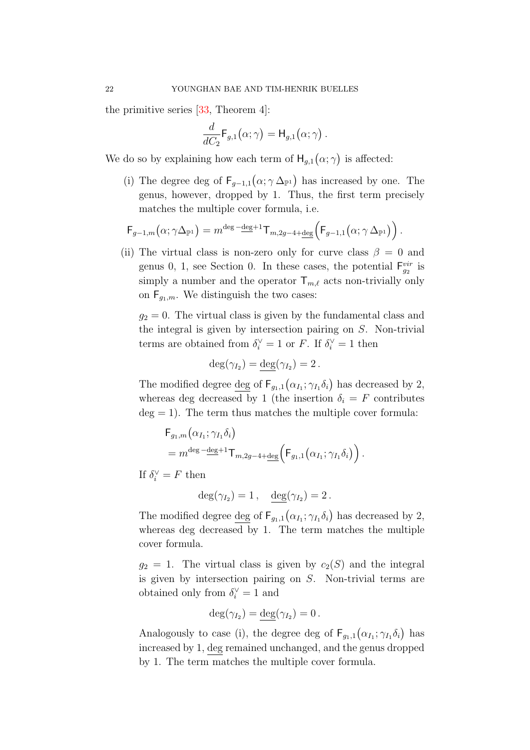the primitive series [33, Theorem 4]:

$$\frac{d}{dC_2}\mathsf{F}_{g,1}\big(\alpha;\gamma\big) = \mathsf{H}_{g,1}\big(\alpha;\gamma\big)\,.$$

We do so by explaining how each term of $\mathsf{H}_{g,1}\big(\alpha;\gamma\big)$ is affected:

(i) The degree deg of $\mathsf{F}_{g-1,1}\big(\alpha;\gamma\,\Delta_{\mathbb{P}^1}\big)$ has increased by one. The genus, however, dropped by 1. Thus, the first term precisely matches the multiple cover formula, i.e.

$$\mathsf{F}_{g-1,m}\big(\alpha;\gamma\Delta_{\mathbb{P}^1}\big) = m^{\deg-\underline{\deg}+1}\mathsf{T}_{m,2g-4+\underline{\deg}}\Big(\mathsf{F}_{g-1,1}\big(\alpha;\gamma\,\Delta_{\mathbb{P}^1}\big)\Big)\,.$$

(ii) The virtual class is non-zero only for curve class $\beta = 0$ and genus 0, 1, see Section 0. In these cases, the potential $\mathsf{F}^{vir}_{g_2}$ is simply a number and the operator $\mathsf{T}_{m,\ell}$ acts non-trivially only on $\mathsf{F}_{g_1,m}$. We distinguish the two cases:

$g_2 = 0$. The virtual class is given by the fundamental class and the integral is given by intersection pairing on $S$. Non-trivial terms are obtained from $\delta_i^\vee = 1$ or $F$. If $\delta_i^\vee = 1$ then

$$\deg(\gamma_{I_2}) = \underline{\deg}(\gamma_{I_2}) = 2\,.$$

The modified degree $\underline{\deg}$ of $\mathsf{F}_{g_1,1}\big(\alpha_{I_1};\gamma_{I_1}\delta_i\big)$ has decreased by 2, whereas deg decreased by 1 (the insertion $\delta_i = F$ contributes $\deg = 1$). The term thus matches the multiple cover formula:

$$\begin{aligned}
&\mathsf{F}_{g_1,m}\big(\alpha_{I_1};\gamma_{I_1}\delta_i\big)\\
&= m^{\deg-\underline{\deg}+1}\mathsf{T}_{m,2g-4+\underline{\deg}}\Big(\mathsf{F}_{g_1,1}\big(\alpha_{I_1};\gamma_{I_1}\delta_i\big)\Big)\,.
\end{aligned}$$

If $\delta_i^\vee = F$ then

$$\deg(\gamma_{I_2}) = 1\,,\quad \underline{\deg}(\gamma_{I_2}) = 2\,.$$

The modified degree $\underline{\deg}$ of $\mathsf{F}_{g_1,1}\big(\alpha_{I_1};\gamma_{I_1}\delta_i\big)$ has decreased by 2, whereas deg decreased by 1. The term matches the multiple cover formula.

$g_2 = 1$. The virtual class is given by $c_2(S)$ and the integral is given by intersection pairing on $S$. Non-trivial terms are obtained only from $\delta_i^\vee = 1$ and

$$\deg(\gamma_{I_2}) = \underline{\deg}(\gamma_{I_2}) = 0\,.$$

Analogously to case (i), the degree deg of $\mathsf{F}_{g_1,1}\big(\alpha_{I_1};\gamma_{I_1}\delta_i\big)$ has increased by 1, $\underline{\deg}$ remained unchanged, and the genus dropped by 1. The term matches the multiple cover formula.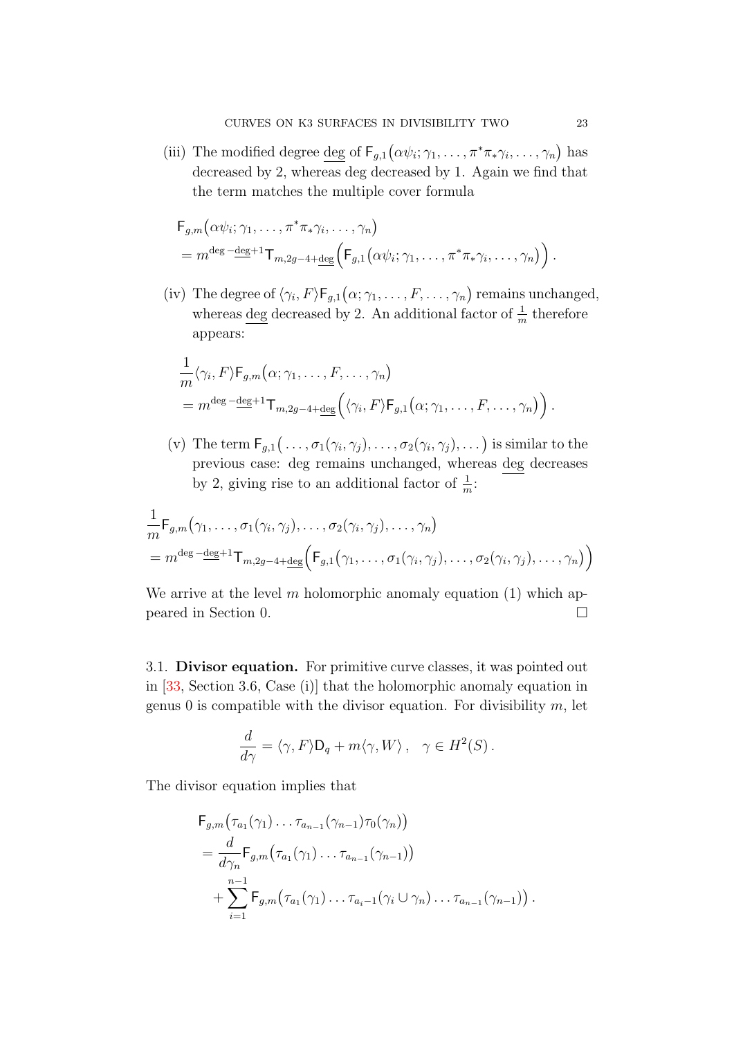(iii) The modified degree $\underline{\deg}$ of $\mathsf{F}_{g,1}\big(\alpha\psi_i;\gamma_1,\ldots,\pi^*\pi_*\gamma_i,\ldots,\gamma_n\big)$ has decreased by 2, whereas deg decreased by 1. Again we find that the term matches the multiple cover formula

$$
\begin{aligned}
&\mathsf{F}_{g,m}\big(\alpha\psi_i;\gamma_1,\ldots,\pi^*\pi_*\gamma_i,\ldots,\gamma_n\big)\\
&= m^{\deg-\underline{\deg}+1}\mathsf{T}_{m,2g-4+\underline{\deg}}\Big(\mathsf{F}_{g,1}\big(\alpha\psi_i;\gamma_1,\ldots,\pi^*\pi_*\gamma_i,\ldots,\gamma_n\big)\Big)\,.
\end{aligned}
$$

(iv) The degree of $\langle\gamma_i,F\rangle\mathsf{F}_{g,1}\big(\alpha;\gamma_1,\ldots,F,\ldots,\gamma_n\big)$ remains unchanged, whereas $\underline{\deg}$ decreased by 2. An additional factor of $\frac{1}{m}$ therefore appears:

$$
\begin{aligned}
&\frac{1}{m}\langle\gamma_i,F\rangle\mathsf{F}_{g,m}\big(\alpha;\gamma_1,\ldots,F,\ldots,\gamma_n\big)\\
&= m^{\deg-\underline{\deg}+1}\mathsf{T}_{m,2g-4+\underline{\deg}}\Big(\langle\gamma_i,F\rangle\mathsf{F}_{g,1}\big(\alpha;\gamma_1,\ldots,F,\ldots,\gamma_n\big)\Big)\,.
\end{aligned}
$$

(v) The term $\mathsf{F}_{g,1}\big(\ldots,\sigma_1(\gamma_i,\gamma_j),\ldots,\sigma_2(\gamma_i,\gamma_j),\ldots\big)$ is similar to the previous case: deg remains unchanged, whereas $\underline{\deg}$ decreases by 2, giving rise to an additional factor of $\frac{1}{m}$:

$$
\begin{aligned}
&\frac{1}{m}\mathsf{F}_{g,m}\big(\gamma_1,\ldots,\sigma_1(\gamma_i,\gamma_j),\ldots,\sigma_2(\gamma_i,\gamma_j),\ldots,\gamma_n\big)\\
&= m^{\deg-\underline{\deg}+1}\mathsf{T}_{m,2g-4+\underline{\deg}}\Big(\mathsf{F}_{g,1}\big(\gamma_1,\ldots,\sigma_1(\gamma_i,\gamma_j),\ldots,\sigma_2(\gamma_i,\gamma_j),\ldots,\gamma_n\big)\Big)
\end{aligned}
$$

We arrive at the level $m$ holomorphic anomaly equation (1) which appeared in Section 0. $\square$

### 3.1. Divisor equation.

For primitive curve classes, it was pointed out in [33, Section 3.6, Case (i)] that the holomorphic anomaly equation in genus 0 is compatible with the divisor equation. For divisibility $m$, let

$$
\frac{d}{d\gamma} = \langle\gamma,F\rangle\mathsf{D}_q + m\langle\gamma,W\rangle\,,\quad \gamma\in H^2(S)\,.
$$

The divisor equation implies that

$$
\begin{aligned}
&\mathsf{F}_{g,m}\big(\tau_{a_1}(\gamma_1)\ldots\tau_{a_{n-1}}(\gamma_{n-1})\tau_0(\gamma_n)\big)\\
&=\frac{d}{d\gamma_n}\mathsf{F}_{g,m}\big(\tau_{a_1}(\gamma_1)\ldots\tau_{a_{n-1}}(\gamma_{n-1})\big)\\
&\quad+\sum_{i=1}^{n-1}\mathsf{F}_{g,m}\big(\tau_{a_1}(\gamma_1)\ldots\tau_{a_i-1}(\gamma_i\cup\gamma_n)\ldots\tau_{a_{n-1}}(\gamma_{n-1})\big)\,.
\end{aligned}
$$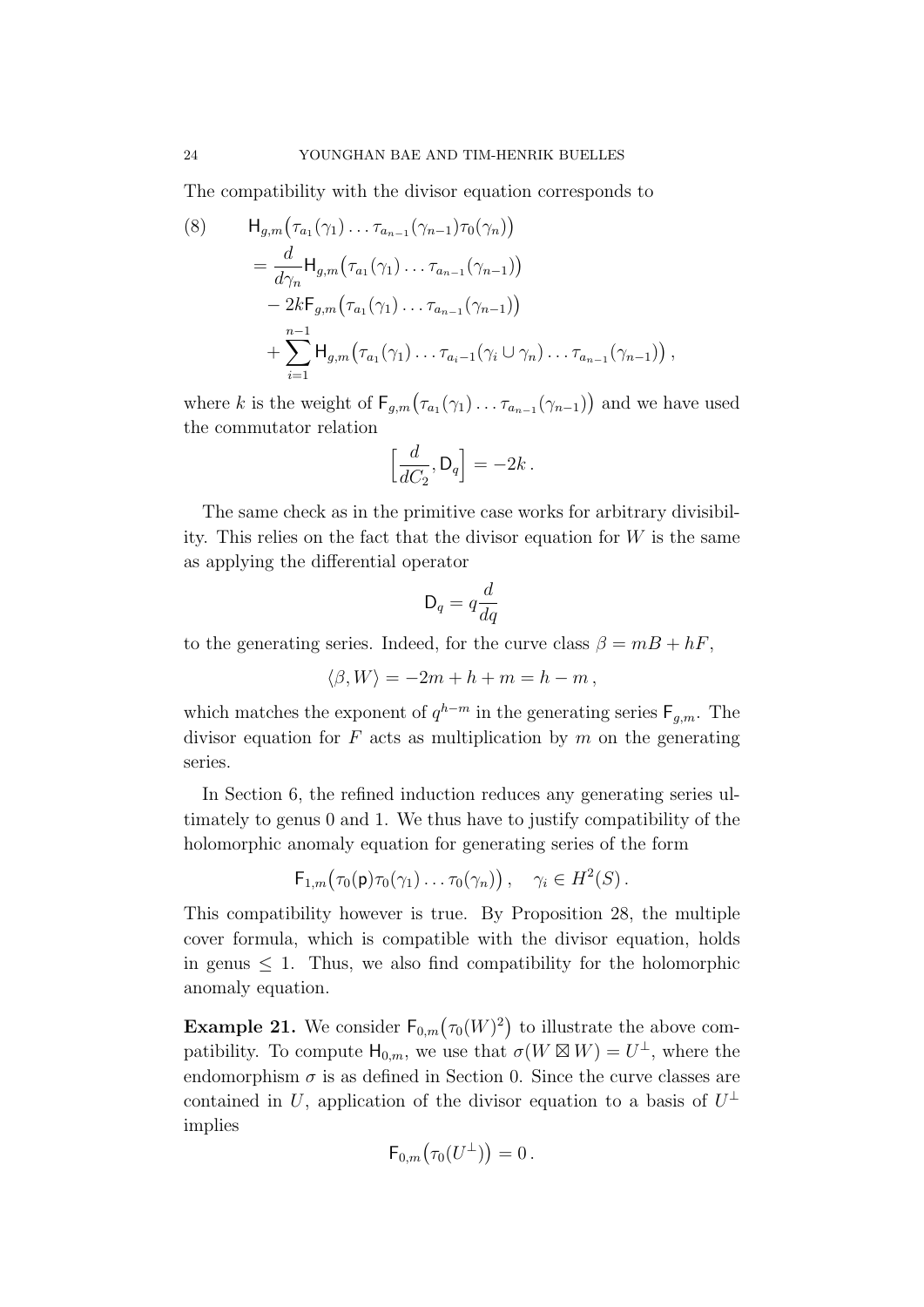The compatibility with the divisor equation corresponds to

$$
\begin{aligned}
(8) \qquad & \mathsf{H}_{g,m}\big(\tau_{a_1}(\gamma_1)\ldots\tau_{a_{n-1}}(\gamma_{n-1})\tau_0(\gamma_n)\big) \\
&= \frac{d}{d\gamma_n}\mathsf{H}_{g,m}\big(\tau_{a_1}(\gamma_1)\ldots\tau_{a_{n-1}}(\gamma_{n-1})\big) \\
&\quad - 2k\mathsf{F}_{g,m}\big(\tau_{a_1}(\gamma_1)\ldots\tau_{a_{n-1}}(\gamma_{n-1})\big) \\
&\quad + \sum_{i=1}^{n-1}\mathsf{H}_{g,m}\big(\tau_{a_1}(\gamma_1)\ldots\tau_{a_i-1}(\gamma_i\cup\gamma_n)\ldots\tau_{a_{n-1}}(\gamma_{n-1})\big)\,,
\end{aligned}
$$

where $k$ is the weight of $\mathsf{F}_{g,m}\big(\tau_{a_1}(\gamma_1)\ldots\tau_{a_{n-1}}(\gamma_{n-1})\big)$ and we have used the commutator relation

$$
\Big[\frac{d}{dC_2}, \mathsf{D}_q\Big] = -2k\,.
$$

The same check as in the primitive case works for arbitrary divisibility. This relies on the fact that the divisor equation for $W$ is the same as applying the differential operator

$$
\mathsf{D}_q = q\frac{d}{dq}
$$

to the generating series. Indeed, for the curve class $\beta = mB + hF$,

$$
\langle \beta, W\rangle = -2m + h + m = h - m\,,
$$

which matches the exponent of $q^{h-m}$ in the generating series $\mathsf{F}_{g,m}$. The divisor equation for $F$ acts as multiplication by $m$ on the generating series.

In Section 6, the refined induction reduces any generating series ultimately to genus 0 and 1. We thus have to justify compatibility of the holomorphic anomaly equation for generating series of the form

$$
\mathsf{F}_{1,m}\big(\tau_0(\mathsf{p})\tau_0(\gamma_1)\ldots\tau_0(\gamma_n)\big)\,, \quad \gamma_i \in H^2(S)\,.
$$

This compatibility however is true. By Proposition 28, the multiple cover formula, which is compatible with the divisor equation, holds in genus $\leq 1$. Thus, we also find compatibility for the holomorphic anomaly equation.

**Example 21.** We consider $\mathsf{F}_{0,m}\big(\tau_0(W)^2\big)$ to illustrate the above compatibility. To compute $\mathsf{H}_{0,m}$, we use that $\sigma(W\boxtimes W) = U^\perp$, where the endomorphism $\sigma$ is as defined in Section 0. Since the curve classes are contained in $U$, application of the divisor equation to a basis of $U^\perp$ implies

$$
\mathsf{F}_{0,m}\big(\tau_0(U^\perp)\big) = 0\,.
$$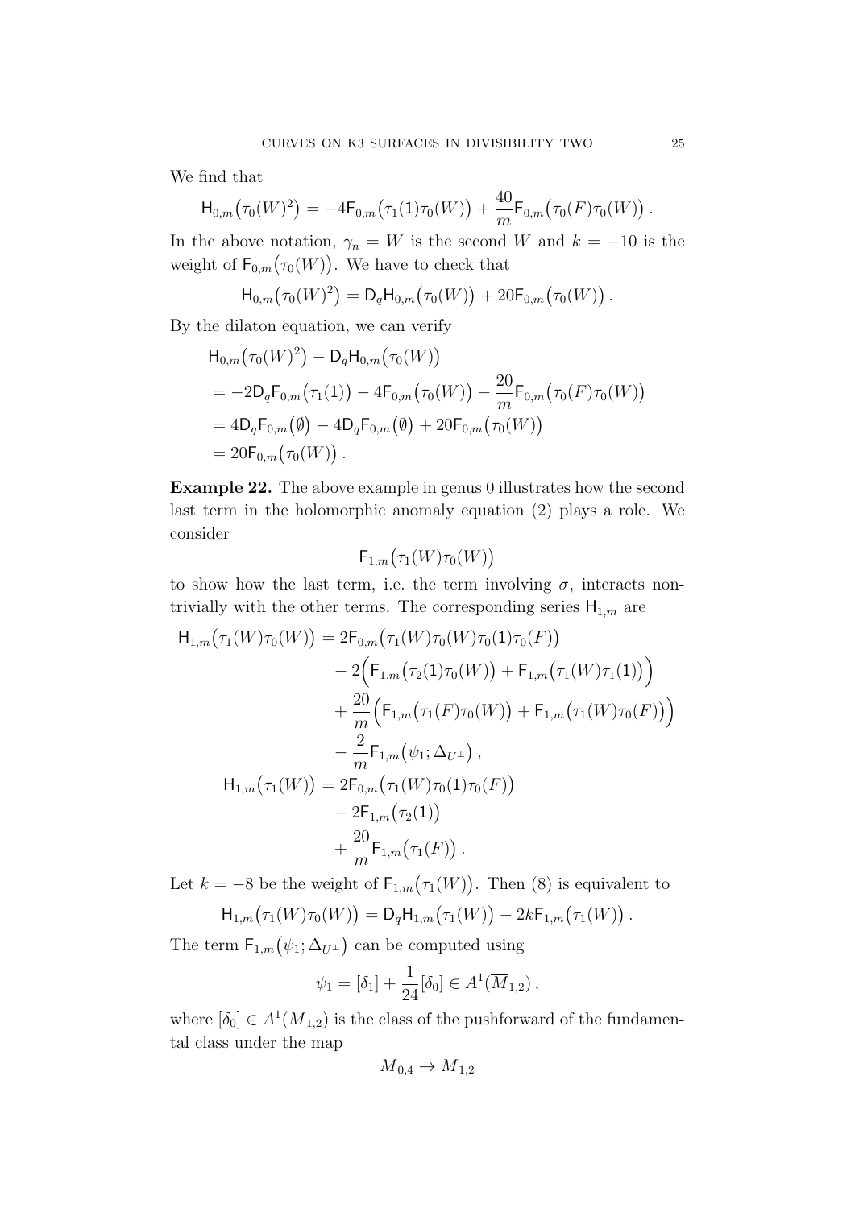We find that

$$\mathsf{H}_{0,m}\big(\tau_0(W)^2\big) = -4\mathsf{F}_{0,m}\big(\tau_1(\mathsf{1})\tau_0(W)\big) + \frac{40}{m}\mathsf{F}_{0,m}\big(\tau_0(F)\tau_0(W)\big)\,.$$

In the above notation, $\gamma_n = W$ is the second $W$ and $k = -10$ is the weight of $\mathsf{F}_{0,m}\big(\tau_0(W)\big)$. We have to check that

$$\mathsf{H}_{0,m}\big(\tau_0(W)^2\big) = \mathsf{D}_q\mathsf{H}_{0,m}\big(\tau_0(W)\big) + 20\mathsf{F}_{0,m}\big(\tau_0(W)\big)\,.$$

By the dilaton equation, we can verify

$$\begin{aligned}
&\mathsf{H}_{0,m}\big(\tau_0(W)^2\big) - \mathsf{D}_q\mathsf{H}_{0,m}\big(\tau_0(W)\big)\\
&= -2\mathsf{D}_q\mathsf{F}_{0,m}\big(\tau_1(\mathsf{1})\big) - 4\mathsf{F}_{0,m}\big(\tau_0(W)\big) + \frac{20}{m}\mathsf{F}_{0,m}\big(\tau_0(F)\tau_0(W)\big)\\
&= 4\mathsf{D}_q\mathsf{F}_{0,m}\big(\emptyset\big) - 4\mathsf{D}_q\mathsf{F}_{0,m}\big(\emptyset\big) + 20\mathsf{F}_{0,m}\big(\tau_0(W)\big)\\
&= 20\mathsf{F}_{0,m}\big(\tau_0(W)\big)\,.
\end{aligned}$$

**Example 22.** The above example in genus 0 illustrates how the second last term in the holomorphic anomaly equation (2) plays a role. We consider

$$\mathsf{F}_{1,m}\big(\tau_1(W)\tau_0(W)\big)$$

to show how the last term, i.e. the term involving $\sigma$, interacts non-trivially with the other terms. The corresponding series $\mathsf{H}_{1,m}$ are

$$\begin{aligned}
\mathsf{H}_{1,m}\big(\tau_1(W)\tau_0(W)\big) &= 2\mathsf{F}_{0,m}\big(\tau_1(W)\tau_0(W)\tau_0(\mathsf{1})\tau_0(F)\big)\\
&\quad - 2\Big(\mathsf{F}_{1,m}\big(\tau_2(\mathsf{1})\tau_0(W)\big) + \mathsf{F}_{1,m}\big(\tau_1(W)\tau_1(\mathsf{1})\big)\Big)\\
&\quad + \frac{20}{m}\Big(\mathsf{F}_{1,m}\big(\tau_1(F)\tau_0(W)\big) + \mathsf{F}_{1,m}\big(\tau_1(W)\tau_0(F)\big)\Big)\\
&\quad - \frac{2}{m}\mathsf{F}_{1,m}\big(\psi_1;\Delta_{U^\perp}\big)\,,\\
\mathsf{H}_{1,m}\big(\tau_1(W)\big) &= 2\mathsf{F}_{0,m}\big(\tau_1(W)\tau_0(\mathsf{1})\tau_0(F)\big)\\
&\quad - 2\mathsf{F}_{1,m}\big(\tau_2(\mathsf{1})\big)\\
&\quad + \frac{20}{m}\mathsf{F}_{1,m}\big(\tau_1(F)\big)\,.
\end{aligned}$$

Let $k = -8$ be the weight of $\mathsf{F}_{1,m}\big(\tau_1(W)\big)$. Then (8) is equivalent to

$$\mathsf{H}_{1,m}\big(\tau_1(W)\tau_0(W)\big) = \mathsf{D}_q\mathsf{H}_{1,m}\big(\tau_1(W)\big) - 2k\mathsf{F}_{1,m}\big(\tau_1(W)\big)\,.$$

The term $\mathsf{F}_{1,m}\big(\psi_1;\Delta_{U^\perp}\big)$ can be computed using

$$\psi_1 = [\delta_1] + \frac{1}{24}[\delta_0] \in A^1(\overline{M}_{1,2})\,,$$

where $[\delta_0] \in A^1(\overline{M}_{1,2})$ is the class of the pushforward of the fundamental class under the map

$$\overline{M}_{0,4} \to \overline{M}_{1,2}$$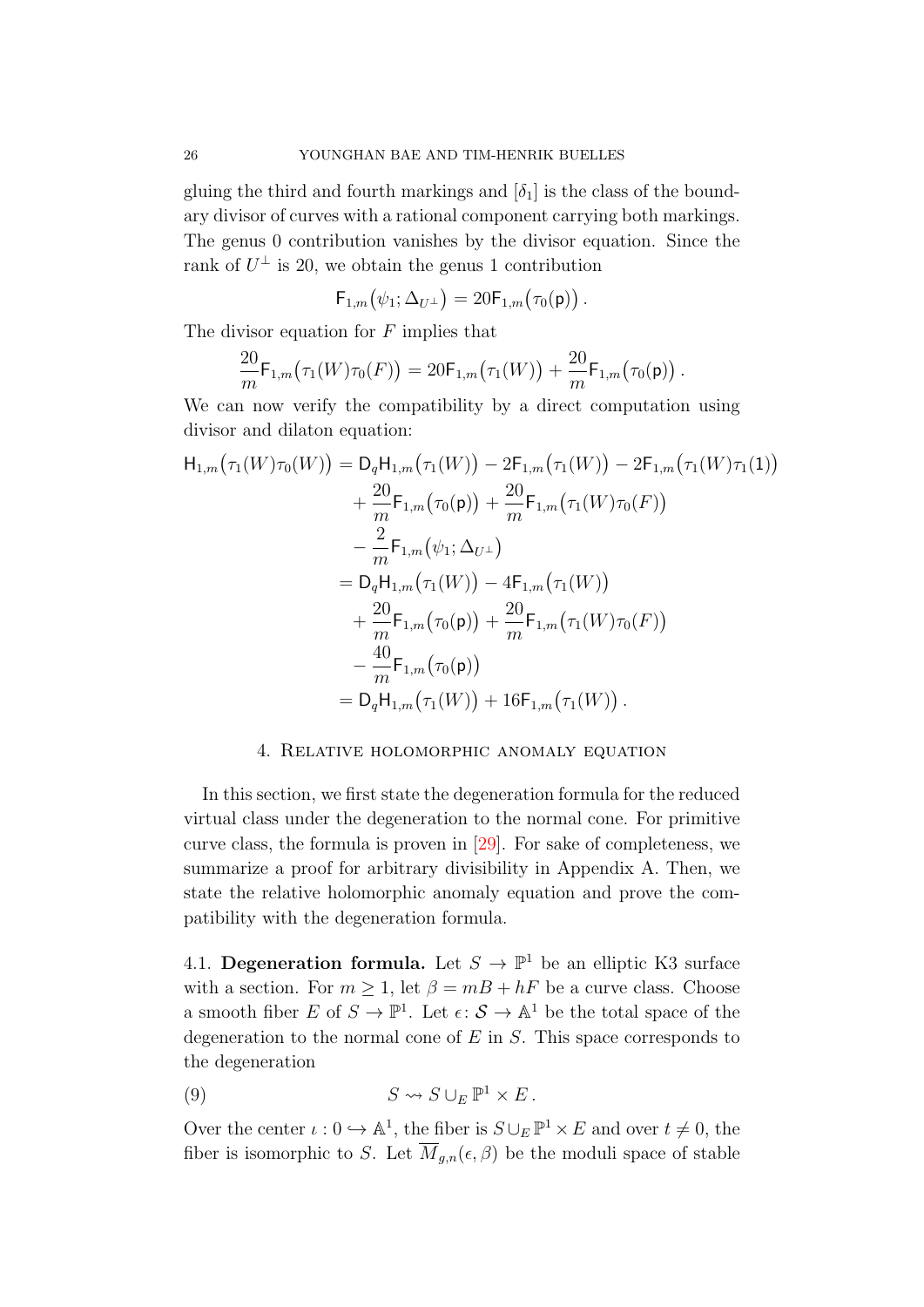gluing the third and fourth markings and $[\delta_1]$ is the class of the boundary divisor of curves with a rational component carrying both markings. The genus 0 contribution vanishes by the divisor equation. Since the rank of $U^\perp$ is 20, we obtain the genus 1 contribution

$$\mathsf{F}_{1,m}\big(\psi_1; \Delta_{U^\perp}\big) = 20\mathsf{F}_{1,m}\big(\tau_0(\mathsf{p})\big)\,.$$

The divisor equation for $F$ implies that

$$\frac{20}{m}\mathsf{F}_{1,m}\big(\tau_1(W)\tau_0(F)\big) = 20\mathsf{F}_{1,m}\big(\tau_1(W)\big) + \frac{20}{m}\mathsf{F}_{1,m}\big(\tau_0(\mathsf{p})\big)\,.$$

We can now verify the compatibility by a direct computation using divisor and dilaton equation:

$$\begin{aligned}
\mathsf{H}_{1,m}\big(\tau_1(W)\tau_0(W)\big) &= \mathsf{D}_q\mathsf{H}_{1,m}\big(\tau_1(W)\big) - 2\mathsf{F}_{1,m}\big(\tau_1(W)\big) - 2\mathsf{F}_{1,m}\big(\tau_1(W)\tau_1(\mathsf{1})\big) \\
&\quad + \frac{20}{m}\mathsf{F}_{1,m}\big(\tau_0(\mathsf{p})\big) + \frac{20}{m}\mathsf{F}_{1,m}\big(\tau_1(W)\tau_0(F)\big) \\
&\quad - \frac{2}{m}\mathsf{F}_{1,m}\big(\psi_1; \Delta_{U^\perp}\big) \\
&= \mathsf{D}_q\mathsf{H}_{1,m}\big(\tau_1(W)\big) - 4\mathsf{F}_{1,m}\big(\tau_1(W)\big) \\
&\quad + \frac{20}{m}\mathsf{F}_{1,m}\big(\tau_0(\mathsf{p})\big) + \frac{20}{m}\mathsf{F}_{1,m}\big(\tau_1(W)\tau_0(F)\big) \\
&\quad - \frac{40}{m}\mathsf{F}_{1,m}\big(\tau_0(\mathsf{p})\big) \\
&= \mathsf{D}_q\mathsf{H}_{1,m}\big(\tau_1(W)\big) + 16\mathsf{F}_{1,m}\big(\tau_1(W)\big)\,.
\end{aligned}$$

## 4. Relative holomorphic anomaly equation

In this section, we first state the degeneration formula for the reduced virtual class under the degeneration to the normal cone. For primitive curve class, the formula is proven in [29]. For sake of completeness, we summarize a proof for arbitrary divisibility in Appendix A. Then, we state the relative holomorphic anomaly equation and prove the compatibility with the degeneration formula.

4.1. **Degeneration formula.** Let $S \to \mathbb{P}^1$ be an elliptic K3 surface with a section. For $m \geq 1$, let $\beta = mB + hF$ be a curve class. Choose a smooth fiber $E$ of $S \to \mathbb{P}^1$. Let $\epsilon \colon \mathcal{S} \to \mathbb{A}^1$ be the total space of the degeneration to the normal cone of $E$ in $S$. This space corresponds to the degeneration

$$S \rightsquigarrow S \cup_E \mathbb{P}^1 \times E\,. \tag{9}$$

Over the center $\iota : 0 \hookrightarrow \mathbb{A}^1$, the fiber is $S \cup_E \mathbb{P}^1 \times E$ and over $t \neq 0$, the fiber is isomorphic to $S$. Let $\overline{M}_{g,n}(\epsilon, \beta)$ be the moduli space of stable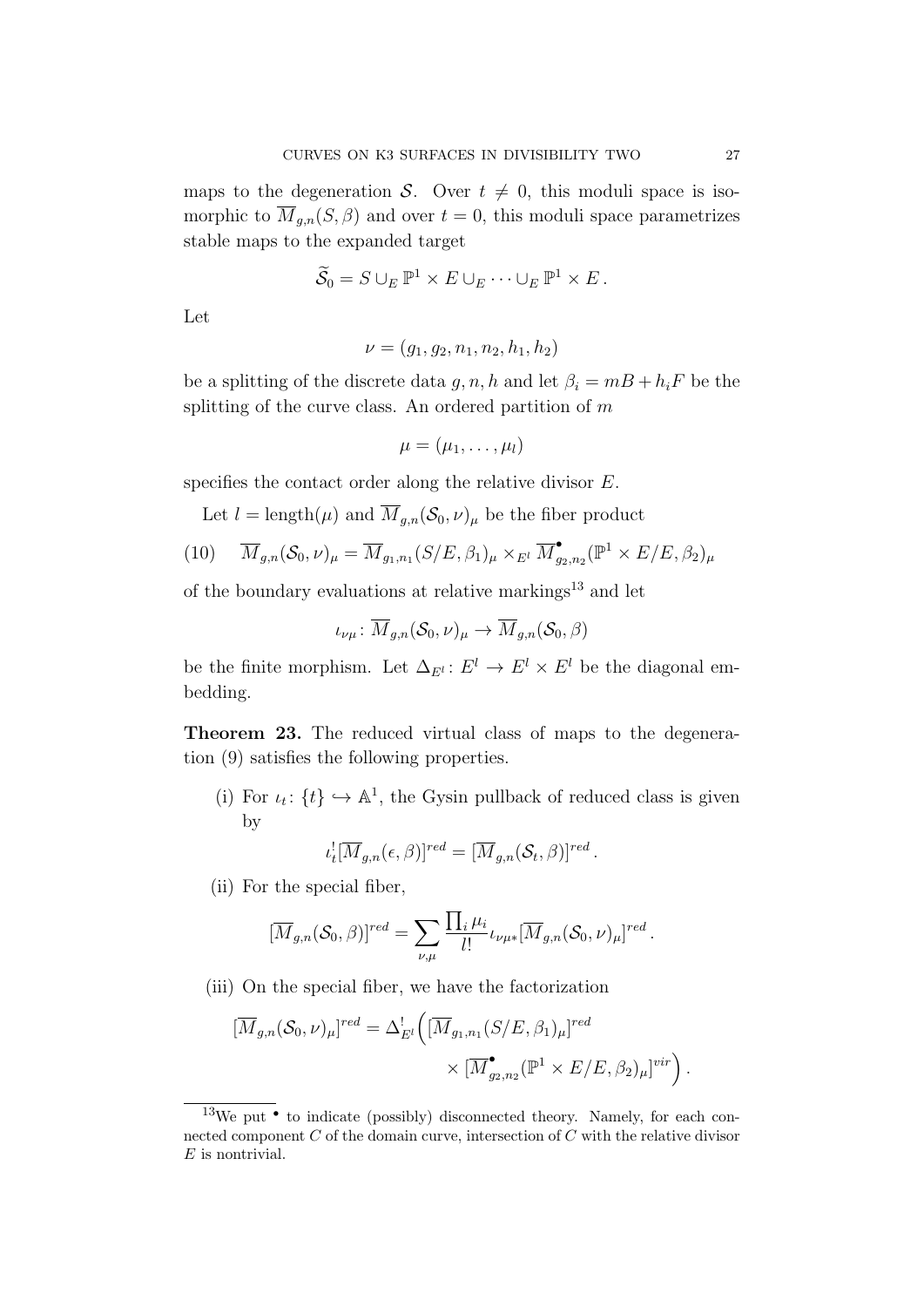maps to the degeneration $\mathcal{S}$. Over $t \neq 0$, this moduli space is isomorphic to $\overline{M}_{g,n}(S, \beta)$ and over $t = 0$, this moduli space parametrizes stable maps to the expanded target

$$\widetilde{\mathcal{S}}_0 = S \cup_E \mathbb{P}^1 \times E \cup_E \cdots \cup_E \mathbb{P}^1 \times E \,.$$

Let

$$\nu = (g_1, g_2, n_1, n_2, h_1, h_2)$$

be a splitting of the discrete data $g, n, h$ and let $\beta_i = mB + h_i F$ be the splitting of the curve class. An ordered partition of $m$

$$\mu = (\mu_1, \ldots, \mu_l)$$

specifies the contact order along the relative divisor $E$.

Let $l = \mathrm{length}(\mu)$ and $\overline{M}_{g,n}(\mathcal{S}_0, \nu)_\mu$ be the fiber product

$$\overline{M}_{g,n}(\mathcal{S}_0, \nu)_\mu = \overline{M}_{g_1,n_1}(S/E, \beta_1)_\mu \times_{E^l} \overline{M}^{\bullet}_{g_2,n_2}(\mathbb{P}^1 \times E/E, \beta_2)_\mu \tag{10}$$

of the boundary evaluations at relative markings[13] and let

$$\iota_{\nu\mu} \colon \overline{M}_{g,n}(\mathcal{S}_0, \nu)_\mu \to \overline{M}_{g,n}(\mathcal{S}_0, \beta)$$

be the finite morphism. Let $\Delta_{E^l} \colon E^l \to E^l \times E^l$ be the diagonal embedding.

**Theorem 23.** The reduced virtual class of maps to the degeneration (9) satisfies the following properties.

(i) For $\iota_t \colon \{t\} \hookrightarrow \mathbb{A}^1$, the Gysin pullback of reduced class is given by

$$\iota_t^![\overline{M}_{g,n}(\epsilon, \beta)]^{red} = [\overline{M}_{g,n}(\mathcal{S}_t, \beta)]^{red} \,.$$

(ii) For the special fiber,

$$[\overline{M}_{g,n}(\mathcal{S}_0, \beta)]^{red} = \sum_{\nu,\mu} \frac{\prod_i \mu_i}{l!} \iota_{\nu\mu *}[\overline{M}_{g,n}(\mathcal{S}_0, \nu)_\mu]^{red} \,.$$

(iii) On the special fiber, we have the factorization

$$[\overline{M}_{g,n}(\mathcal{S}_0, \nu)_\mu]^{red} = \Delta_{E^l}^! \Big( [\overline{M}_{g_1,n_1}(S/E, \beta_1)_\mu]^{red} \times [\overline{M}^{\bullet}_{g_2,n_2}(\mathbb{P}^1 \times E/E, \beta_2)_\mu]^{vir} \Big) \,.$$

---

[13] We put $\bullet$ to indicate (possibly) disconnected theory. Namely, for each connected component $C$ of the domain curve, intersection of $C$ with the relative divisor $E$ is nontrivial.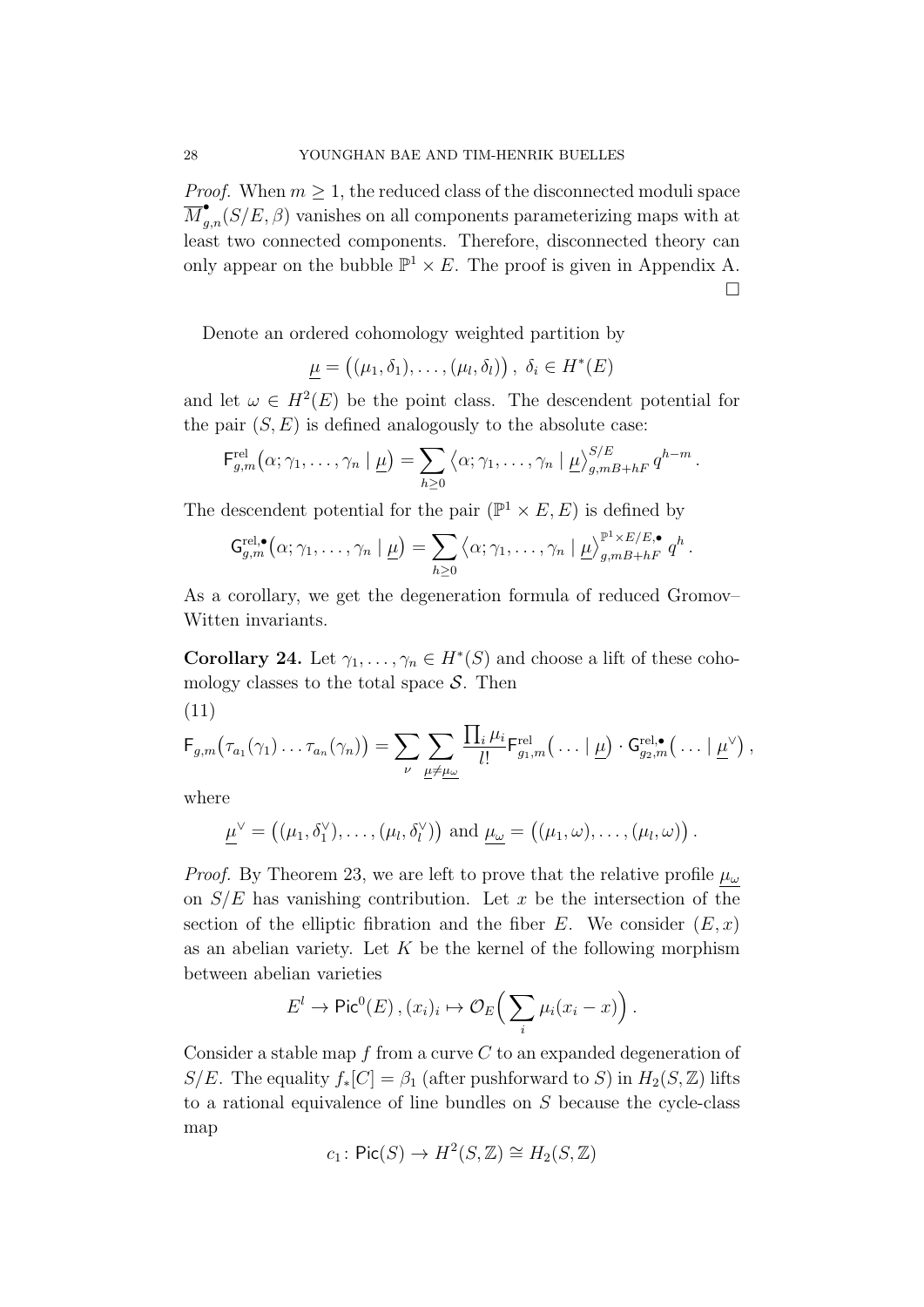*Proof.* When $m \geq 1$, the reduced class of the disconnected moduli space $\overline{M}^{\bullet}_{g,n}(S/E, \beta)$ vanishes on all components parameterizing maps with at least two connected components. Therefore, disconnected theory can only appear on the bubble $\mathbb{P}^1 \times E$. The proof is given in Appendix A. $\square$

Denote an ordered cohomology weighted partition by

$$\underline{\mu} = \big((\mu_1, \delta_1), \ldots, (\mu_l, \delta_l)\big)\,,\ \delta_i \in H^*(E)$$

and let $\omega \in H^2(E)$ be the point class. The descendent potential for the pair $(S, E)$ is defined analogously to the absolute case:

$$\mathsf{F}^{\mathrm{rel}}_{g,m}\big(\alpha; \gamma_1, \ldots, \gamma_n \mid \underline{\mu}\big) = \sum_{h \geq 0} \big\langle \alpha; \gamma_1, \ldots, \gamma_n \mid \underline{\mu} \big\rangle^{S/E}_{g, mB+hF} \, q^{h-m}\,.$$

The descendent potential for the pair $(\mathbb{P}^1 \times E, E)$ is defined by

$$\mathsf{G}^{\mathrm{rel},\bullet}_{g,m}\big(\alpha; \gamma_1, \ldots, \gamma_n \mid \underline{\mu}\big) = \sum_{h \geq 0} \big\langle \alpha; \gamma_1, \ldots, \gamma_n \mid \underline{\mu} \big\rangle^{\mathbb{P}^1 \times E/E, \bullet}_{g, mB+hF} \, q^{h}\,.$$

As a corollary, we get the degeneration formula of reduced Gromov–Witten invariants.

**Corollary 24.** Let $\gamma_1, \ldots, \gamma_n \in H^*(S)$ and choose a lift of these cohomology classes to the total space $\mathcal{S}$. Then

(11)

$$\mathsf{F}_{g,m}\big(\tau_{a_1}(\gamma_1) \ldots \tau_{a_n}(\gamma_n)\big) = \sum_{\nu} \sum_{\underline{\mu} \neq \underline{\mu_\omega}} \frac{\prod_i \mu_i}{l!} \mathsf{F}^{\mathrm{rel}}_{g_1,m}\big( \ldots \mid \underline{\mu}\big) \cdot \mathsf{G}^{\mathrm{rel},\bullet}_{g_2,m}\big( \ldots \mid \underline{\mu}^\vee\big)\,,$$

where

$$\underline{\mu}^\vee = \big((\mu_1, \delta_1^\vee), \ldots, (\mu_l, \delta_l^\vee)\big) \text{ and } \underline{\mu_\omega} = \big((\mu_1, \omega), \ldots, (\mu_l, \omega)\big)\,.$$

*Proof.* By Theorem 23, we are left to prove that the relative profile $\underline{\mu_\omega}$ on $S/E$ has vanishing contribution. Let $x$ be the intersection of the section of the elliptic fibration and the fiber $E$. We consider $(E, x)$ as an abelian variety. Let $K$ be the kernel of the following morphism between abelian varieties

$$E^l \to \mathsf{Pic}^0(E)\,, (x_i)_i \mapsto \mathcal{O}_E\Big(\sum_i \mu_i(x_i - x)\Big)\,.$$

Consider a stable map $f$ from a curve $C$ to an expanded degeneration of $S/E$. The equality $f_*[C] = \beta_1$ (after pushforward to $S$) in $H_2(S, \mathbb{Z})$ lifts to a rational equivalence of line bundles on $S$ because the cycle-class map

$$c_1 \colon \mathsf{Pic}(S) \to H^2(S, \mathbb{Z}) \cong H_2(S, \mathbb{Z})$$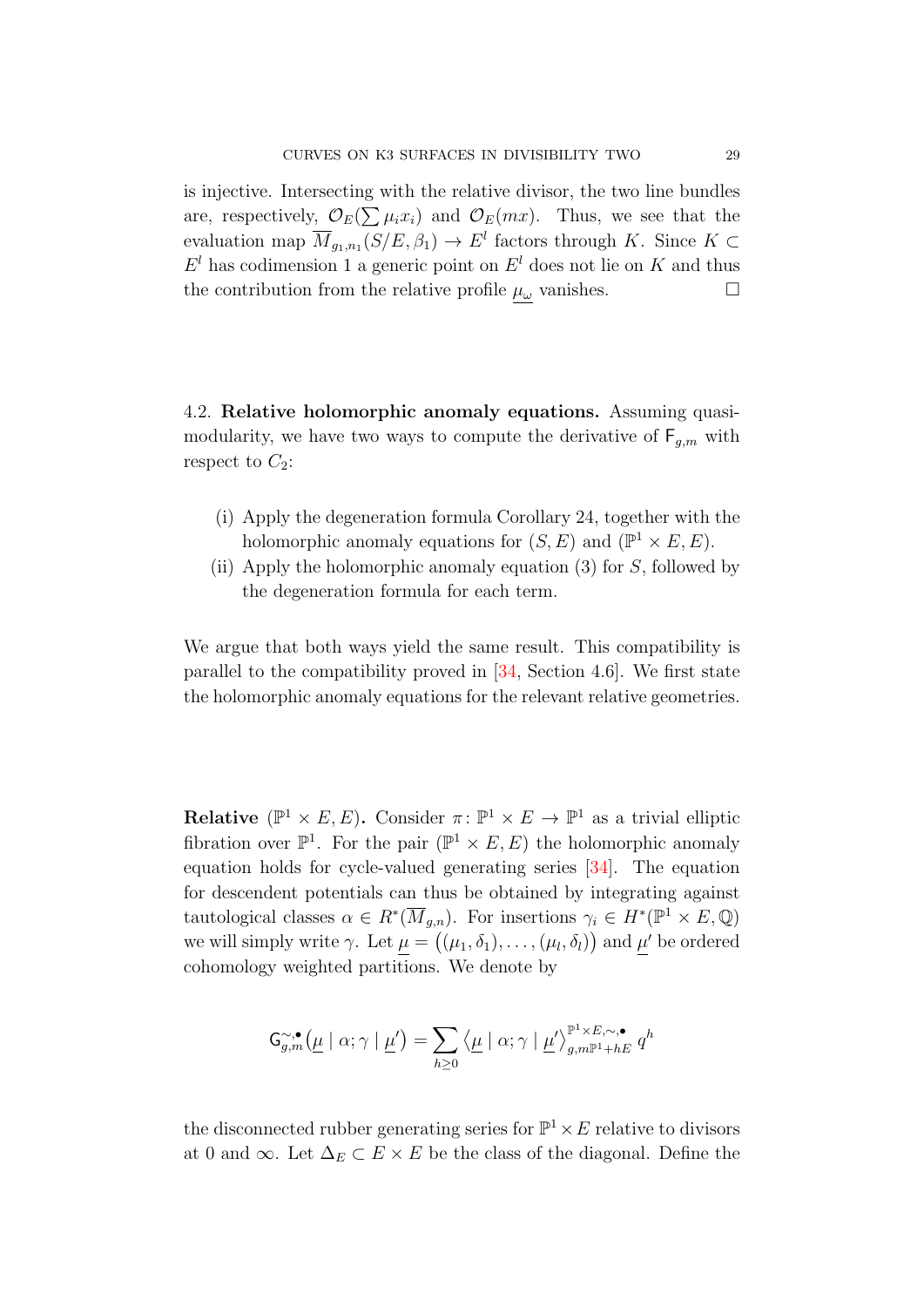is injective. Intersecting with the relative divisor, the two line bundles are, respectively, $\mathcal{O}_E(\sum \mu_i x_i)$ and $\mathcal{O}_E(mx)$. Thus, we see that the evaluation map $\overline{M}_{g_1,n_1}(S/E,\beta_1) \to E^l$ factors through $K$. Since $K \subset E^l$ has codimension 1 a generic point on $E^l$ does not lie on $K$ and thus the contribution from the relative profile $\underline{\mu_\omega}$ vanishes. $\square$

4.2. **Relative holomorphic anomaly equations.** Assuming quasi-modularity, we have two ways to compute the derivative of $\mathsf{F}_{g,m}$ with respect to $C_2$:

(i) Apply the degeneration formula Corollary 24, together with the holomorphic anomaly equations for $(S,E)$ and $(\mathbb{P}^1 \times E, E)$.

(ii) Apply the holomorphic anomaly equation (3) for $S$, followed by the degeneration formula for each term.

We argue that both ways yield the same result. This compatibility is parallel to the compatibility proved in [34, Section 4.6]. We first state the holomorphic anomaly equations for the relevant relative geometries.

**Relative $(\mathbb{P}^1 \times E, E)$.** Consider $\pi\colon \mathbb{P}^1 \times E \to \mathbb{P}^1$ as a trivial elliptic fibration over $\mathbb{P}^1$. For the pair $(\mathbb{P}^1 \times E, E)$ the holomorphic anomaly equation holds for cycle-valued generating series [34]. The equation for descendent potentials can thus be obtained by integrating against tautological classes $\alpha \in R^*(\overline{M}_{g,n})$. For insertions $\gamma_i \in H^*(\mathbb{P}^1 \times E, \mathbb{Q})$ we will simply write $\gamma$. Let $\underline{\mu} = \big((\mu_1,\delta_1),\ldots,(\mu_l,\delta_l)\big)$ and $\underline{\mu}'$ be ordered cohomology weighted partitions. We denote by

$$\mathsf{G}^{\sim;\bullet}_{g,m}\big(\underline{\mu} \mid \alpha;\gamma \mid \underline{\mu}'\big) = \sum_{h\geq 0} \big\langle \underline{\mu} \mid \alpha;\gamma \mid \underline{\mu}'\big\rangle^{\mathbb{P}^1\times E,\sim,\bullet}_{g,m\mathbb{P}^1+hE}\, q^h$$

the disconnected rubber generating series for $\mathbb{P}^1 \times E$ relative to divisors at 0 and $\infty$. Let $\Delta_E \subset E \times E$ be the class of the diagonal. Define the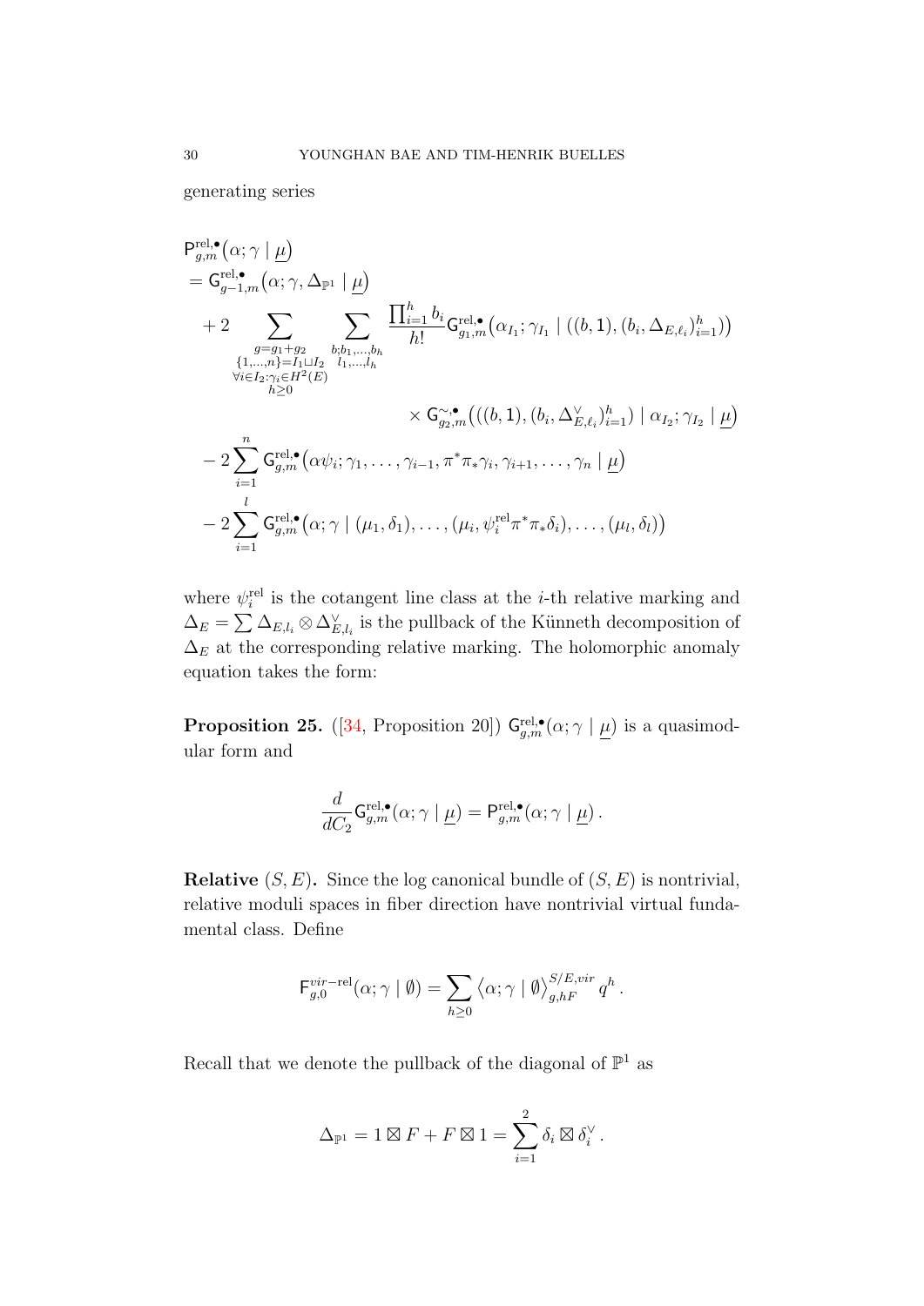generating series

$$
\begin{aligned}
&\mathsf{P}^{\mathrm{rel},\bullet}_{g,m}\big(\alpha;\gamma \mid \underline{\mu}\big) \\
&= \mathsf{G}^{\mathrm{rel},\bullet}_{g-1,m}\big(\alpha;\gamma,\Delta_{\mathbb{P}^1} \mid \underline{\mu}\big) \\
&\quad + 2 \sum_{\substack{g=g_1+g_2 \\ \{1,\ldots,n\}=I_1\sqcup I_2 \\ \forall i\in I_2:\gamma_i\in H^2(E) \\ h\geq 0}} \sum_{\substack{b;b_1,\ldots,b_h \\ l_1,\ldots,l_h}} \frac{\prod_{i=1}^h b_i}{h!} \mathsf{G}^{\mathrm{rel},\bullet}_{g_1,m}\big(\alpha_{I_1};\gamma_{I_1} \mid ((b,\mathsf{1}),(b_i,\Delta_{E,\ell_i})_{i=1}^h)\big) \\
&\qquad\qquad\qquad\qquad\qquad\qquad \times \mathsf{G}^{\sim,\bullet}_{g_2,m}\big(((b,\mathsf{1}),(b_i,\Delta^\vee_{E,\ell_i})_{i=1}^h) \mid \alpha_{I_2};\gamma_{I_2} \mid \underline{\mu}\big) \\
&\quad - 2\sum_{i=1}^n \mathsf{G}^{\mathrm{rel},\bullet}_{g,m}\big(\alpha\psi_i;\gamma_1,\ldots,\gamma_{i-1},\pi^*\pi_*\gamma_i,\gamma_{i+1},\ldots,\gamma_n \mid \underline{\mu}\big) \\
&\quad - 2\sum_{i=1}^l \mathsf{G}^{\mathrm{rel},\bullet}_{g,m}\big(\alpha;\gamma \mid (\mu_1,\delta_1),\ldots,(\mu_i,\psi_i^{\mathrm{rel}}\pi^*\pi_*\delta_i),\ldots,(\mu_l,\delta_l)\big)
\end{aligned}
$$

where $\psi_i^{\mathrm{rel}}$ is the cotangent line class at the $i$-th relative marking and $\Delta_E = \sum \Delta_{E,l_i}\otimes\Delta^\vee_{E,l_i}$ is the pullback of the Künneth decomposition of $\Delta_E$ at the corresponding relative marking. The holomorphic anomaly equation takes the form:

**Proposition 25.** ([34, Proposition 20]) $\mathsf{G}^{\mathrm{rel},\bullet}_{g,m}(\alpha;\gamma \mid \underline{\mu})$ is a quasimodular form and

$$
\frac{d}{dC_2}\mathsf{G}^{\mathrm{rel},\bullet}_{g,m}(\alpha;\gamma \mid \underline{\mu}) = \mathsf{P}^{\mathrm{rel},\bullet}_{g,m}(\alpha;\gamma \mid \underline{\mu})\,.
$$

**Relative $(S,E)$.** Since the log canonical bundle of $(S,E)$ is nontrivial, relative moduli spaces in fiber direction have nontrivial virtual fundamental class. Define

$$
\mathsf{F}^{vir-\mathrm{rel}}_{g,0}(\alpha;\gamma \mid \emptyset) = \sum_{h\geq 0}\big\langle \alpha;\gamma \mid \emptyset\big\rangle^{S/E,vir}_{g,hF} q^h\,.
$$

Recall that we denote the pullback of the diagonal of $\mathbb{P}^1$ as

$$
\Delta_{\mathbb{P}^1} = 1\boxtimes F + F\boxtimes 1 = \sum_{i=1}^2 \delta_i\boxtimes\delta_i^\vee\,.
$$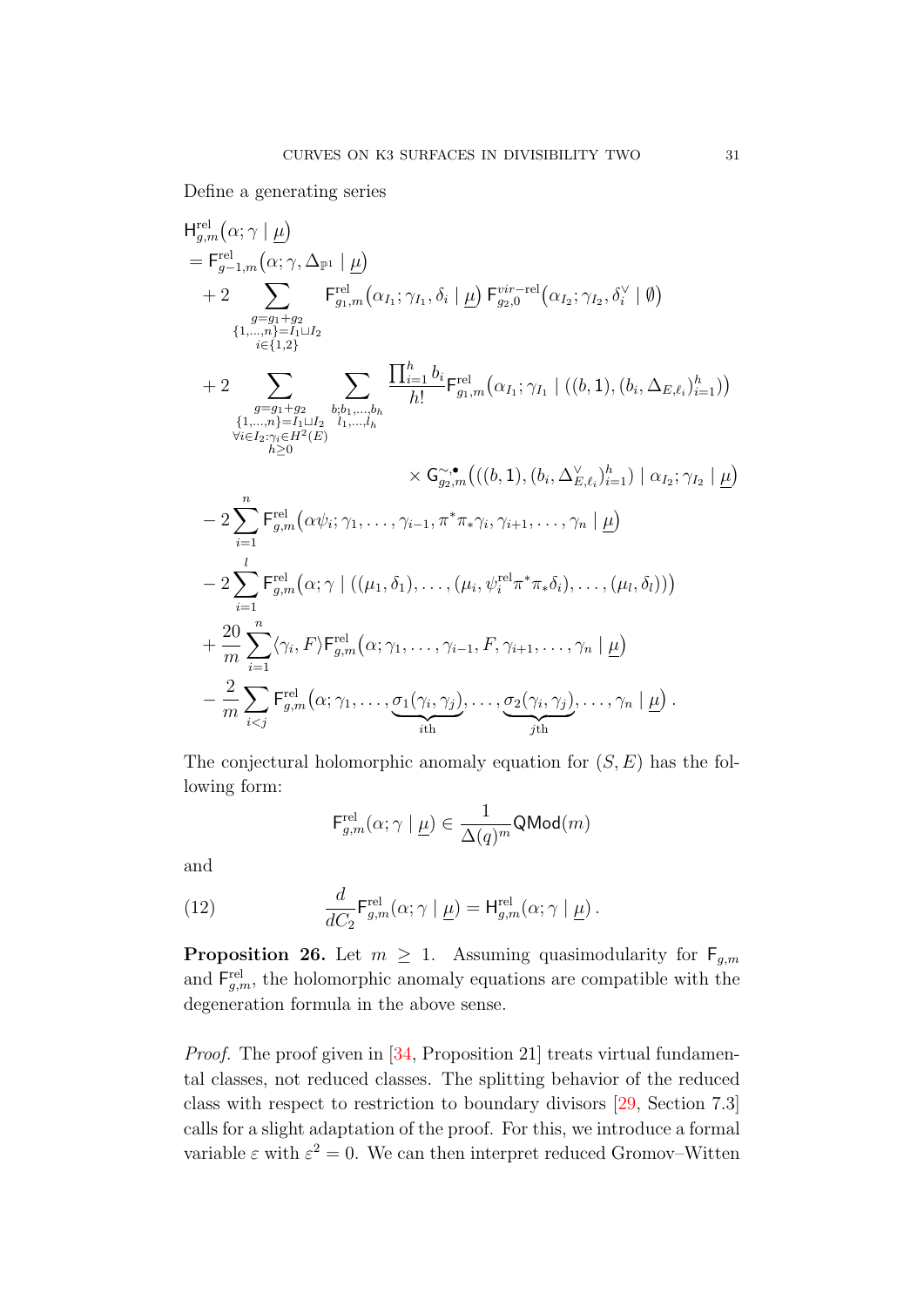Define a generating series

$$
\begin{aligned}
&\mathsf{H}^{\mathrm{rel}}_{g,m}\big(\alpha;\gamma \mid \underline{\mu}\big) \\
&= \mathsf{F}^{\mathrm{rel}}_{g-1,m}\big(\alpha;\gamma,\Delta_{\mathbb{P}^1} \mid \underline{\mu}\big) \\
&\quad + 2 \sum_{\substack{g=g_1+g_2 \\ \{1,\ldots,n\}=I_1\sqcup I_2 \\ i\in\{1,2\}}} \mathsf{F}^{\mathrm{rel}}_{g_1,m}\big(\alpha_{I_1};\gamma_{I_1},\delta_i \mid \underline{\mu}\big)\, \mathsf{F}^{vir-\mathrm{rel}}_{g_2,0}\big(\alpha_{I_2};\gamma_{I_2},\delta_i^\vee \mid \emptyset\big) \\
&\quad + 2 \sum_{\substack{g=g_1+g_2 \\ \{1,\ldots,n\}=I_1\sqcup I_2 \\ \forall i\in I_2: \gamma_i\in H^2(E) \\ h\geq 0}} \sum_{\substack{b;b_1,\ldots,b_h \\ l_1,\ldots,l_h}} \frac{\prod_{i=1}^h b_i}{h!} \mathsf{F}^{\mathrm{rel}}_{g_1,m}\big(\alpha_{I_1};\gamma_{I_1} \mid ((b,1),(b_i,\Delta_{E,\ell_i})_{i=1}^h)\big) \\
&\qquad\qquad\qquad\qquad\qquad\qquad \times \mathsf{G}^{\sim,\bullet}_{g_2,m}\big(((b,1),(b_i,\Delta^\vee_{E,\ell_i})_{i=1}^h) \mid \alpha_{I_2};\gamma_{I_2} \mid \underline{\mu}\big) \\
&\quad - 2\sum_{i=1}^n \mathsf{F}^{\mathrm{rel}}_{g,m}\big(\alpha\psi_i;\gamma_1,\ldots,\gamma_{i-1},\pi^*\pi_*\gamma_i,\gamma_{i+1},\ldots,\gamma_n \mid \underline{\mu}\big) \\
&\quad - 2\sum_{i=1}^l \mathsf{F}^{\mathrm{rel}}_{g,m}\big(\alpha;\gamma \mid ((\mu_1,\delta_1),\ldots,(\mu_i,\psi_i^{\mathrm{rel}}\pi^*\pi_*\delta_i),\ldots,(\mu_l,\delta_l))\big) \\
&\quad + \frac{20}{m}\sum_{i=1}^n \langle\gamma_i,F\rangle \mathsf{F}^{\mathrm{rel}}_{g,m}\big(\alpha;\gamma_1,\ldots,\gamma_{i-1},F,\gamma_{i+1},\ldots,\gamma_n \mid \underline{\mu}\big) \\
&\quad - \frac{2}{m}\sum_{i<j} \mathsf{F}^{\mathrm{rel}}_{g,m}\big(\alpha;\gamma_1,\ldots,\underbrace{\sigma_1(\gamma_i,\gamma_j)}_{i\text{th}},\ldots,\underbrace{\sigma_2(\gamma_i,\gamma_j)}_{j\text{th}},\ldots,\gamma_n \mid \underline{\mu}\big)\,.
\end{aligned}
$$

The conjectural holomorphic anomaly equation for $(S,E)$ has the following form:

$$
\mathsf{F}^{\mathrm{rel}}_{g,m}(\alpha;\gamma \mid \underline{\mu}) \in \frac{1}{\Delta(q)^m}\mathsf{QMod}(m)
$$

and

$$
\frac{d}{dC_2}\mathsf{F}^{\mathrm{rel}}_{g,m}(\alpha;\gamma \mid \underline{\mu}) = \mathsf{H}^{\mathrm{rel}}_{g,m}(\alpha;\gamma \mid \underline{\mu})\,. \tag{12}
$$

**Proposition 26.** *Let $m \geq 1$. Assuming quasimodularity for $\mathsf{F}_{g,m}$ and $\mathsf{F}^{\mathrm{rel}}_{g,m}$, the holomorphic anomaly equations are compatible with the degeneration formula in the above sense.*

*Proof.* The proof given in [34, Proposition 21] treats virtual fundamental classes, not reduced classes. The splitting behavior of the reduced class with respect to restriction to boundary divisors [29, Section 7.3] calls for a slight adaptation of the proof. For this, we introduce a formal variable $\varepsilon$ with $\varepsilon^2 = 0$. We can then interpret reduced Gromov–Witten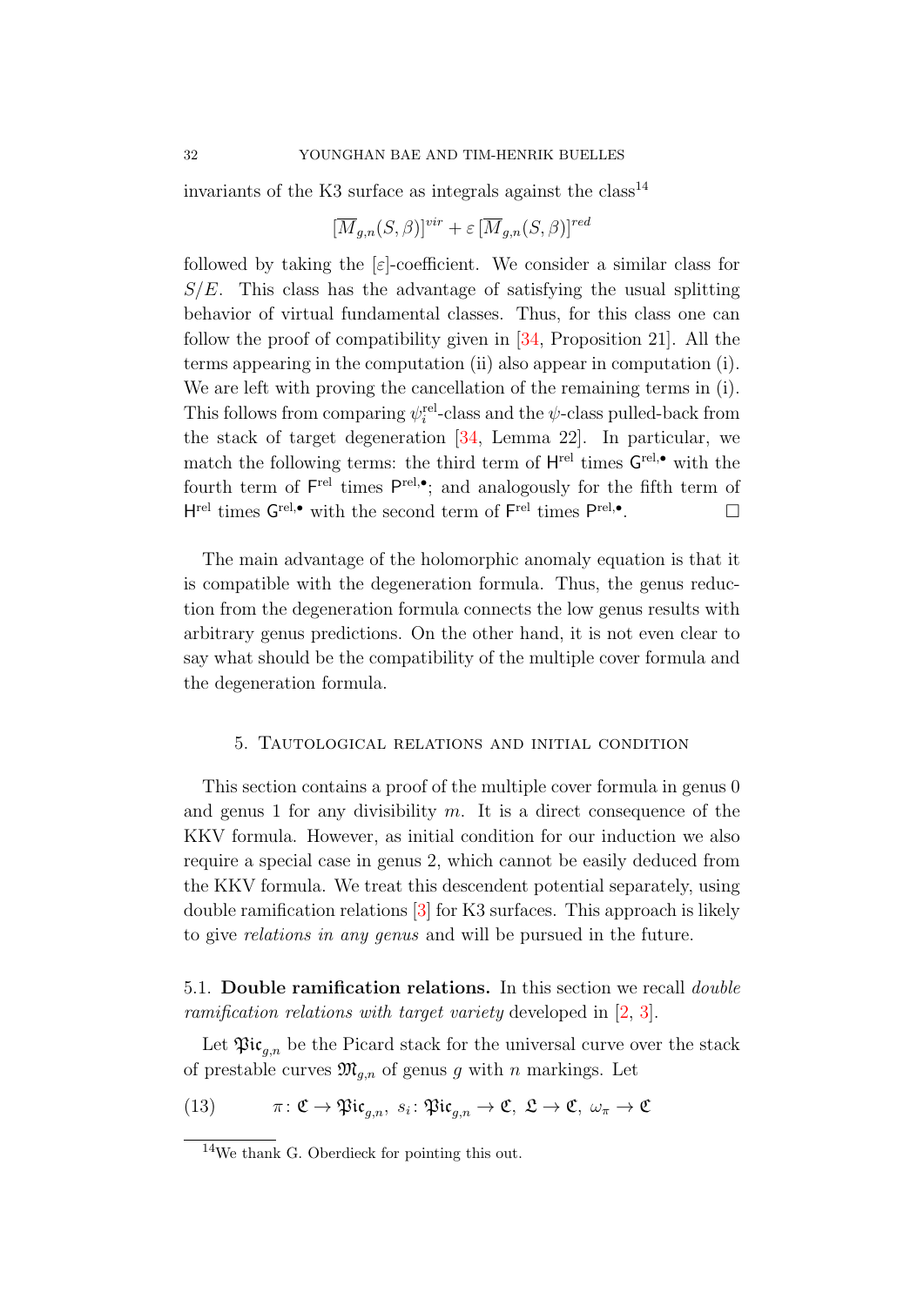invariants of the K3 surface as integrals against the class[14]

$$[\overline{M}_{g,n}(S,\beta)]^{vir} + \varepsilon\, [\overline{M}_{g,n}(S,\beta)]^{red}$$

followed by taking the $[\varepsilon]$-coefficient. We consider a similar class for $S/E$. This class has the advantage of satisfying the usual splitting behavior of virtual fundamental classes. Thus, for this class one can follow the proof of compatibility given in [34, Proposition 21]. All the terms appearing in the computation (ii) also appear in computation (i). We are left with proving the cancellation of the remaining terms in (i). This follows from comparing $\psi_i^{\mathrm{rel}}$-class and the $\psi$-class pulled-back from the stack of target degeneration [34, Lemma 22]. In particular, we match the following terms: the third term of $\mathsf{H}^{\mathrm{rel}}$ times $\mathsf{G}^{\mathrm{rel},\bullet}$ with the fourth term of $\mathsf{F}^{\mathrm{rel}}$ times $\mathsf{P}^{\mathrm{rel},\bullet}$; and analogously for the fifth term of $\mathsf{H}^{\mathrm{rel}}$ times $\mathsf{G}^{\mathrm{rel},\bullet}$ with the second term of $\mathsf{F}^{\mathrm{rel}}$ times $\mathsf{P}^{\mathrm{rel},\bullet}$. □

The main advantage of the holomorphic anomaly equation is that it is compatible with the degeneration formula. Thus, the genus reduction from the degeneration formula connects the low genus results with arbitrary genus predictions. On the other hand, it is not even clear to say what should be the compatibility of the multiple cover formula and the degeneration formula.

## 5. Tautological relations and initial condition

This section contains a proof of the multiple cover formula in genus 0 and genus 1 for any divisibility $m$. It is a direct consequence of the KKV formula. However, as initial condition for our induction we also require a special case in genus 2, which cannot be easily deduced from the KKV formula. We treat this descendent potential separately, using double ramification relations [3] for K3 surfaces. This approach is likely to give *relations in any genus* and will be pursued in the future.

### 5.1. **Double ramification relations.**

In this section we recall *double ramification relations with target variety* developed in [2, 3].

Let $\mathfrak{Pic}_{g,n}$ be the Picard stack for the universal curve over the stack of prestable curves $\mathfrak{M}_{g,n}$ of genus $g$ with $n$ markings. Let

$$\pi\colon \mathfrak{C} \to \mathfrak{Pic}_{g,n},\ s_i\colon \mathfrak{Pic}_{g,n} \to \mathfrak{C},\ \mathfrak{L} \to \mathfrak{C},\ \omega_\pi \to \mathfrak{C} \tag{13}$$

[14] We thank G. Oberdieck for pointing this out.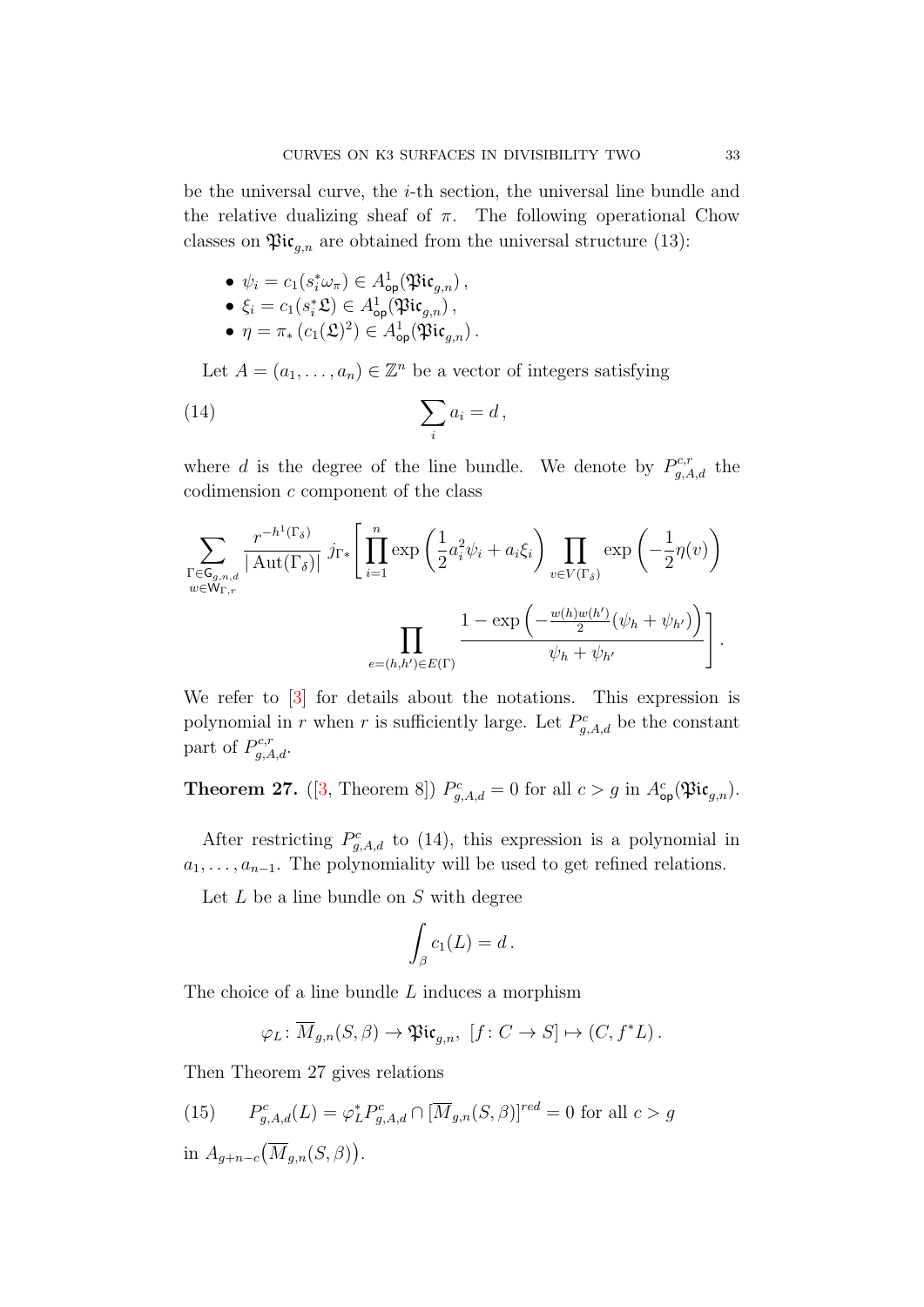be the universal curve, the $i$-th section, the universal line bundle and the relative dualizing sheaf of $\pi$. The following operational Chow classes on $\mathfrak{Pic}_{g,n}$ are obtained from the universal structure (13):

- $\psi_i = c_1(s_i^*\omega_\pi) \in A^1_{\mathsf{op}}(\mathfrak{Pic}_{g,n})$,
- $\xi_i = c_1(s_i^*\mathfrak{L}) \in A^1_{\mathsf{op}}(\mathfrak{Pic}_{g,n})$,
- $\eta = \pi_*\left(c_1(\mathfrak{L})^2\right) \in A^1_{\mathsf{op}}(\mathfrak{Pic}_{g,n})$.

Let $A = (a_1, \ldots, a_n) \in \mathbb{Z}^n$ be a vector of integers satisfying

$$\sum_i a_i = d\,, \tag{14}$$

where $d$ is the degree of the line bundle. We denote by $P^{c,r}_{g,A,d}$ the codimension $c$ component of the class

$$\sum_{\substack{\Gamma\in\mathsf{G}_{g,n,d}\\ w\in\mathsf{W}_{\Gamma,r}}} \frac{r^{-h^1(\Gamma_\delta)}}{|\operatorname{Aut}(\Gamma_\delta)|}\, j_{\Gamma*}\left[\prod_{i=1}^n \exp\left(\frac{1}{2}a_i^2\psi_i + a_i\xi_i\right)\prod_{v\in V(\Gamma_\delta)}\exp\left(-\frac{1}{2}\eta(v)\right)\right.$$
$$\left.\prod_{e=(h,h')\in E(\Gamma)}\frac{1-\exp\left(-\frac{w(h)w(h')}{2}(\psi_h+\psi_{h'})\right)}{\psi_h+\psi_{h'}}\right].$$

We refer to [3] for details about the notations. This expression is polynomial in $r$ when $r$ is sufficiently large. Let $P^c_{g,A,d}$ be the constant part of $P^{c,r}_{g,A,d}$.

**Theorem 27.** ([3, Theorem 8]) $P^c_{g,A,d} = 0$ for all $c > g$ in $A^c_{\mathsf{op}}(\mathfrak{Pic}_{g,n})$.

After restricting $P^c_{g,A,d}$ to (14), this expression is a polynomial in $a_1, \ldots, a_{n-1}$. The polynomiality will be used to get refined relations.

Let $L$ be a line bundle on $S$ with degree

$$\int_\beta c_1(L) = d\,.$$

The choice of a line bundle $L$ induces a morphism

$$\varphi_L\colon \overline{M}_{g,n}(S,\beta) \to \mathfrak{Pic}_{g,n},\ [f\colon C\to S] \mapsto (C, f^*L)\,.$$

Then Theorem 27 gives relations

$$P^c_{g,A,d}(L) = \varphi_L^* P^c_{g,A,d} \cap [\overline{M}_{g,n}(S,\beta)]^{red} = 0 \text{ for all } c > g \tag{15}$$

in $A_{g+n-c}\big(\overline{M}_{g,n}(S,\beta)\big)$.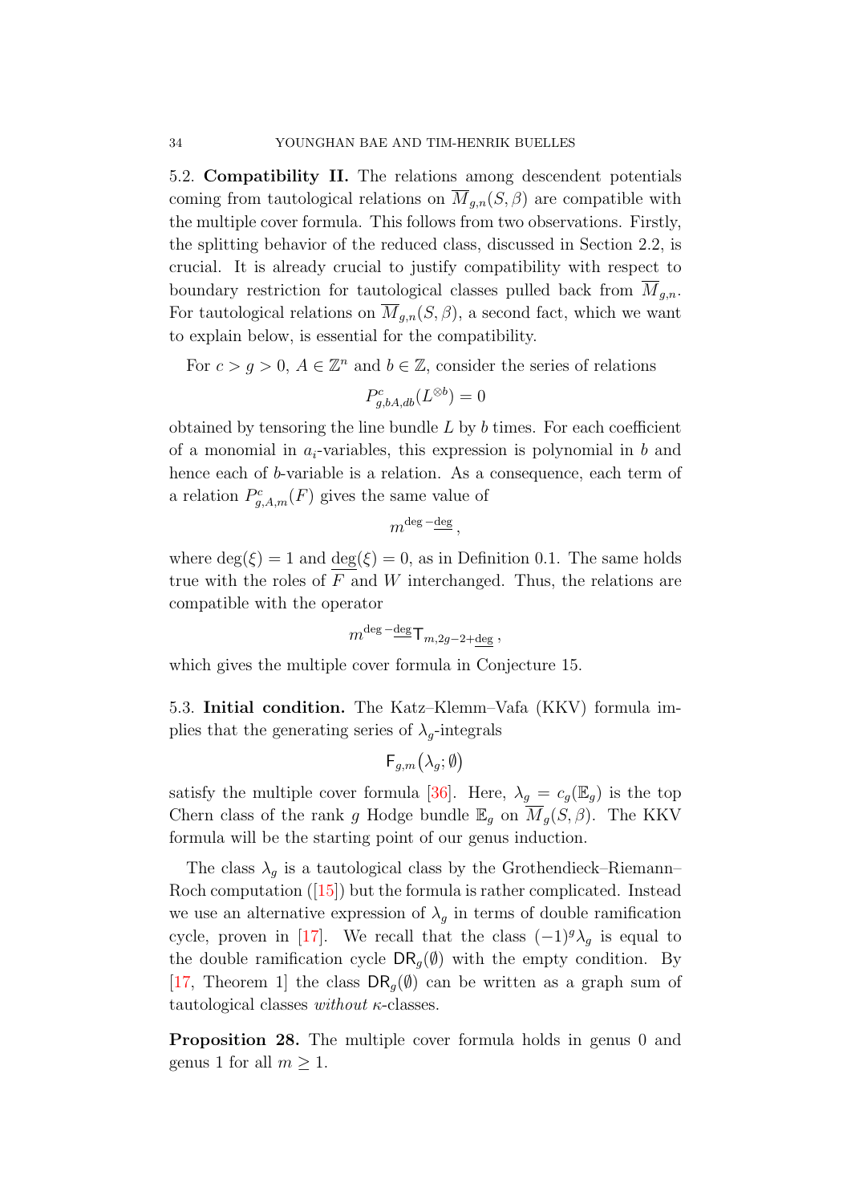5.2. **Compatibility II.** The relations among descendent potentials coming from tautological relations on $\overline{M}_{g,n}(S,\beta)$ are compatible with the multiple cover formula. This follows from two observations. Firstly, the splitting behavior of the reduced class, discussed in Section 2.2, is crucial. It is already crucial to justify compatibility with respect to boundary restriction for tautological classes pulled back from $\overline{M}_{g,n}$. For tautological relations on $\overline{M}_{g,n}(S,\beta)$, a second fact, which we want to explain below, is essential for the compatibility.

For $c > g > 0$, $A \in \mathbb{Z}^n$ and $b \in \mathbb{Z}$, consider the series of relations

$$P^c_{g,bA,db}(L^{\otimes b}) = 0$$

obtained by tensoring the line bundle $L$ by $b$ times. For each coefficient of a monomial in $a_i$-variables, this expression is polynomial in $b$ and hence each of $b$-variable is a relation. As a consequence, each term of a relation $P^c_{g,A,m}(F)$ gives the same value of

$$m^{\deg - \underline{\deg}},$$

where $\deg(\xi) = 1$ and $\underline{\deg}(\xi) = 0$, as in Definition 0.1. The same holds true with the roles of $F$ and $W$ interchanged. Thus, the relations are compatible with the operator

$$m^{\deg - \underline{\deg}} \mathsf{T}_{m, 2g-2+\underline{\deg}},$$

which gives the multiple cover formula in Conjecture 15.

5.3. **Initial condition.** The Katz–Klemm–Vafa (KKV) formula implies that the generating series of $\lambda_g$-integrals

$$\mathsf{F}_{g,m}(\lambda_g; \emptyset)$$

satisfy the multiple cover formula [36]. Here, $\lambda_g = c_g(\mathbb{E}_g)$ is the top Chern class of the rank $g$ Hodge bundle $\mathbb{E}_g$ on $\overline{M}_g(S,\beta)$. The KKV formula will be the starting point of our genus induction.

The class $\lambda_g$ is a tautological class by the Grothendieck–Riemann–Roch computation ([15]) but the formula is rather complicated. Instead we use an alternative expression of $\lambda_g$ in terms of double ramification cycle, proven in [17]. We recall that the class $(-1)^g \lambda_g$ is equal to the double ramification cycle $\mathsf{DR}_g(\emptyset)$ with the empty condition. By [17, Theorem 1] the class $\mathsf{DR}_g(\emptyset)$ can be written as a graph sum of tautological classes *without* $\kappa$-classes.

**Proposition 28.** The multiple cover formula holds in genus 0 and genus 1 for all $m \geq 1$.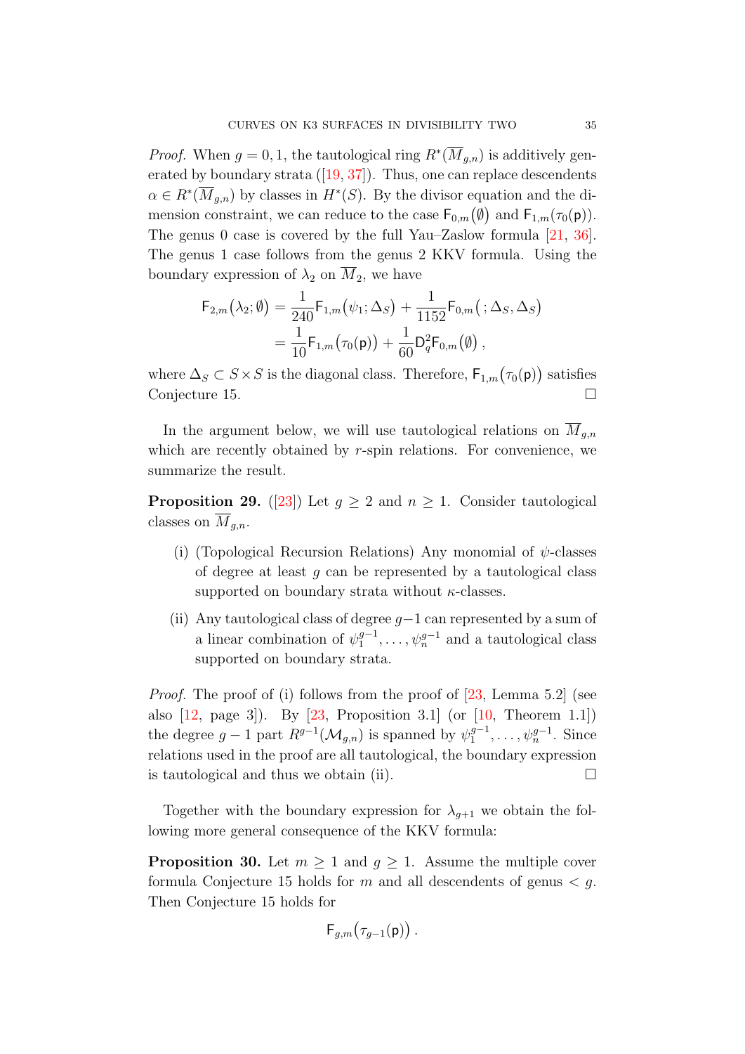*Proof.* When $g = 0, 1$, the tautological ring $R^*(\overline{M}_{g,n})$ is additively generated by boundary strata ([19, 37]). Thus, one can replace descendents $\alpha \in R^*(\overline{M}_{g,n})$ by classes in $H^*(S)$. By the divisor equation and the dimension constraint, we can reduce to the case $\mathsf{F}_{0,m}(\emptyset)$ and $\mathsf{F}_{1,m}(\tau_0(\mathsf{p}))$. The genus 0 case is covered by the full Yau–Zaslow formula [21, 36]. The genus 1 case follows from the genus 2 KKV formula. Using the boundary expression of $\lambda_2$ on $\overline{M}_2$, we have

$$
\begin{aligned}
\mathsf{F}_{2,m}(\lambda_2; \emptyset) &= \frac{1}{240}\mathsf{F}_{1,m}(\psi_1; \Delta_S) + \frac{1}{1152}\mathsf{F}_{0,m}(\,; \Delta_S, \Delta_S) \\
&= \frac{1}{10}\mathsf{F}_{1,m}(\tau_0(\mathsf{p})) + \frac{1}{60}\mathsf{D}_q^2\mathsf{F}_{0,m}(\emptyset)\,,
\end{aligned}
$$

where $\Delta_S \subset S \times S$ is the diagonal class. Therefore, $\mathsf{F}_{1,m}(\tau_0(\mathsf{p}))$ satisfies Conjecture 15. $\square$

In the argument below, we will use tautological relations on $\overline{M}_{g,n}$ which are recently obtained by $r$-spin relations. For convenience, we summarize the result.

**Proposition 29.** ([23]) *Let $g \geq 2$ and $n \geq 1$. Consider tautological classes on $\overline{M}_{g,n}$.*

- (i) *(Topological Recursion Relations) Any monomial of $\psi$-classes of degree at least $g$ can be represented by a tautological class supported on boundary strata without $\kappa$-classes.*
- (ii) *Any tautological class of degree $g-1$ can represented by a sum of a linear combination of $\psi_1^{g-1}, \ldots, \psi_n^{g-1}$ and a tautological class supported on boundary strata.*

*Proof.* The proof of (i) follows from the proof of [23, Lemma 5.2] (see also [12, page 3]). By [23, Proposition 3.1] (or [10, Theorem 1.1]) the degree $g-1$ part $R^{g-1}(\mathcal{M}_{g,n})$ is spanned by $\psi_1^{g-1}, \ldots, \psi_n^{g-1}$. Since relations used in the proof are all tautological, the boundary expression is tautological and thus we obtain (ii). $\square$

Together with the boundary expression for $\lambda_{g+1}$ we obtain the following more general consequence of the KKV formula:

**Proposition 30.** *Let $m \geq 1$ and $g \geq 1$. Assume the multiple cover formula Conjecture 15 holds for $m$ and all descendents of genus $< g$. Then Conjecture 15 holds for*

$$
\mathsf{F}_{g,m}(\tau_{g-1}(\mathsf{p}))\,.
$$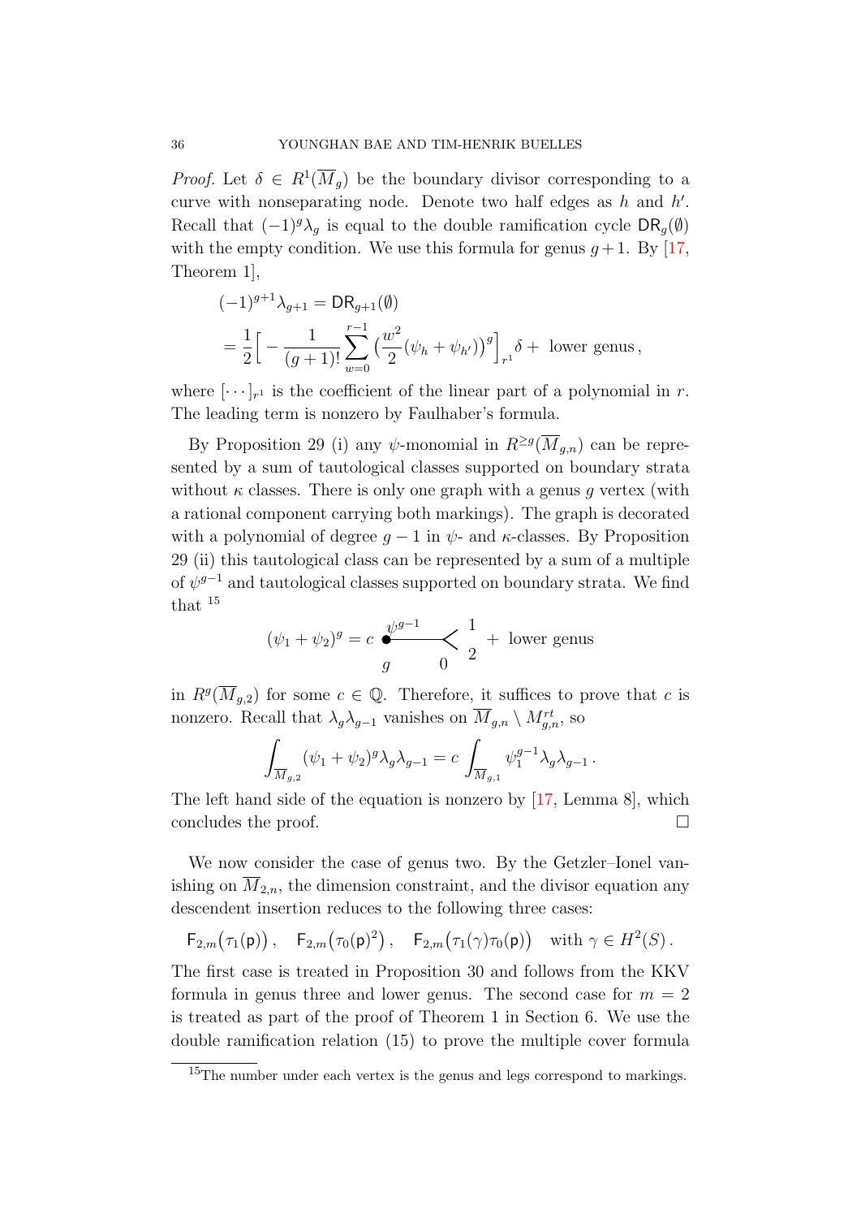*Proof.* Let $\delta \in R^1(\overline{M}_g)$ be the boundary divisor corresponding to a curve with nonseparating node. Denote two half edges as $h$ and $h'$. Recall that $(-1)^g\lambda_g$ is equal to the double ramification cycle $\mathsf{DR}_g(\emptyset)$ with the empty condition. We use this formula for genus $g+1$. By [17, Theorem 1],

$$
\begin{aligned}
(-1)^{g+1}\lambda_{g+1} &= \mathsf{DR}_{g+1}(\emptyset)\\
&= \frac{1}{2}\Big[-\frac{1}{(g+1)!}\sum_{w=0}^{r-1}\big(\frac{w^2}{2}(\psi_h+\psi_{h'})\big)^g\Big]_{r^1}\delta + \text{ lower genus}\,,
\end{aligned}
$$

where $[\cdots]_{r^1}$ is the coefficient of the linear part of a polynomial in $r$. The leading term is nonzero by Faulhaber's formula.

By Proposition 29 (i) any $\psi$-monomial in $R^{\geq g}(\overline{M}_{g,n})$ can be represented by a sum of tautological classes supported on boundary strata without $\kappa$ classes. There is only one graph with a genus $g$ vertex (with a rational component carrying both markings). The graph is decorated with a polynomial of degree $g-1$ in $\psi$- and $\kappa$-classes. By Proposition 29 (ii) this tautological class can be represented by a sum of a multiple of $\psi^{g-1}$ and tautological classes supported on boundary strata. We find that [15]

$$
(\psi_1+\psi_2)^g = c \;\underset{g}{\overset{\psi^{g-1}}{\bullet}}\!\!\longrightarrow\!\!\underset{0}{\ }\!\!<\!\begin{smallmatrix}1\\2\end{smallmatrix} \; + \text{ lower genus}
$$

in $R^g(\overline{M}_{g,2})$ for some $c \in \mathbb{Q}$. Therefore, it suffices to prove that $c$ is nonzero. Recall that $\lambda_g\lambda_{g-1}$ vanishes on $\overline{M}_{g,n}\setminus M^{rt}_{g,n}$, so

$$
\int_{\overline{M}_{g,2}} (\psi_1+\psi_2)^g\lambda_g\lambda_{g-1} = c\int_{\overline{M}_{g,1}} \psi_1^{g-1}\lambda_g\lambda_{g-1}\,.
$$

The left hand side of the equation is nonzero by [17, Lemma 8], which concludes the proof. $\square$

We now consider the case of genus two. By the Getzler–Ionel vanishing on $\overline{M}_{2,n}$, the dimension constraint, and the divisor equation any descendent insertion reduces to the following three cases:

$$
\mathsf{F}_{2,m}\big(\tau_1(\mathsf{p})\big)\,,\quad \mathsf{F}_{2,m}\big(\tau_0(\mathsf{p})^2\big)\,,\quad \mathsf{F}_{2,m}\big(\tau_1(\gamma)\tau_0(\mathsf{p})\big)\quad \text{with } \gamma\in H^2(S)\,.
$$

The first case is treated in Proposition 30 and follows from the KKV formula in genus three and lower genus. The second case for $m=2$ is treated as part of the proof of Theorem 1 in Section 6. We use the double ramification relation (15) to prove the multiple cover formula

---
[15] The number under each vertex is the genus and legs correspond to markings.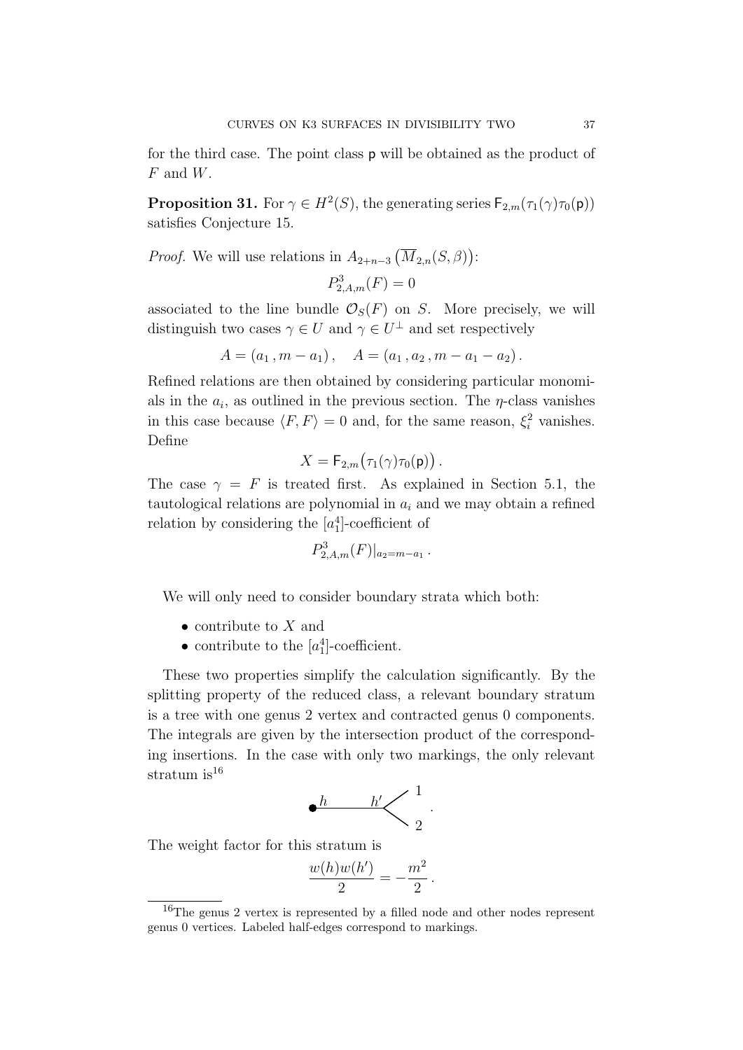for the third case. The point class $\mathsf{p}$ will be obtained as the product of $F$ and $W$.

**Proposition 31.** For $\gamma \in H^2(S)$, the generating series $\mathsf{F}_{2,m}(\tau_1(\gamma)\tau_0(\mathsf{p}))$ satisfies Conjecture 15.

*Proof.* We will use relations in $A_{2+n-3}\left(\overline{M}_{2,n}(S,\beta)\right)$:

$$P^3_{2,A,m}(F) = 0$$

associated to the line bundle $\mathcal{O}_S(F)$ on $S$. More precisely, we will distinguish two cases $\gamma \in U$ and $\gamma \in U^\perp$ and set respectively

$$A = (a_1\,, m - a_1)\,, \quad A = (a_1\,, a_2\,, m - a_1 - a_2)\,.$$

Refined relations are then obtained by considering particular monomials in the $a_i$, as outlined in the previous section. The $\eta$-class vanishes in this case because $\langle F, F\rangle = 0$ and, for the same reason, $\xi_i^2$ vanishes. Define

$$X = \mathsf{F}_{2,m}\big(\tau_1(\gamma)\tau_0(\mathsf{p})\big)\,.$$

The case $\gamma = F$ is treated first. As explained in Section 5.1, the tautological relations are polynomial in $a_i$ and we may obtain a refined relation by considering the $[a_1^4]$-coefficient of

$$P^3_{2,A,m}(F)|_{a_2 = m - a_1}\,.$$

We will only need to consider boundary strata which both:

- contribute to $X$ and
- contribute to the $[a_1^4]$-coefficient.

These two properties simplify the calculation significantly. By the splitting property of the reduced class, a relevant boundary stratum is a tree with one genus 2 vertex and contracted genus 0 components. The integrals are given by the intersection product of the corresponding insertions. In the case with only two markings, the only relevant stratum is[16]

$$\bullet\!\!\overset{h}{\text{———}}\!\!\overset{h'}{<}\begin{matrix}1\\ \\2\end{matrix}\,.$$

The weight factor for this stratum is

$$\frac{w(h)w(h')}{2} = -\frac{m^2}{2}\,.$$

[16] The genus 2 vertex is represented by a filled node and other nodes represent genus 0 vertices. Labeled half-edges correspond to markings.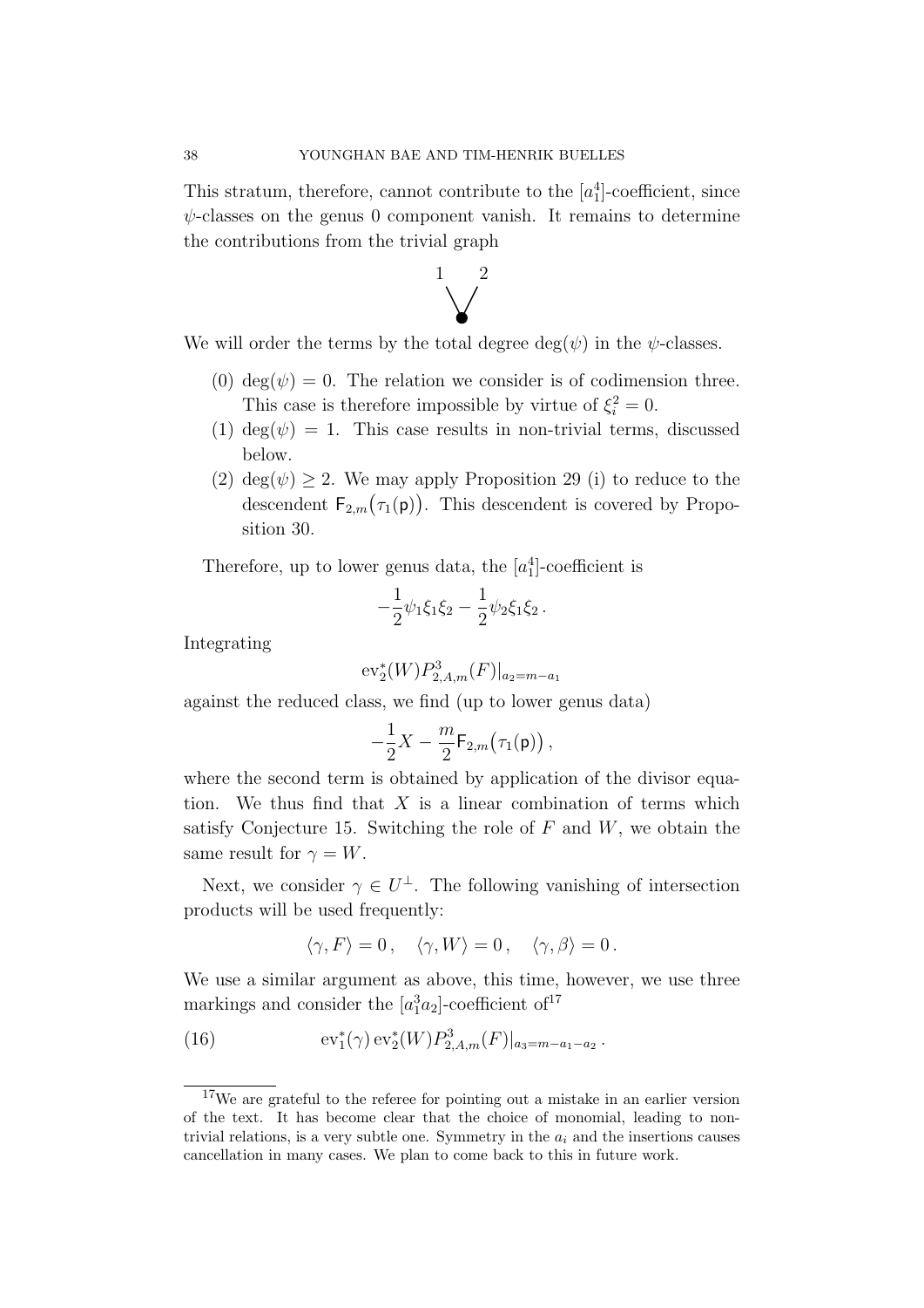This stratum, therefore, cannot contribute to the $[a_1^4]$-coefficient, since $\psi$-classes on the genus 0 component vanish. It remains to determine the contributions from the trivial graph

$$\begin{array}{cc} 1 & 2 \\ \searrow & \swarrow \\ & \bullet \end{array}$$

We will order the terms by the total degree $\deg(\psi)$ in the $\psi$-classes.

(0) $\deg(\psi) = 0$. The relation we consider is of codimension three. This case is therefore impossible by virtue of $\xi_i^2 = 0$.

(1) $\deg(\psi) = 1$. This case results in non-trivial terms, discussed below.

(2) $\deg(\psi) \geq 2$. We may apply Proposition 29 (i) to reduce to the descendent $\mathsf{F}_{2,m}\big(\tau_1(\mathsf{p})\big)$. This descendent is covered by Proposition 30.

Therefore, up to lower genus data, the $[a_1^4]$-coefficient is

$$-\frac{1}{2}\psi_1\xi_1\xi_2 - \frac{1}{2}\psi_2\xi_1\xi_2\,.$$

Integrating

$$\mathrm{ev}_2^*(W)P^3_{2,A,m}(F)|_{a_2=m-a_1}$$

against the reduced class, we find (up to lower genus data)

$$-\frac{1}{2}X - \frac{m}{2}\mathsf{F}_{2,m}\big(\tau_1(\mathsf{p})\big)\,,$$

where the second term is obtained by application of the divisor equation. We thus find that $X$ is a linear combination of terms which satisfy Conjecture 15. Switching the role of $F$ and $W$, we obtain the same result for $\gamma = W$.

Next, we consider $\gamma \in U^\perp$. The following vanishing of intersection products will be used frequently:

$$\langle \gamma, F\rangle = 0\,, \quad \langle \gamma, W\rangle = 0\,, \quad \langle \gamma, \beta\rangle = 0\,.$$

We use a similar argument as above, this time, however, we use three markings and consider the $[a_1^3a_2]$-coefficient of[17]

$$\mathrm{ev}_1^*(\gamma)\,\mathrm{ev}_2^*(W)P^3_{2,A,m}(F)|_{a_3=m-a_1-a_2}\,. \tag{16}$$

[17] We are grateful to the referee for pointing out a mistake in an earlier version of the text. It has become clear that the choice of monomial, leading to non-trivial relations, is a very subtle one. Symmetry in the $a_i$ and the insertions causes cancellation in many cases. We plan to come back to this in future work.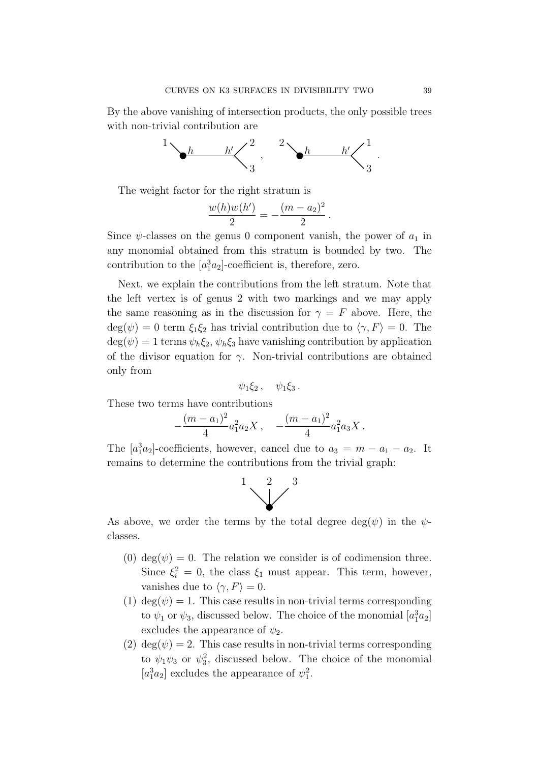By the above vanishing of intersection products, the only possible trees with non-trivial contribution are

$$
\begin{array}{c}
1 \searrow \bullet_{h} \!\!\longrightarrow\!\! {}_{h'} \!<\! \begin{array}{l} 2 \\ 3 \end{array} , \qquad 2 \searrow \bullet_{h} \!\!\longrightarrow\!\! {}_{h'} \!<\! \begin{array}{l} 1 \\ 3 \end{array} .
\end{array}
$$

The weight factor for the right stratum is

$$
\frac{w(h)w(h')}{2} = -\frac{(m-a_2)^2}{2} \,.
$$

Since $\psi$-classes on the genus 0 component vanish, the power of $a_1$ in any monomial obtained from this stratum is bounded by two. The contribution to the $[a_1^3 a_2]$-coefficient is, therefore, zero.

Next, we explain the contributions from the left stratum. Note that the left vertex is of genus 2 with two markings and we may apply the same reasoning as in the discussion for $\gamma = F$ above. Here, the $\deg(\psi) = 0$ term $\xi_1 \xi_2$ has trivial contribution due to $\langle \gamma, F \rangle = 0$. The $\deg(\psi) = 1$ terms $\psi_h \xi_2$, $\psi_h \xi_3$ have vanishing contribution by application of the divisor equation for $\gamma$. Non-trivial contributions are obtained only from

$$
\psi_1 \xi_2 \,, \quad \psi_1 \xi_3 \,.
$$

These two terms have contributions

$$
-\frac{(m-a_1)^2}{4} a_1^2 a_2 X \,, \quad -\frac{(m-a_1)^2}{4} a_1^2 a_3 X \,.
$$

The $[a_1^3 a_2]$-coefficients, however, cancel due to $a_3 = m - a_1 - a_2$. It remains to determine the contributions from the trivial graph:

$$
\begin{array}{ccc} 1 & 2 & 3 \\ \searrow & | & \swarrow \\ & \bullet & \end{array}
$$

As above, we order the terms by the total degree $\deg(\psi)$ in the $\psi$-classes.

(0) $\deg(\psi) = 0$. The relation we consider is of codimension three. Since $\xi_i^2 = 0$, the class $\xi_1$ must appear. This term, however, vanishes due to $\langle \gamma, F \rangle = 0$.

(1) $\deg(\psi) = 1$. This case results in non-trivial terms corresponding to $\psi_1$ or $\psi_3$, discussed below. The choice of the monomial $[a_1^3 a_2]$ excludes the appearance of $\psi_2$.

(2) $\deg(\psi) = 2$. This case results in non-trivial terms corresponding to $\psi_1 \psi_3$ or $\psi_3^2$, discussed below. The choice of the monomial $[a_1^3 a_2]$ excludes the appearance of $\psi_1^2$.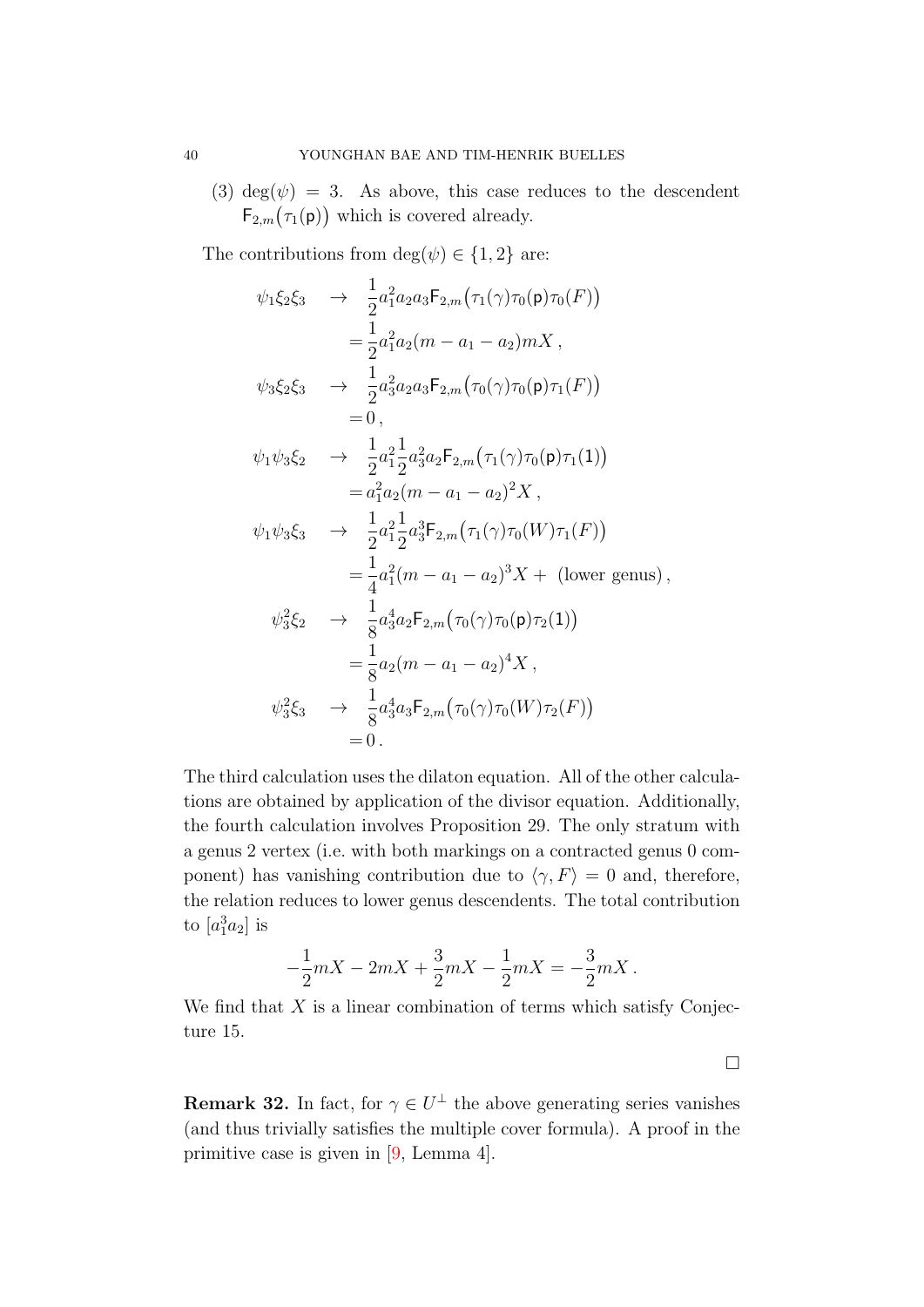(3) $\deg(\psi) = 3$. As above, this case reduces to the descendent $\mathsf{F}_{2,m}\big(\tau_1(\mathsf{p})\big)$ which is covered already.

The contributions from $\deg(\psi) \in \{1,2\}$ are:

$$
\begin{aligned}
\psi_1\xi_2\xi_3 \quad &\to \quad \frac{1}{2}a_1^2 a_2 a_3 \mathsf{F}_{2,m}\big(\tau_1(\gamma)\tau_0(\mathsf{p})\tau_0(F)\big) \\
&\quad = \frac{1}{2}a_1^2 a_2(m - a_1 - a_2)mX\,, \\
\psi_3\xi_2\xi_3 \quad &\to \quad \frac{1}{2}a_3^2 a_2 a_3 \mathsf{F}_{2,m}\big(\tau_0(\gamma)\tau_0(\mathsf{p})\tau_1(F)\big) \\
&\quad = 0\,, \\
\psi_1\psi_3\xi_2 \quad &\to \quad \frac{1}{2}a_1^2\frac{1}{2}a_3^2 a_2 \mathsf{F}_{2,m}\big(\tau_1(\gamma)\tau_0(\mathsf{p})\tau_1(\mathsf{1})\big) \\
&\quad = a_1^2 a_2(m - a_1 - a_2)^2 X\,, \\
\psi_1\psi_3\xi_3 \quad &\to \quad \frac{1}{2}a_1^2\frac{1}{2}a_3^3 \mathsf{F}_{2,m}\big(\tau_1(\gamma)\tau_0(W)\tau_1(F)\big) \\
&\quad = \frac{1}{4}a_1^2(m - a_1 - a_2)^3 X + \text{ (lower genus)}\,, \\
\psi_3^2\xi_2 \quad &\to \quad \frac{1}{8}a_3^4 a_2 \mathsf{F}_{2,m}\big(\tau_0(\gamma)\tau_0(\mathsf{p})\tau_2(\mathsf{1})\big) \\
&\quad = \frac{1}{8}a_2(m - a_1 - a_2)^4 X\,, \\
\psi_3^2\xi_3 \quad &\to \quad \frac{1}{8}a_3^4 a_3 \mathsf{F}_{2,m}\big(\tau_0(\gamma)\tau_0(W)\tau_2(F)\big) \\
&\quad = 0\,.
\end{aligned}
$$

The third calculation uses the dilaton equation. All of the other calculations are obtained by application of the divisor equation. Additionally, the fourth calculation involves Proposition 29. The only stratum with a genus 2 vertex (i.e. with both markings on a contracted genus 0 component) has vanishing contribution due to $\langle \gamma, F\rangle = 0$ and, therefore, the relation reduces to lower genus descendents. The total contribution to $[a_1^3 a_2]$ is

$$
-\frac{1}{2}mX - 2mX + \frac{3}{2}mX - \frac{1}{2}mX = -\frac{3}{2}mX\,.
$$

We find that $X$ is a linear combination of terms which satisfy Conjecture 15.

□

**Remark 32.** In fact, for $\gamma \in U^\perp$ the above generating series vanishes (and thus trivially satisfies the multiple cover formula). A proof in the primitive case is given in [9, Lemma 4].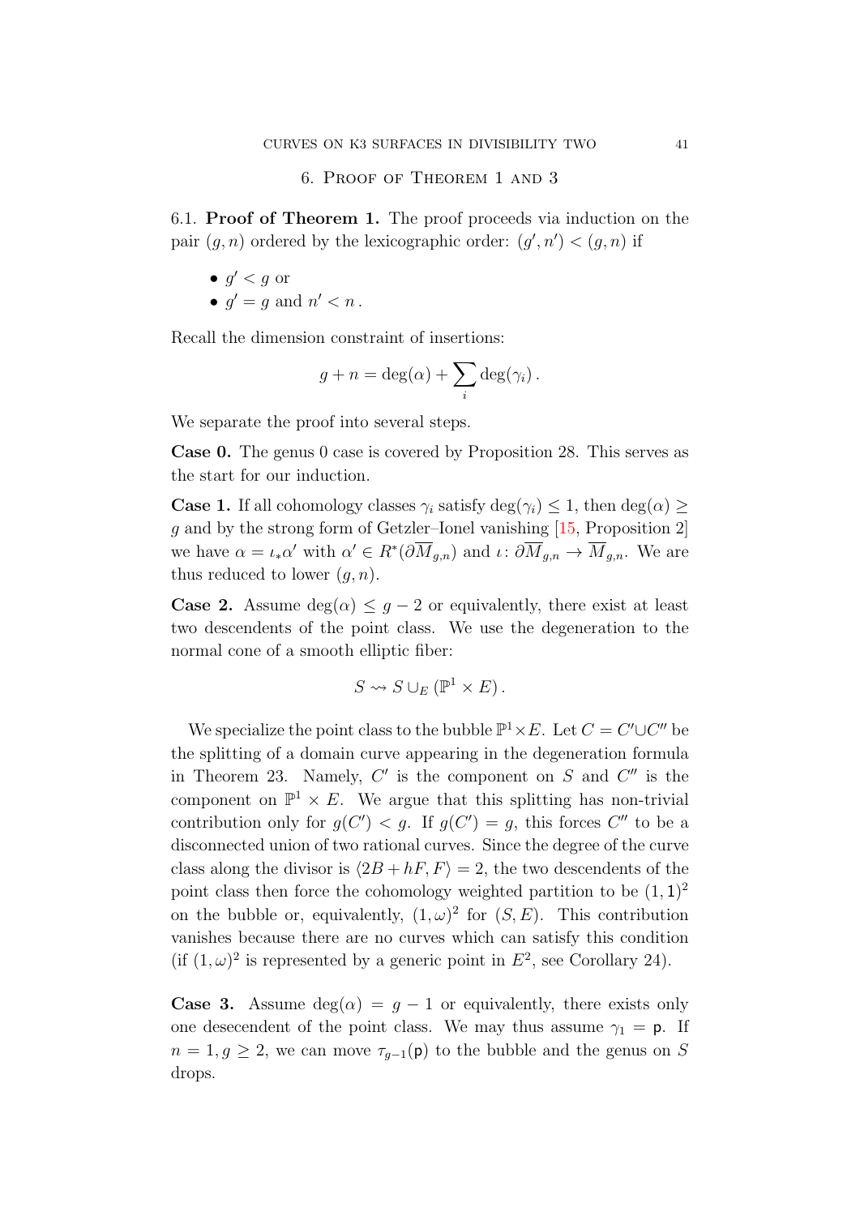## 6. Proof of Theorem 1 and 3

6.1. **Proof of Theorem 1.** The proof proceeds via induction on the pair $(g, n)$ ordered by the lexicographic order: $(g', n') < (g, n)$ if

- $g' < g$ or
- $g' = g$ and $n' < n$.

Recall the dimension constraint of insertions:

$$g + n = \deg(\alpha) + \sum_i \deg(\gamma_i)\,.$$

We separate the proof into several steps.

**Case 0.** The genus 0 case is covered by Proposition 28. This serves as the start for our induction.

**Case 1.** If all cohomology classes $\gamma_i$ satisfy $\deg(\gamma_i) \leq 1$, then $\deg(\alpha) \geq g$ and by the strong form of Getzler–Ionel vanishing [15, Proposition 2] we have $\alpha = \iota_* \alpha'$ with $\alpha' \in R^*(\partial \overline{M}_{g,n})$ and $\iota\colon \partial \overline{M}_{g,n} \to \overline{M}_{g,n}$. We are thus reduced to lower $(g, n)$.

**Case 2.** Assume $\deg(\alpha) \leq g - 2$ or equivalently, there exist at least two descendents of the point class. We use the degeneration to the normal cone of a smooth elliptic fiber:

$$S \rightsquigarrow S \cup_E (\mathbb{P}^1 \times E)\,.$$

We specialize the point class to the bubble $\mathbb{P}^1 \times E$. Let $C = C' \cup C''$ be the splitting of a domain curve appearing in the degeneration formula in Theorem 23. Namely, $C'$ is the component on $S$ and $C''$ is the component on $\mathbb{P}^1 \times E$. We argue that this splitting has non-trivial contribution only for $g(C') < g$. If $g(C') = g$, this forces $C''$ to be a disconnected union of two rational curves. Since the degree of the curve class along the divisor is $\langle 2B + hF, F \rangle = 2$, the two descendents of the point class then force the cohomology weighted partition to be $(1, \mathsf{1})^2$ on the bubble or, equivalently, $(1, \omega)^2$ for $(S, E)$. This contribution vanishes because there are no curves which can satisfy this condition (if $(1, \omega)^2$ is represented by a generic point in $E^2$, see Corollary 24).

**Case 3.** Assume $\deg(\alpha) = g - 1$ or equivalently, there exists only one desecendent of the point class. We may thus assume $\gamma_1 = \mathsf{p}$. If $n = 1, g \geq 2$, we can move $\tau_{g-1}(\mathsf{p})$ to the bubble and the genus on $S$ drops.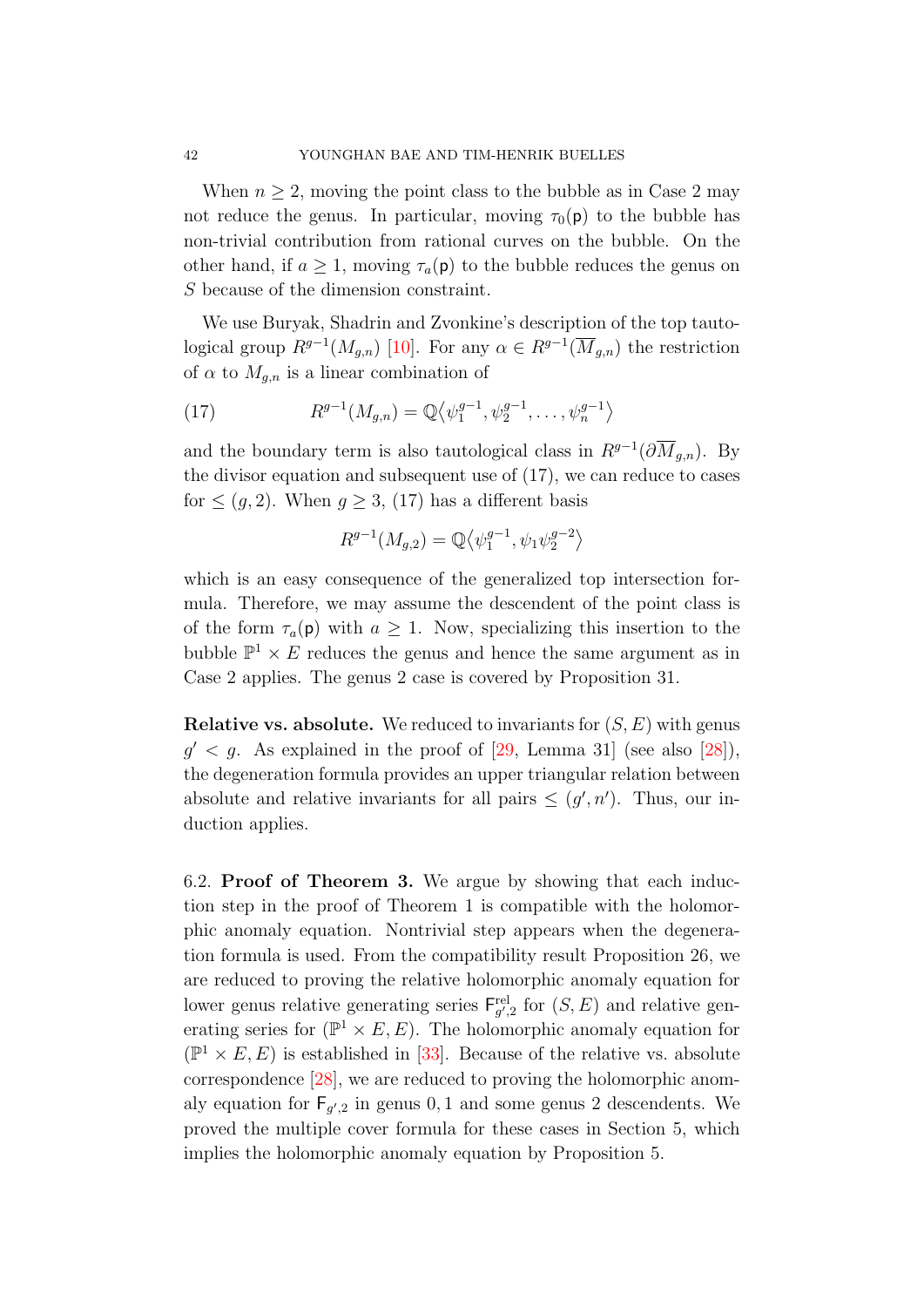When $n \geq 2$, moving the point class to the bubble as in Case 2 may not reduce the genus. In particular, moving $\tau_0(\mathsf{p})$ to the bubble has non-trivial contribution from rational curves on the bubble. On the other hand, if $a \geq 1$, moving $\tau_a(\mathsf{p})$ to the bubble reduces the genus on $S$ because of the dimension constraint.

We use Buryak, Shadrin and Zvonkine's description of the top tautological group $R^{g-1}(M_{g,n})$ [10]. For any $\alpha \in R^{g-1}(\overline{M}_{g,n})$ the restriction of $\alpha$ to $M_{g,n}$ is a linear combination of

$$R^{g-1}(M_{g,n}) = \mathbb{Q}\big\langle \psi_1^{g-1}, \psi_2^{g-1}, \ldots, \psi_n^{g-1} \big\rangle \tag{17}$$

and the boundary term is also tautological class in $R^{g-1}(\partial\overline{M}_{g,n})$. By the divisor equation and subsequent use of (17), we can reduce to cases for $\leq (g,2)$. When $g \geq 3$, (17) has a different basis

$$R^{g-1}(M_{g,2}) = \mathbb{Q}\big\langle \psi_1^{g-1}, \psi_1\psi_2^{g-2} \big\rangle$$

which is an easy consequence of the generalized top intersection formula. Therefore, we may assume the descendent of the point class is of the form $\tau_a(\mathsf{p})$ with $a \geq 1$. Now, specializing this insertion to the bubble $\mathbb{P}^1 \times E$ reduces the genus and hence the same argument as in Case 2 applies. The genus 2 case is covered by Proposition 31.

**Relative vs. absolute.** We reduced to invariants for $(S,E)$ with genus $g' < g$. As explained in the proof of [29, Lemma 31] (see also [28]), the degeneration formula provides an upper triangular relation between absolute and relative invariants for all pairs $\leq (g', n')$. Thus, our induction applies.

6.2. **Proof of Theorem 3.** We argue by showing that each induction step in the proof of Theorem 1 is compatible with the holomorphic anomaly equation. Nontrivial step appears when the degeneration formula is used. From the compatibility result Proposition 26, we are reduced to proving the relative holomorphic anomaly equation for lower genus relative generating series $\mathsf{F}^{\mathrm{rel}}_{g',2}$ for $(S,E)$ and relative generating series for $(\mathbb{P}^1 \times E, E)$. The holomorphic anomaly equation for $(\mathbb{P}^1 \times E, E)$ is established in [33]. Because of the relative vs. absolute correspondence [28], we are reduced to proving the holomorphic anomaly equation for $\mathsf{F}_{g',2}$ in genus $0,1$ and some genus 2 descendents. We proved the multiple cover formula for these cases in Section 5, which implies the holomorphic anomaly equation by Proposition 5.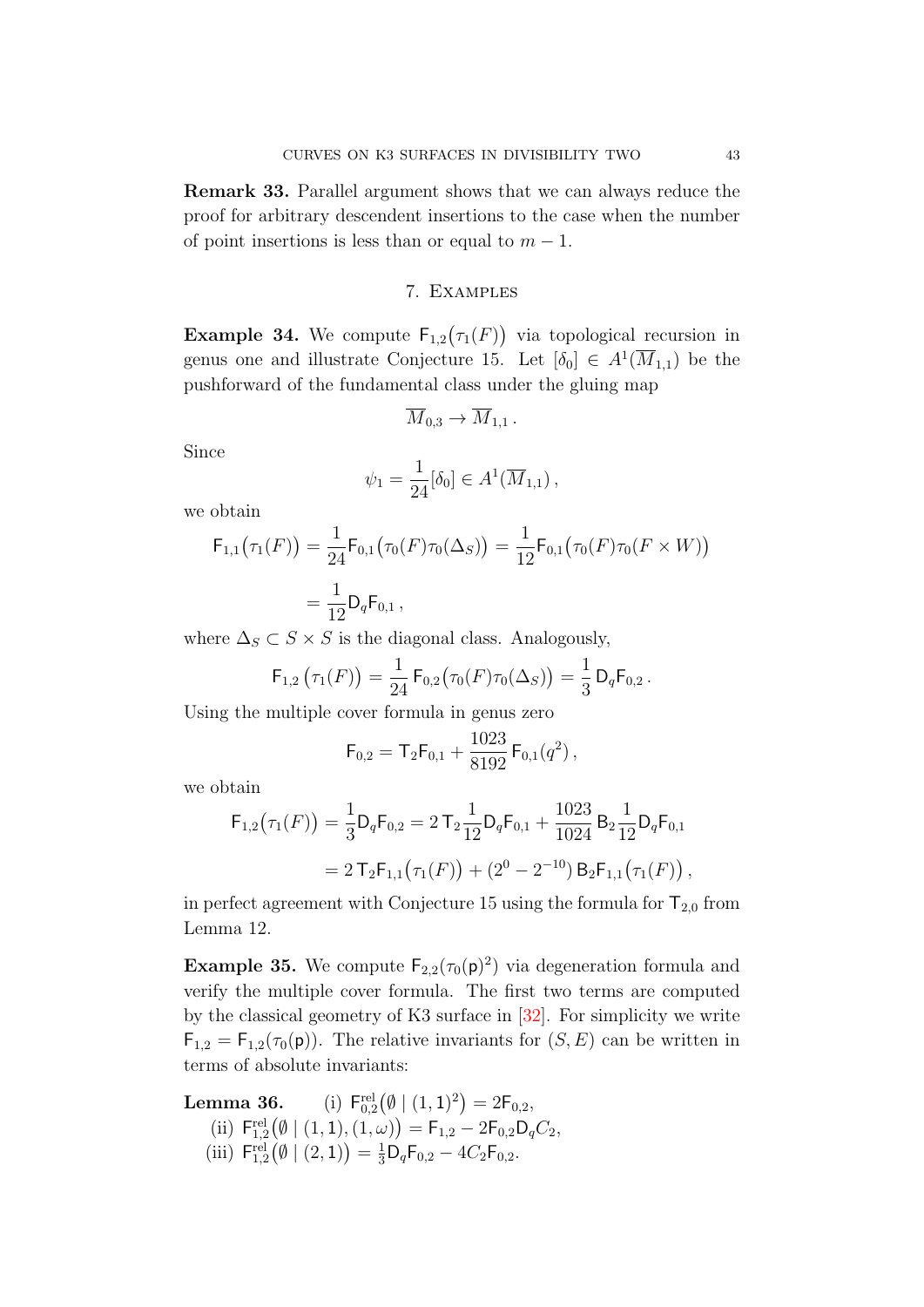**Remark 33.** Parallel argument shows that we can always reduce the proof for arbitrary descendent insertions to the case when the number of point insertions is less than or equal to $m-1$.

## 7. Examples

**Example 34.** We compute $\mathsf{F}_{1,2}\big(\tau_1(F)\big)$ via topological recursion in genus one and illustrate Conjecture 15. Let $[\delta_0] \in A^1(\overline{M}_{1,1})$ be the pushforward of the fundamental class under the gluing map

$$\overline{M}_{0,3} \to \overline{M}_{1,1}\,.$$

Since

$$\psi_1 = \frac{1}{24}[\delta_0] \in A^1(\overline{M}_{1,1})\,,$$

we obtain

$$\begin{aligned}
\mathsf{F}_{1,1}\big(\tau_1(F)\big) &= \frac{1}{24}\mathsf{F}_{0,1}\big(\tau_0(F)\tau_0(\Delta_S)\big) = \frac{1}{12}\mathsf{F}_{0,1}\big(\tau_0(F)\tau_0(F\times W)\big) \\
&= \frac{1}{12}\mathsf{D}_q\mathsf{F}_{0,1}\,,
\end{aligned}$$

where $\Delta_S \subset S\times S$ is the diagonal class. Analogously,

$$\mathsf{F}_{1,2}\left(\tau_1(F)\right) = \frac{1}{24}\,\mathsf{F}_{0,2}\big(\tau_0(F)\tau_0(\Delta_S)\big) = \frac{1}{3}\,\mathsf{D}_q\mathsf{F}_{0,2}\,.$$

Using the multiple cover formula in genus zero

$$\mathsf{F}_{0,2} = \mathsf{T}_2\mathsf{F}_{0,1} + \frac{1023}{8192}\,\mathsf{F}_{0,1}(q^2)\,,$$

we obtain

$$\begin{aligned}
\mathsf{F}_{1,2}\big(\tau_1(F)\big) &= \frac{1}{3}\mathsf{D}_q\mathsf{F}_{0,2} = 2\,\mathsf{T}_2\frac{1}{12}\mathsf{D}_q\mathsf{F}_{0,1} + \frac{1023}{1024}\,\mathsf{B}_2\frac{1}{12}\mathsf{D}_q\mathsf{F}_{0,1} \\
&= 2\,\mathsf{T}_2\mathsf{F}_{1,1}\big(\tau_1(F)\big) + (2^0 - 2^{-10})\,\mathsf{B}_2\mathsf{F}_{1,1}\big(\tau_1(F)\big)\,,
\end{aligned}$$

in perfect agreement with Conjecture 15 using the formula for $\mathsf{T}_{2,0}$ from Lemma 12.

**Example 35.** We compute $\mathsf{F}_{2,2}(\tau_0(\mathsf{p})^2)$ via degeneration formula and verify the multiple cover formula. The first two terms are computed by the classical geometry of K3 surface in [32]. For simplicity we write $\mathsf{F}_{1,2} = \mathsf{F}_{1,2}(\tau_0(\mathsf{p}))$. The relative invariants for $(S,E)$ can be written in terms of absolute invariants:

**Lemma 36.**
(i) $\mathsf{F}^{\mathrm{rel}}_{0,2}\big(\emptyset \mid (1,\mathsf{1})^2\big) = 2\mathsf{F}_{0,2}$,
(ii) $\mathsf{F}^{\mathrm{rel}}_{1,2}\big(\emptyset \mid (1,\mathsf{1}),(1,\omega)\big) = \mathsf{F}_{1,2} - 2\mathsf{F}_{0,2}\mathsf{D}_q C_2$,
(iii) $\mathsf{F}^{\mathrm{rel}}_{1,2}\big(\emptyset \mid (2,\mathsf{1})\big) = \frac{1}{3}\mathsf{D}_q\mathsf{F}_{0,2} - 4C_2\mathsf{F}_{0,2}$.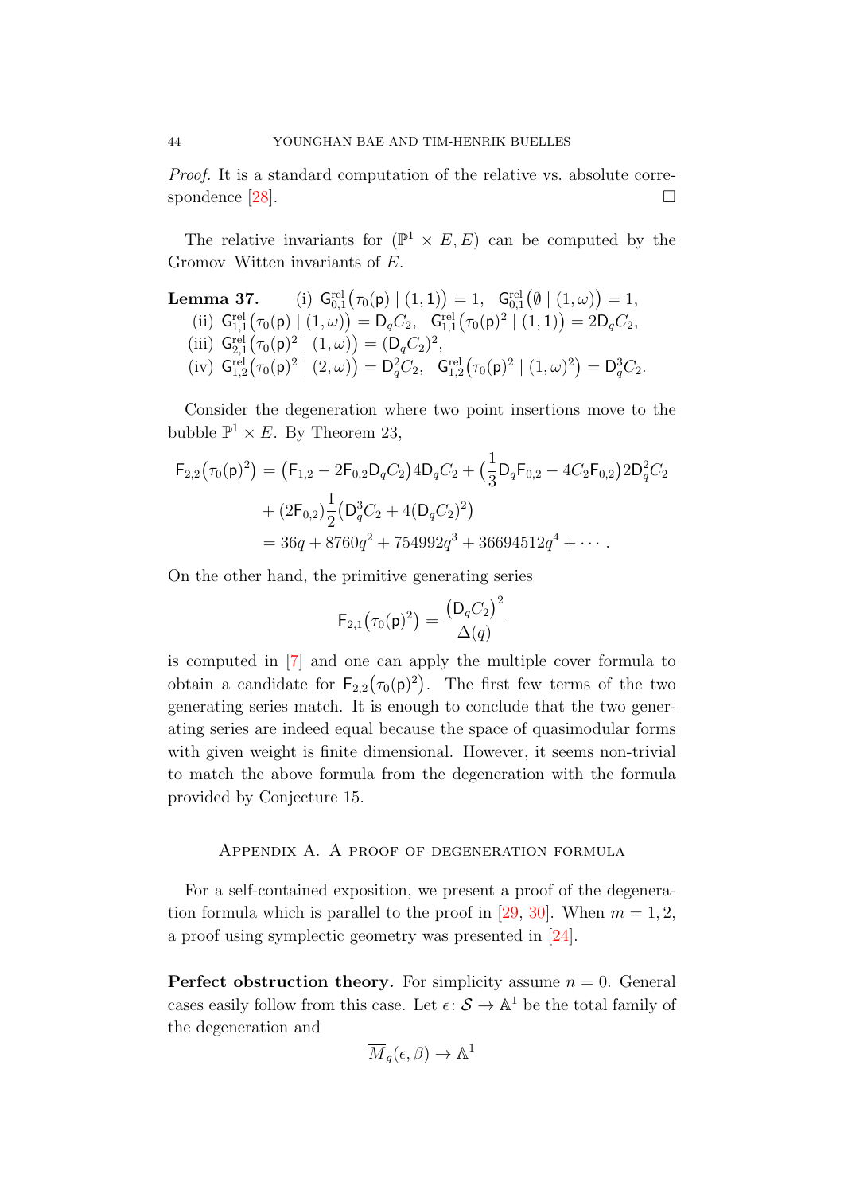*Proof.* It is a standard computation of the relative vs. absolute correspondence [28]. $\square$

The relative invariants for $(\mathbb{P}^1 \times E, E)$ can be computed by the Gromov–Witten invariants of $E$.

**Lemma 37.** (i) $\mathsf{G}^{\mathrm{rel}}_{0,1}\big(\tau_0(\mathsf{p}) \mid (1,\mathsf{1})\big) = 1$, $\mathsf{G}^{\mathrm{rel}}_{0,1}\big(\emptyset \mid (1,\omega)\big) = 1$,
(ii) $\mathsf{G}^{\mathrm{rel}}_{1,1}\big(\tau_0(\mathsf{p}) \mid (1,\omega)\big) = \mathsf{D}_q C_2$, $\mathsf{G}^{\mathrm{rel}}_{1,1}\big(\tau_0(\mathsf{p})^2 \mid (1,\mathsf{1})\big) = 2\mathsf{D}_q C_2$,
(iii) $\mathsf{G}^{\mathrm{rel}}_{2,1}\big(\tau_0(\mathsf{p})^2 \mid (1,\omega)\big) = (\mathsf{D}_q C_2)^2$,
(iv) $\mathsf{G}^{\mathrm{rel}}_{1,2}\big(\tau_0(\mathsf{p})^2 \mid (2,\omega)\big) = \mathsf{D}_q^2 C_2$, $\mathsf{G}^{\mathrm{rel}}_{1,2}\big(\tau_0(\mathsf{p})^2 \mid (1,\omega)^2\big) = \mathsf{D}_q^3 C_2$.

Consider the degeneration where two point insertions move to the bubble $\mathbb{P}^1 \times E$. By Theorem 23,

$$
\begin{aligned}
\mathsf{F}_{2,2}\big(\tau_0(\mathsf{p})^2\big) &= \big(\mathsf{F}_{1,2} - 2\mathsf{F}_{0,2}\mathsf{D}_q C_2\big)4\mathsf{D}_q C_2 + \big(\frac{1}{3}\mathsf{D}_q \mathsf{F}_{0,2} - 4C_2\mathsf{F}_{0,2}\big)2\mathsf{D}_q^2 C_2 \\
&\quad + (2\mathsf{F}_{0,2})\frac{1}{2}\big(\mathsf{D}_q^3 C_2 + 4(\mathsf{D}_q C_2)^2\big) \\
&= 36q + 8760q^2 + 754992q^3 + 36694512q^4 + \cdots .
\end{aligned}
$$

On the other hand, the primitive generating series

$$
\mathsf{F}_{2,1}\big(\tau_0(\mathsf{p})^2\big) = \frac{\big(\mathsf{D}_q C_2\big)^2}{\Delta(q)}
$$

is computed in [7] and one can apply the multiple cover formula to obtain a candidate for $\mathsf{F}_{2,2}\big(\tau_0(\mathsf{p})^2\big)$. The first few terms of the two generating series match. It is enough to conclude that the two generating series are indeed equal because the space of quasimodular forms with given weight is finite dimensional. However, it seems non-trivial to match the above formula from the degeneration with the formula provided by Conjecture 15.

## Appendix A. A proof of degeneration formula

For a self-contained exposition, we present a proof of the degeneration formula which is parallel to the proof in [29, 30]. When $m = 1, 2$, a proof using symplectic geometry was presented in [24].

**Perfect obstruction theory.** For simplicity assume $n = 0$. General cases easily follow from this case. Let $\epsilon\colon \mathcal{S} \to \mathbb{A}^1$ be the total family of the degeneration and

$$
\overline{M}_g(\epsilon, \beta) \to \mathbb{A}^1
$$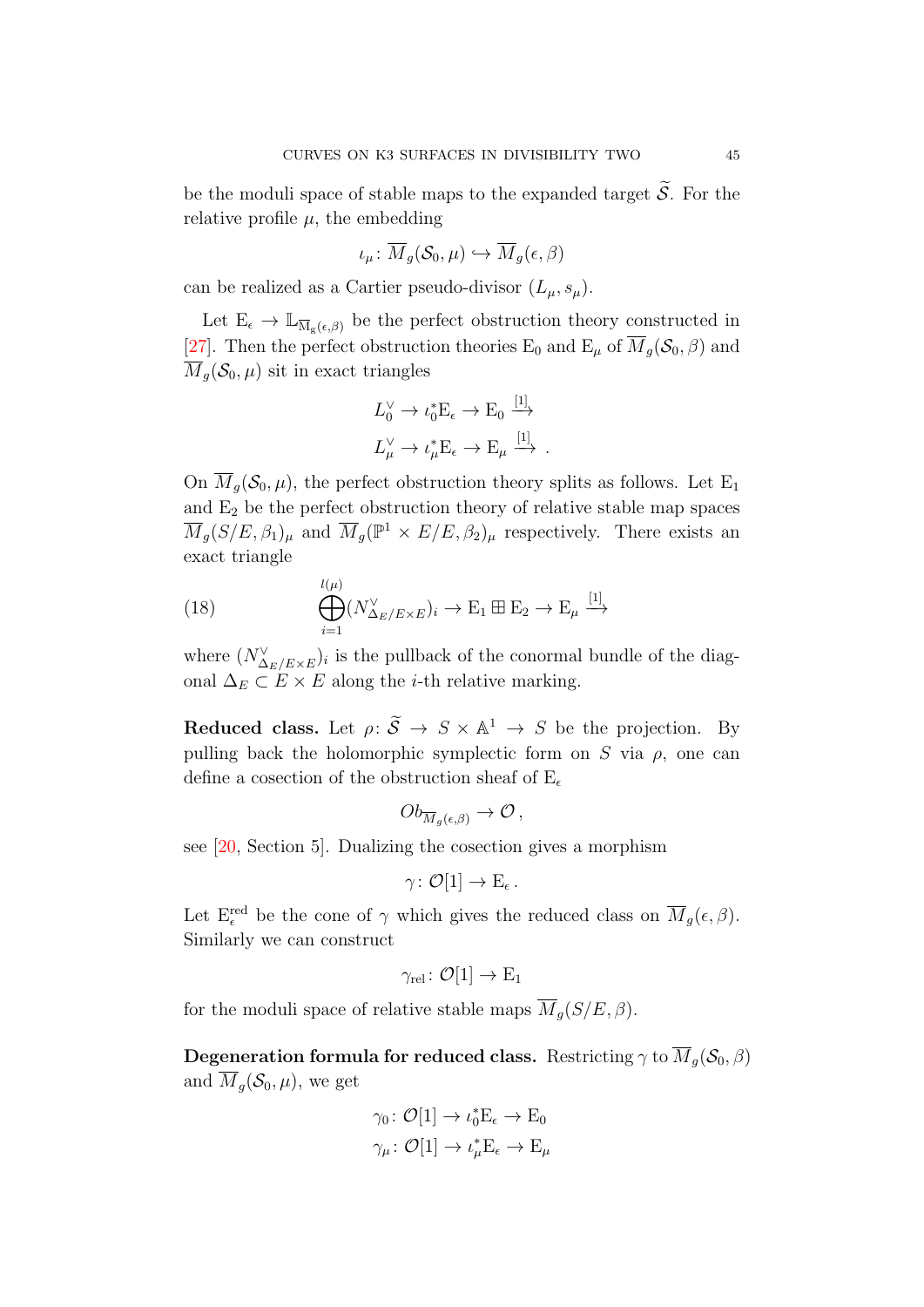be the moduli space of stable maps to the expanded target $\widetilde{\mathcal{S}}$. For the relative profile $\mu$, the embedding

$$\iota_\mu \colon \overline{M}_g(\mathcal{S}_0, \mu) \hookrightarrow \overline{M}_g(\epsilon, \beta)$$

can be realized as a Cartier pseudo-divisor $(L_\mu, s_\mu)$.

Let $\mathrm{E}_\epsilon \to \mathbb{L}_{\overline{\mathrm{M}}_{\mathrm{g}}(\epsilon,\beta)}$ be the perfect obstruction theory constructed in [27]. Then the perfect obstruction theories $\mathrm{E}_0$ and $\mathrm{E}_\mu$ of $\overline{M}_g(\mathcal{S}_0, \beta)$ and $\overline{M}_g(\mathcal{S}_0, \mu)$ sit in exact triangles

$$L_0^\vee \to \iota_0^* \mathrm{E}_\epsilon \to \mathrm{E}_0 \xrightarrow{[1]}$$
$$L_\mu^\vee \to \iota_\mu^* \mathrm{E}_\epsilon \to \mathrm{E}_\mu \xrightarrow{[1]} .$$

On $\overline{M}_g(\mathcal{S}_0, \mu)$, the perfect obstruction theory splits as follows. Let $\mathrm{E}_1$ and $\mathrm{E}_2$ be the perfect obstruction theory of relative stable map spaces $\overline{M}_g(S/E, \beta_1)_\mu$ and $\overline{M}_g(\mathbb{P}^1 \times E/E, \beta_2)_\mu$ respectively. There exists an exact triangle

$$\bigoplus_{i=1}^{l(\mu)} (N^\vee_{\Delta_E/E\times E})_i \to \mathrm{E}_1 \boxplus \mathrm{E}_2 \to \mathrm{E}_\mu \xrightarrow{[1]} \tag{18}$$

where $(N^\vee_{\Delta_E/E\times E})_i$ is the pullback of the conormal bundle of the diagonal $\Delta_E \subset E \times E$ along the $i$-th relative marking.

**Reduced class.** Let $\rho \colon \widetilde{\mathcal{S}} \to S \times \mathbb{A}^1 \to S$ be the projection. By pulling back the holomorphic symplectic form on $S$ via $\rho$, one can define a cosection of the obstruction sheaf of $\mathrm{E}_\epsilon$

$$Ob_{\overline{M}_g(\epsilon,\beta)} \to \mathcal{O}\,,$$

see [20, Section 5]. Dualizing the cosection gives a morphism

$$\gamma \colon \mathcal{O}[1] \to \mathrm{E}_\epsilon\,.$$

Let $\mathrm{E}_\epsilon^{\mathrm{red}}$ be the cone of $\gamma$ which gives the reduced class on $\overline{M}_g(\epsilon, \beta)$. Similarly we can construct

$$\gamma_{\mathrm{rel}} \colon \mathcal{O}[1] \to \mathrm{E}_1$$

for the moduli space of relative stable maps $\overline{M}_g(S/E, \beta)$.

**Degeneration formula for reduced class.** Restricting $\gamma$ to $\overline{M}_g(\mathcal{S}_0, \beta)$ and $\overline{M}_g(\mathcal{S}_0, \mu)$, we get

$$\gamma_0 \colon \mathcal{O}[1] \to \iota_0^* \mathrm{E}_\epsilon \to \mathrm{E}_0$$
$$\gamma_\mu \colon \mathcal{O}[1] \to \iota_\mu^* \mathrm{E}_\epsilon \to \mathrm{E}_\mu$$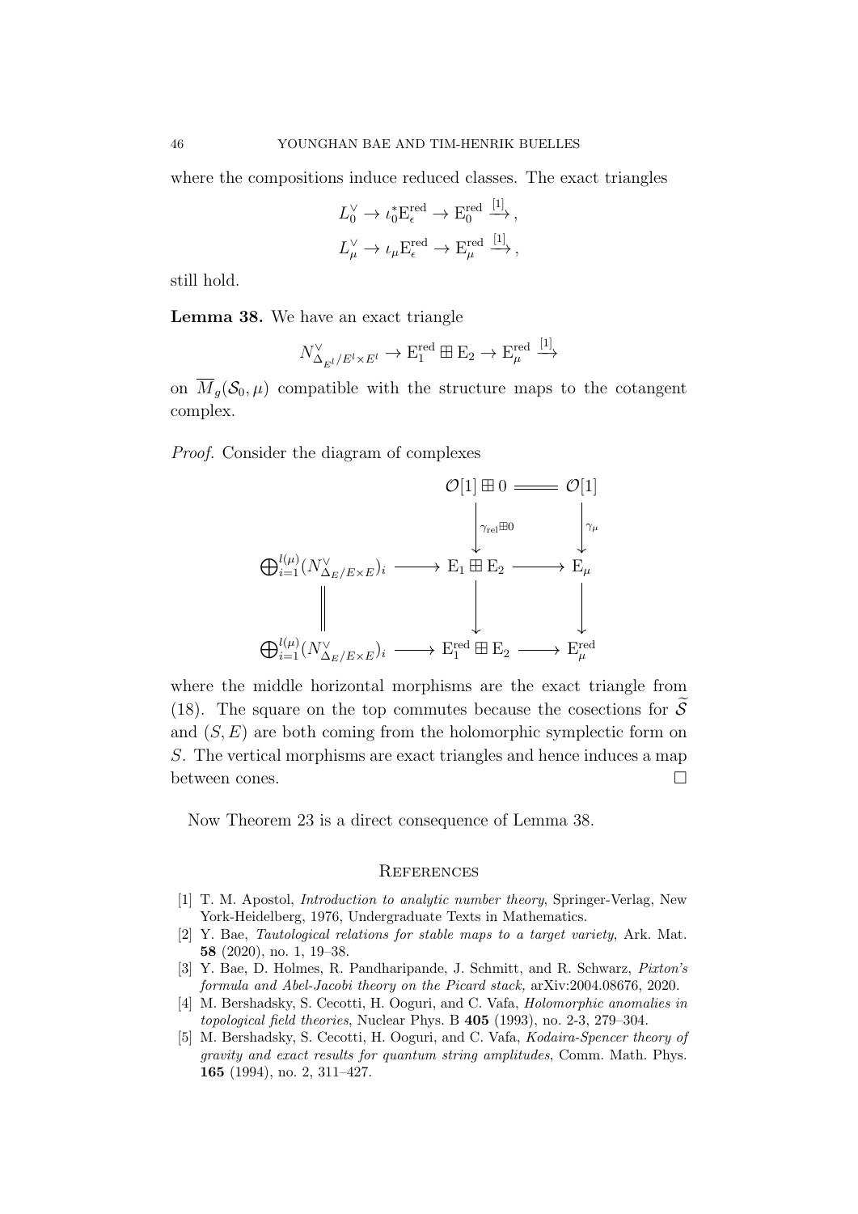where the compositions induce reduced classes. The exact triangles

$$
\begin{aligned}
L_0^\vee &\to \iota_0^* \mathrm{E}_\epsilon^{\mathrm{red}} \to \mathrm{E}_0^{\mathrm{red}} \xrightarrow{[1]}, \\
L_\mu^\vee &\to \iota_\mu \mathrm{E}_\epsilon^{\mathrm{red}} \to \mathrm{E}_\mu^{\mathrm{red}} \xrightarrow{[1]},
\end{aligned}
$$

still hold.

**Lemma 38.** We have an exact triangle

$$
N^\vee_{\Delta_{E^l}/E^l \times E^l} \to \mathrm{E}_1^{\mathrm{red}} \boxplus \mathrm{E}_2 \to \mathrm{E}_\mu^{\mathrm{red}} \xrightarrow{[1]}
$$

on $\overline{M}_g(\mathcal{S}_0, \mu)$ compatible with the structure maps to the cotangent complex.

*Proof.* Consider the diagram of complexes

$$
\begin{array}{ccccc}
 & & \mathcal{O}[1] \boxplus 0 & = & \mathcal{O}[1] \\
 & & \downarrow{\scriptstyle \gamma_{\mathrm{rel}} \boxplus 0} & & \downarrow{\scriptstyle \gamma_\mu} \\
\bigoplus_{i=1}^{l(\mu)} (N^\vee_{\Delta_E/E \times E})_i & \longrightarrow & \mathrm{E}_1 \boxplus \mathrm{E}_2 & \longrightarrow & \mathrm{E}_\mu \\
\| & & \downarrow & & \downarrow \\
\bigoplus_{i=1}^{l(\mu)} (N^\vee_{\Delta_E/E \times E})_i & \longrightarrow & \mathrm{E}_1^{\mathrm{red}} \boxplus \mathrm{E}_2 & \longrightarrow & \mathrm{E}_\mu^{\mathrm{red}}
\end{array}
$$

where the middle horizontal morphisms are the exact triangle from (18). The square on the top commutes because the cosections for $\widetilde{\mathcal{S}}$ and $(S, E)$ are both coming from the holomorphic symplectic form on $S$. The vertical morphisms are exact triangles and hence induces a map between cones. $\square$

Now Theorem 23 is a direct consequence of Lemma 38.

## References

[1] T. M. Apostol, *Introduction to analytic number theory*, Springer-Verlag, New York-Heidelberg, 1976, Undergraduate Texts in Mathematics.

[2] Y. Bae, *Tautological relations for stable maps to a target variety*, Ark. Mat. **58** (2020), no. 1, 19–38.

[3] Y. Bae, D. Holmes, R. Pandharipande, J. Schmitt, and R. Schwarz, *Pixton's formula and Abel-Jacobi theory on the Picard stack,* arXiv:2004.08676, 2020.

[4] M. Bershadsky, S. Cecotti, H. Ooguri, and C. Vafa, *Holomorphic anomalies in topological field theories*, Nuclear Phys. B **405** (1993), no. 2-3, 279–304.

[5] M. Bershadsky, S. Cecotti, H. Ooguri, and C. Vafa, *Kodaira-Spencer theory of gravity and exact results for quantum string amplitudes*, Comm. Math. Phys. **165** (1994), no. 2, 311–427.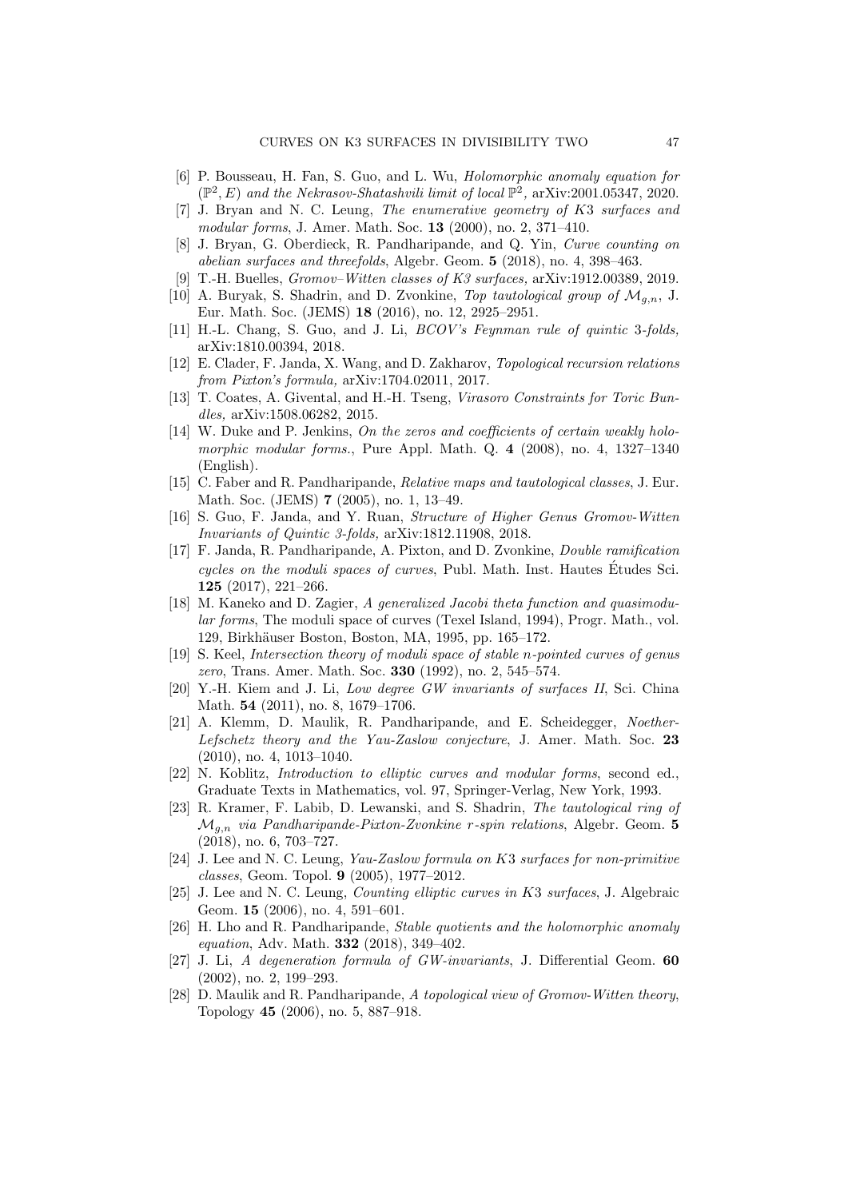[6] P. Bousseau, H. Fan, S. Guo, and L. Wu, *Holomorphic anomaly equation for* $(\mathbb{P}^2, E)$ *and the Nekrasov-Shatashvili limit of local* $\mathbb{P}^2$*,* arXiv:2001.05347, 2020.

[7] J. Bryan and N. C. Leung, *The enumerative geometry of K3 surfaces and modular forms*, J. Amer. Math. Soc. **13** (2000), no. 2, 371–410.

[8] J. Bryan, G. Oberdieck, R. Pandharipande, and Q. Yin, *Curve counting on abelian surfaces and threefolds*, Algebr. Geom. **5** (2018), no. 4, 398–463.

[9] T.-H. Buelles, *Gromov–Witten classes of K3 surfaces,* arXiv:1912.00389, 2019.

[10] A. Buryak, S. Shadrin, and D. Zvonkine, *Top tautological group of* $\mathcal{M}_{g,n}$, J. Eur. Math. Soc. (JEMS) **18** (2016), no. 12, 2925–2951.

[11] H.-L. Chang, S. Guo, and J. Li, *BCOV's Feynman rule of quintic 3-folds,* arXiv:1810.00394, 2018.

[12] E. Clader, F. Janda, X. Wang, and D. Zakharov, *Topological recursion relations from Pixton's formula,* arXiv:1704.02011, 2017.

[13] T. Coates, A. Givental, and H.-H. Tseng, *Virasoro Constraints for Toric Bundles,* arXiv:1508.06282, 2015.

[14] W. Duke and P. Jenkins, *On the zeros and coefficients of certain weakly holomorphic modular forms.*, Pure Appl. Math. Q. **4** (2008), no. 4, 1327–1340 (English).

[15] C. Faber and R. Pandharipande, *Relative maps and tautological classes*, J. Eur. Math. Soc. (JEMS) **7** (2005), no. 1, 13–49.

[16] S. Guo, F. Janda, and Y. Ruan, *Structure of Higher Genus Gromov-Witten Invariants of Quintic 3-folds,* arXiv:1812.11908, 2018.

[17] F. Janda, R. Pandharipande, A. Pixton, and D. Zvonkine, *Double ramification cycles on the moduli spaces of curves*, Publ. Math. Inst. Hautes Études Sci. **125** (2017), 221–266.

[18] M. Kaneko and D. Zagier, *A generalized Jacobi theta function and quasimodular forms*, The moduli space of curves (Texel Island, 1994), Progr. Math., vol. 129, Birkhäuser Boston, Boston, MA, 1995, pp. 165–172.

[19] S. Keel, *Intersection theory of moduli space of stable n-pointed curves of genus zero*, Trans. Amer. Math. Soc. **330** (1992), no. 2, 545–574.

[20] Y.-H. Kiem and J. Li, *Low degree GW invariants of surfaces II*, Sci. China Math. **54** (2011), no. 8, 1679–1706.

[21] A. Klemm, D. Maulik, R. Pandharipande, and E. Scheidegger, *Noether-Lefschetz theory and the Yau-Zaslow conjecture*, J. Amer. Math. Soc. **23** (2010), no. 4, 1013–1040.

[22] N. Koblitz, *Introduction to elliptic curves and modular forms*, second ed., Graduate Texts in Mathematics, vol. 97, Springer-Verlag, New York, 1993.

[23] R. Kramer, F. Labib, D. Lewanski, and S. Shadrin, *The tautological ring of* $\mathcal{M}_{g,n}$ *via Pandharipande-Pixton-Zvonkine r-spin relations*, Algebr. Geom. **5** (2018), no. 6, 703–727.

[24] J. Lee and N. C. Leung, *Yau-Zaslow formula on K3 surfaces for non-primitive classes*, Geom. Topol. **9** (2005), 1977–2012.

[25] J. Lee and N. C. Leung, *Counting elliptic curves in K3 surfaces*, J. Algebraic Geom. **15** (2006), no. 4, 591–601.

[26] H. Lho and R. Pandharipande, *Stable quotients and the holomorphic anomaly equation*, Adv. Math. **332** (2018), 349–402.

[27] J. Li, *A degeneration formula of GW-invariants*, J. Differential Geom. **60** (2002), no. 2, 199–293.

[28] D. Maulik and R. Pandharipande, *A topological view of Gromov-Witten theory*, Topology **45** (2006), no. 5, 887–918.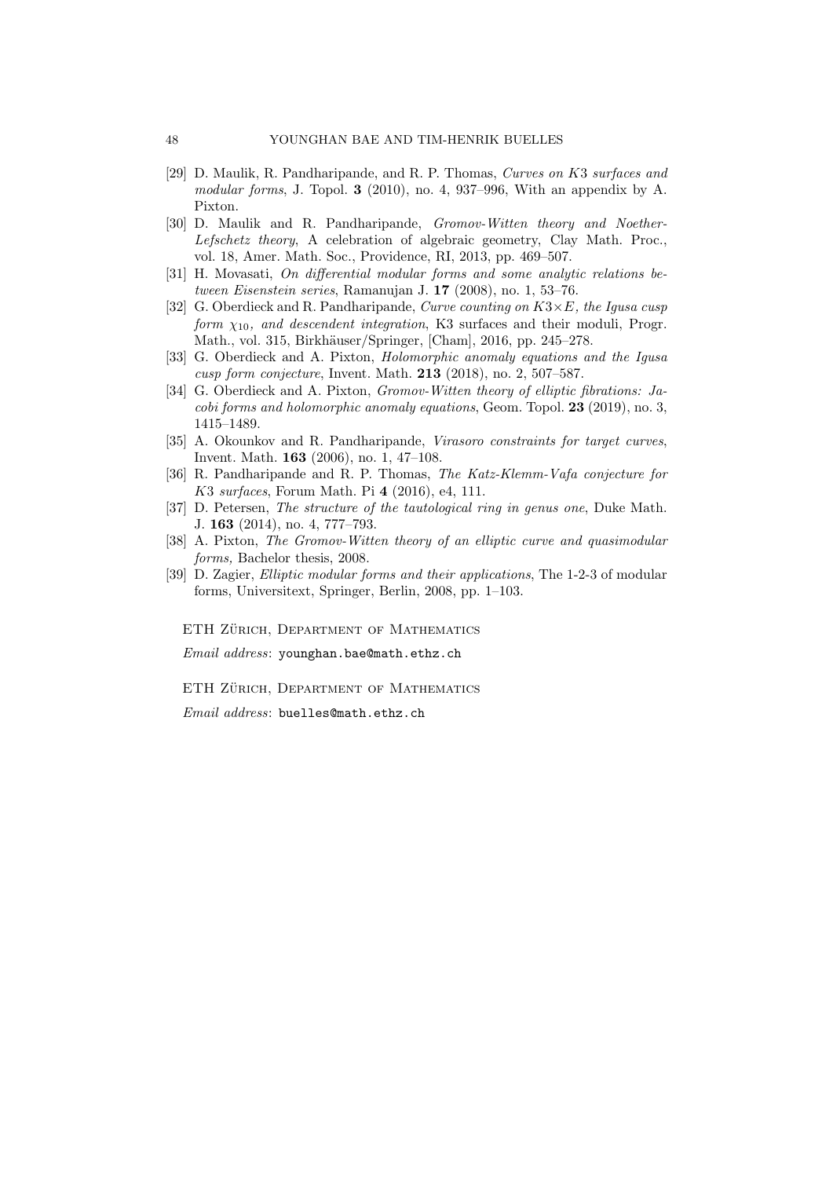[29] D. Maulik, R. Pandharipande, and R. P. Thomas, *Curves on K3 surfaces and modular forms*, J. Topol. **3** (2010), no. 4, 937–996, With an appendix by A. Pixton.

[30] D. Maulik and R. Pandharipande, *Gromov-Witten theory and Noether-Lefschetz theory*, A celebration of algebraic geometry, Clay Math. Proc., vol. 18, Amer. Math. Soc., Providence, RI, 2013, pp. 469–507.

[31] H. Movasati, *On differential modular forms and some analytic relations between Eisenstein series*, Ramanujan J. **17** (2008), no. 1, 53–76.

[32] G. Oberdieck and R. Pandharipande, *Curve counting on $K3\times E$, the Igusa cusp form $\chi_{10}$, and descendent integration*, K3 surfaces and their moduli, Progr. Math., vol. 315, Birkhäuser/Springer, [Cham], 2016, pp. 245–278.

[33] G. Oberdieck and A. Pixton, *Holomorphic anomaly equations and the Igusa cusp form conjecture*, Invent. Math. **213** (2018), no. 2, 507–587.

[34] G. Oberdieck and A. Pixton, *Gromov-Witten theory of elliptic fibrations: Jacobi forms and holomorphic anomaly equations*, Geom. Topol. **23** (2019), no. 3, 1415–1489.

[35] A. Okounkov and R. Pandharipande, *Virasoro constraints for target curves*, Invent. Math. **163** (2006), no. 1, 47–108.

[36] R. Pandharipande and R. P. Thomas, *The Katz-Klemm-Vafa conjecture for K3 surfaces*, Forum Math. Pi **4** (2016), e4, 111.

[37] D. Petersen, *The structure of the tautological ring in genus one*, Duke Math. J. **163** (2014), no. 4, 777–793.

[38] A. Pixton, *The Gromov-Witten theory of an elliptic curve and quasimodular forms,* Bachelor thesis, 2008.

[39] D. Zagier, *Elliptic modular forms and their applications*, The 1-2-3 of modular forms, Universitext, Springer, Berlin, 2008, pp. 1–103.

ETH Zürich, Department of Mathematics

*Email address*: younghan.bae@math.ethz.ch

ETH Zürich, Department of Mathematics

*Email address*: buelles@math.ethz.ch